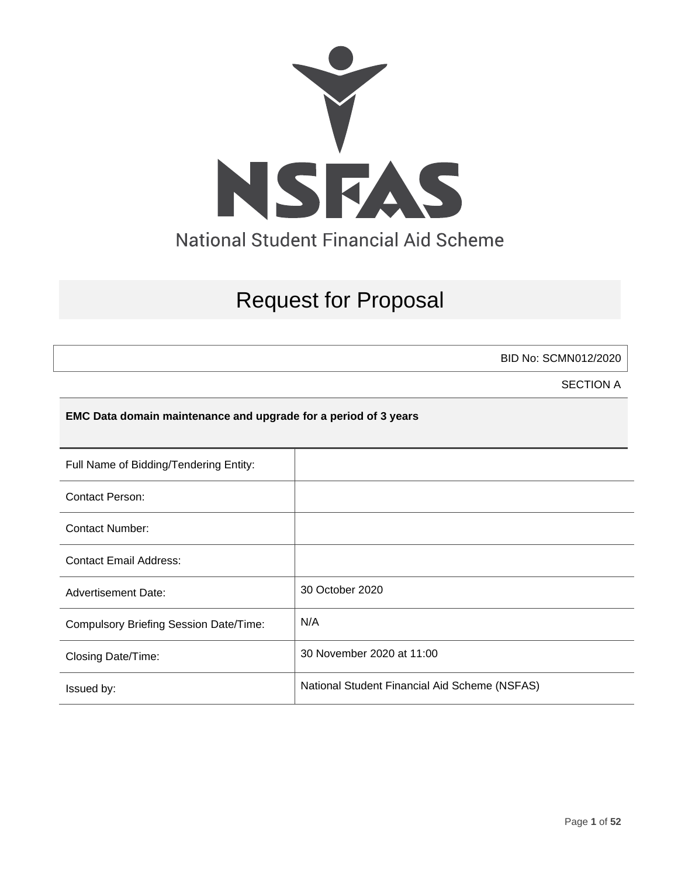# NSFAS

National Student Financial Aid Scheme

# Request for Proposal

BID No: SCMN012/2020

SECTION A

**EMC Data domain maintenance and upgrade for a period of 3 years**

| | |
|---|---|
| Full Name of Bidding/Tendering Entity: | |
| Contact Person: | |
| Contact Number: | |
| Contact Email Address: | |
| Advertisement Date: | 30 October 2020 |
| Compulsory Briefing Session Date/Time: | N/A |
| Closing Date/Time: | 30 November 2020 at 11:00 |
| Issued by: | National Student Financial Aid Scheme (NSFAS) |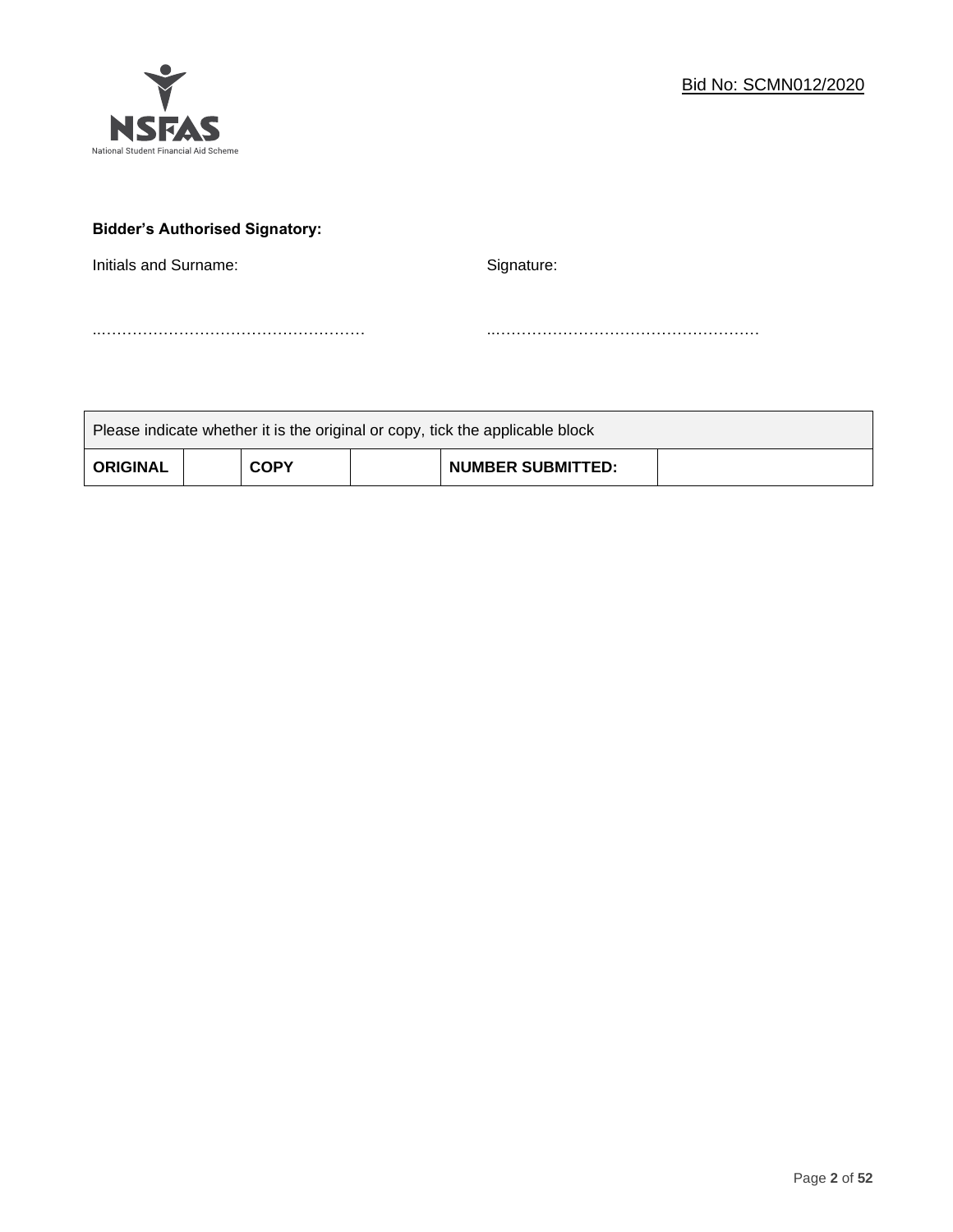Bid No: SCMN012/2020

**Bidder's Authorised Signatory:**

Initials and Surname: ……………………………………………

Signature: ……………………………………………

| Please indicate whether it is the original or copy, tick the applicable block | | | | | |
|---|---|---|---|---|---|
| **ORIGINAL** | | **COPY** | | **NUMBER SUBMITTED:** | |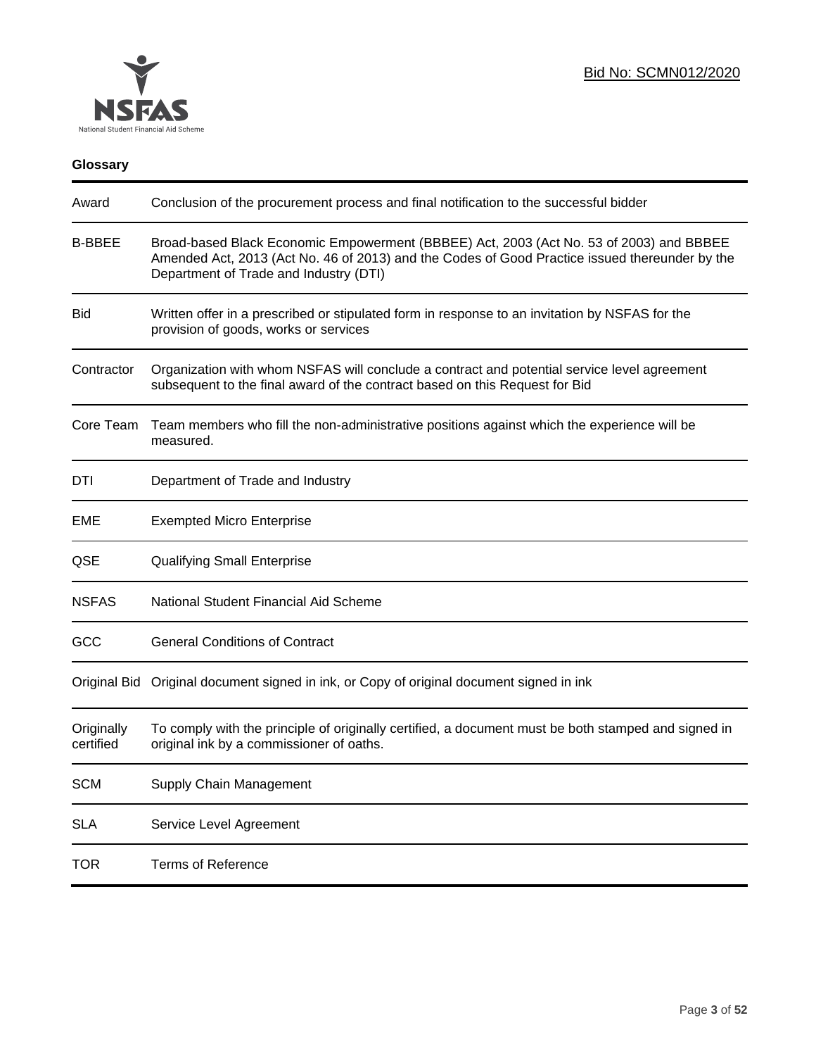Bid No: SCMN012/2020

## Glossary

| | |
|---|---|
| Award | Conclusion of the procurement process and final notification to the successful bidder |
| B-BBEE | Broad-based Black Economic Empowerment (BBBEE) Act, 2003 (Act No. 53 of 2003) and BBBEE Amended Act, 2013 (Act No. 46 of 2013) and the Codes of Good Practice issued thereunder by the Department of Trade and Industry (DTI) |
| Bid | Written offer in a prescribed or stipulated form in response to an invitation by NSFAS for the provision of goods, works or services |
| Contractor | Organization with whom NSFAS will conclude a contract and potential service level agreement subsequent to the final award of the contract based on this Request for Bid |
| Core Team | Team members who fill the non-administrative positions against which the experience will be measured. |
| DTI | Department of Trade and Industry |
| EME | Exempted Micro Enterprise |
| QSE | Qualifying Small Enterprise |
| NSFAS | National Student Financial Aid Scheme |
| GCC | General Conditions of Contract |
| Original Bid | Original document signed in ink, or Copy of original document signed in ink |
| Originally certified | To comply with the principle of originally certified, a document must be both stamped and signed in original ink by a commissioner of oaths. |
| SCM | Supply Chain Management |
| SLA | Service Level Agreement |
| TOR | Terms of Reference |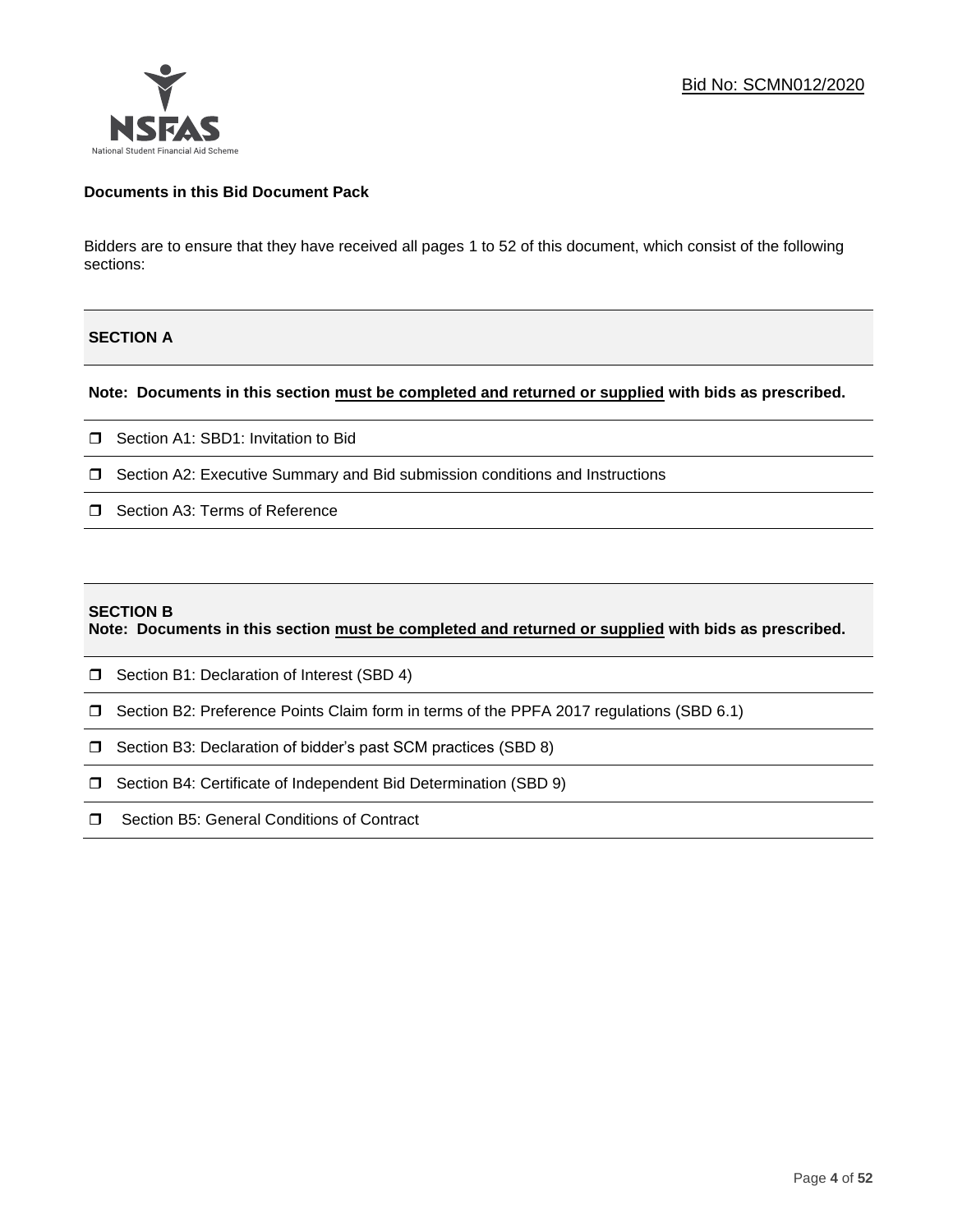Bid No: SCMN012/2020

**Documents in this Bid Document Pack**

Bidders are to ensure that they have received all pages 1 to 52 of this document, which consist of the following sections:

**SECTION A**

**Note: Documents in this section <u>must be completed and returned or supplied</u> with bids as prescribed.**

- ❒ Section A1: SBD1: Invitation to Bid
- ❒ Section A2: Executive Summary and Bid submission conditions and Instructions
- ❒ Section A3: Terms of Reference

**SECTION B**

**Note: Documents in this section <u>must be completed and returned or supplied</u> with bids as prescribed.**

- ❒ Section B1: Declaration of Interest (SBD 4)
- ❒ Section B2: Preference Points Claim form in terms of the PPFA 2017 regulations (SBD 6.1)
- ❒ Section B3: Declaration of bidder's past SCM practices (SBD 8)
- ❒ Section B4: Certificate of Independent Bid Determination (SBD 9)
- ❒ Section B5: General Conditions of Contract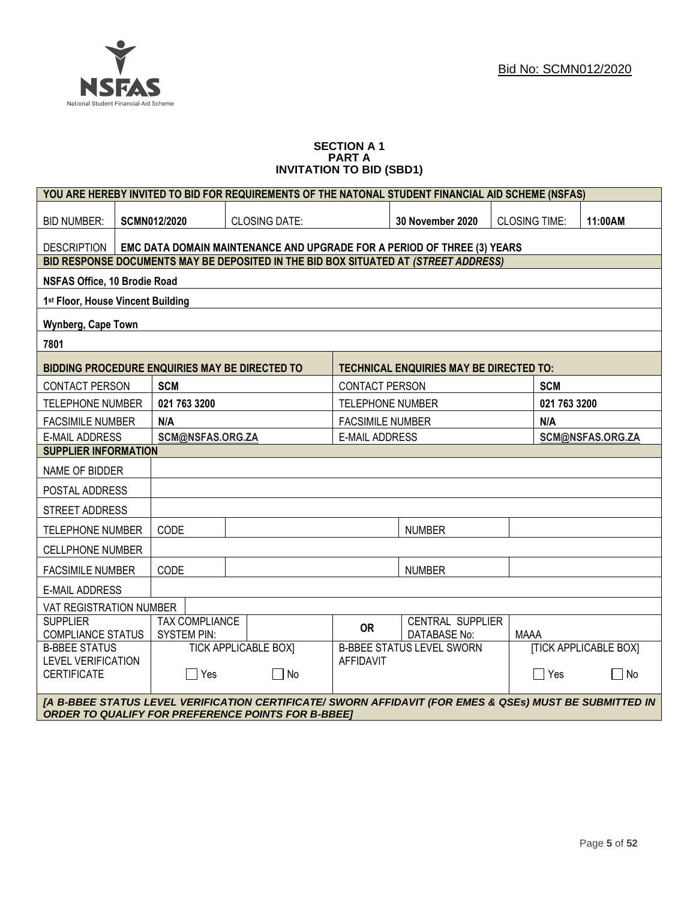Bid No: SCMN012/2020

**SECTION A 1**
**PART A**
**INVITATION TO BID (SBD1)**

| YOU ARE HEREBY INVITED TO BID FOR REQUIREMENTS OF THE NATONAL STUDENT FINANCIAL AID SCHEME (NSFAS) | | | | | | | |
|---|---|---|---|---|---|---|---|
| BID NUMBER: | **SCMN012/2020** | CLOSING DATE: | | **30 November 2020** | CLOSING TIME: | | **11:00AM** |
| DESCRIPTION | **EMC DATA DOMAIN MAINTENANCE AND UPGRADE FOR A PERIOD OF THREE (3) YEARS** | | | | | | |
| **BID RESPONSE DOCUMENTS MAY BE DEPOSITED IN THE BID BOX SITUATED AT *(STREET ADDRESS)*** | | | | | | | |
| **NSFAS Office, 10 Brodie Road** | | | | | | | |
| **1st Floor, House Vincent Building** | | | | | | | |
| **Wynberg, Cape Town** | | | | | | | |
| **7801** | | | | | | | |
| **BIDDING PROCEDURE ENQUIRIES MAY BE DIRECTED TO** | | | **TECHNICAL ENQUIRIES MAY BE DIRECTED TO:** | | | | |
| CONTACT PERSON | **SCM** | | CONTACT PERSON | | | **SCM** | |
| TELEPHONE NUMBER | **021 763 3200** | | TELEPHONE NUMBER | | | **021 763 3200** | |
| FACSIMILE NUMBER | **N/A** | | FACSIMILE NUMBER | | | **N/A** | |
| E-MAIL ADDRESS | **SCM@NSFAS.ORG.ZA** | | E-MAIL ADDRESS | | | **SCM@NSFAS.ORG.ZA** | |
| **SUPPLIER INFORMATION** | | | | | | | |
| NAME OF BIDDER | | | | | | | |
| POSTAL ADDRESS | | | | | | | |
| STREET ADDRESS | | | | | | | |
| TELEPHONE NUMBER | CODE | | | NUMBER | | | |
| CELLPHONE NUMBER | | | | | | | |
| FACSIMILE NUMBER | CODE | | | NUMBER | | | |
| E-MAIL ADDRESS | | | | | | | |
| VAT REGISTRATION NUMBER | | | | | | | |
| SUPPLIER COMPLIANCE STATUS | TAX COMPLIANCE SYSTEM PIN: | | **OR** | CENTRAL SUPPLIER DATABASE No: | MAAA | | |
| B-BBEE STATUS LEVEL VERIFICATION CERTIFICATE | TICK APPLICABLE BOX] ☐ Yes | ☐ No | B-BBEE STATUS LEVEL SWORN AFFIDAVIT | | [TICK APPLICABLE BOX] ☐ Yes | | ☐ No |
| ***[A B-BBEE STATUS LEVEL VERIFICATION CERTIFICATE/ SWORN AFFIDAVIT (FOR EMES & QSEs) MUST BE SUBMITTED IN ORDER TO QUALIFY FOR PREFERENCE POINTS FOR B-BBEE]*** | | | | | | | |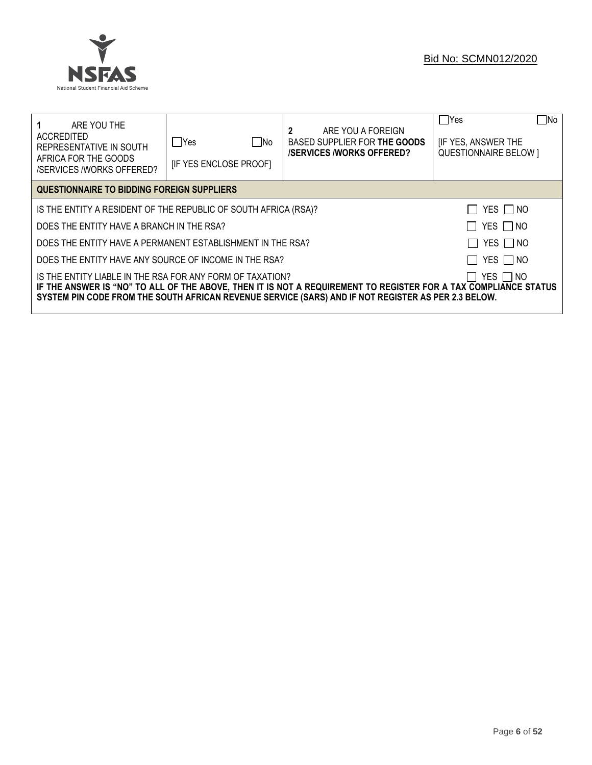Bid No: SCMN012/2020

| **1** ARE YOU THE ACCREDITED REPRESENTATIVE IN SOUTH AFRICA FOR THE GOODS /SERVICES /WORKS OFFERED? | ☐Yes ☐No [IF YES ENCLOSE PROOF] | **2** ARE YOU A FOREIGN BASED SUPPLIER FOR **THE GOODS /SERVICES /WORKS OFFERED?** | ☐Yes ☐No [IF YES, ANSWER THE QUESTIONNAIRE BELOW ] |
|---|---|---|---|

| **QUESTIONNAIRE TO BIDDING FOREIGN SUPPLIERS** | |
|---|---|
| IS THE ENTITY A RESIDENT OF THE REPUBLIC OF SOUTH AFRICA (RSA)? | ☐ YES ☐ NO |
| DOES THE ENTITY HAVE A BRANCH IN THE RSA? | ☐ YES ☐ NO |
| DOES THE ENTITY HAVE A PERMANENT ESTABLISHMENT IN THE RSA? | ☐ YES ☐ NO |
| DOES THE ENTITY HAVE ANY SOURCE OF INCOME IN THE RSA? | ☐ YES ☐ NO |
| IS THE ENTITY LIABLE IN THE RSA FOR ANY FORM OF TAXATION? | ☐ YES ☐ NO |
| **IF THE ANSWER IS "NO" TO ALL OF THE ABOVE, THEN IT IS NOT A REQUIREMENT TO REGISTER FOR A TAX COMPLIANCE STATUS SYSTEM PIN CODE FROM THE SOUTH AFRICAN REVENUE SERVICE (SARS) AND IF NOT REGISTER AS PER 2.3 BELOW.** | |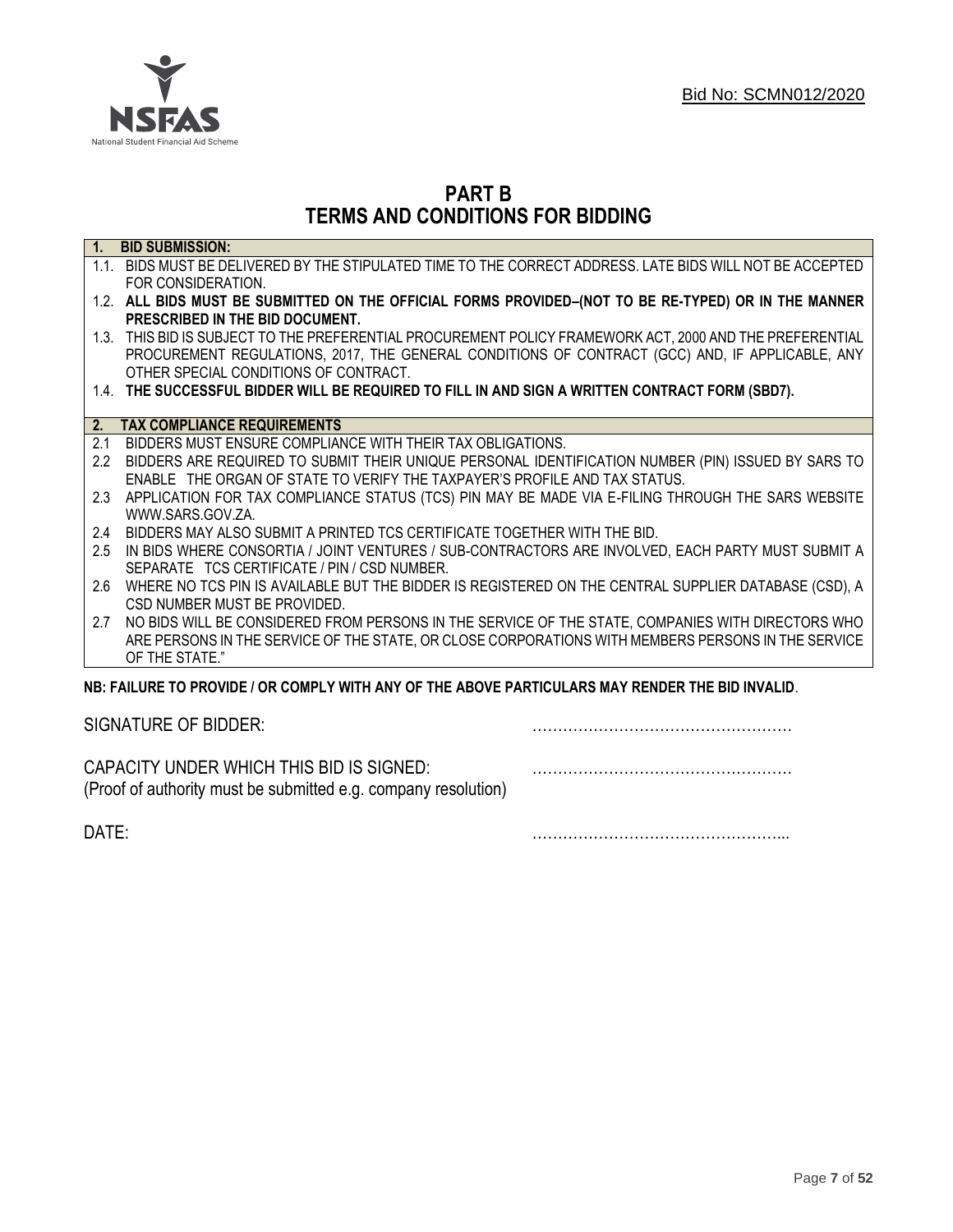Bid No: SCMN012/2020

# PART B
# TERMS AND CONDITIONS FOR BIDDING

**1. BID SUBMISSION:**

1.1. BIDS MUST BE DELIVERED BY THE STIPULATED TIME TO THE CORRECT ADDRESS. LATE BIDS WILL NOT BE ACCEPTED FOR CONSIDERATION.

1.2. **ALL BIDS MUST BE SUBMITTED ON THE OFFICIAL FORMS PROVIDED–(NOT TO BE RE-TYPED) OR IN THE MANNER PRESCRIBED IN THE BID DOCUMENT.**

1.3. THIS BID IS SUBJECT TO THE PREFERENTIAL PROCUREMENT POLICY FRAMEWORK ACT, 2000 AND THE PREFERENTIAL PROCUREMENT REGULATIONS, 2017, THE GENERAL CONDITIONS OF CONTRACT (GCC) AND, IF APPLICABLE, ANY OTHER SPECIAL CONDITIONS OF CONTRACT.

1.4. **THE SUCCESSFUL BIDDER WILL BE REQUIRED TO FILL IN AND SIGN A WRITTEN CONTRACT FORM (SBD7).**

**2. TAX COMPLIANCE REQUIREMENTS**

2.1 BIDDERS MUST ENSURE COMPLIANCE WITH THEIR TAX OBLIGATIONS.

2.2 BIDDERS ARE REQUIRED TO SUBMIT THEIR UNIQUE PERSONAL IDENTIFICATION NUMBER (PIN) ISSUED BY SARS TO ENABLE THE ORGAN OF STATE TO VERIFY THE TAXPAYER'S PROFILE AND TAX STATUS.

2.3 APPLICATION FOR TAX COMPLIANCE STATUS (TCS) PIN MAY BE MADE VIA E-FILING THROUGH THE SARS WEBSITE WWW.SARS.GOV.ZA.

2.4 BIDDERS MAY ALSO SUBMIT A PRINTED TCS CERTIFICATE TOGETHER WITH THE BID.

2.5 IN BIDS WHERE CONSORTIA / JOINT VENTURES / SUB-CONTRACTORS ARE INVOLVED, EACH PARTY MUST SUBMIT A SEPARATE TCS CERTIFICATE / PIN / CSD NUMBER.

2.6 WHERE NO TCS PIN IS AVAILABLE BUT THE BIDDER IS REGISTERED ON THE CENTRAL SUPPLIER DATABASE (CSD), A CSD NUMBER MUST BE PROVIDED.

2.7 NO BIDS WILL BE CONSIDERED FROM PERSONS IN THE SERVICE OF THE STATE, COMPANIES WITH DIRECTORS WHO ARE PERSONS IN THE SERVICE OF THE STATE, OR CLOSE CORPORATIONS WITH MEMBERS PERSONS IN THE SERVICE OF THE STATE."

**NB: FAILURE TO PROVIDE / OR COMPLY WITH ANY OF THE ABOVE PARTICULARS MAY RENDER THE BID INVALID**.

SIGNATURE OF BIDDER: ……………………………………………

CAPACITY UNDER WHICH THIS BID IS SIGNED: ……………………………………………
(Proof of authority must be submitted e.g. company resolution)

DATE: …………………………………………...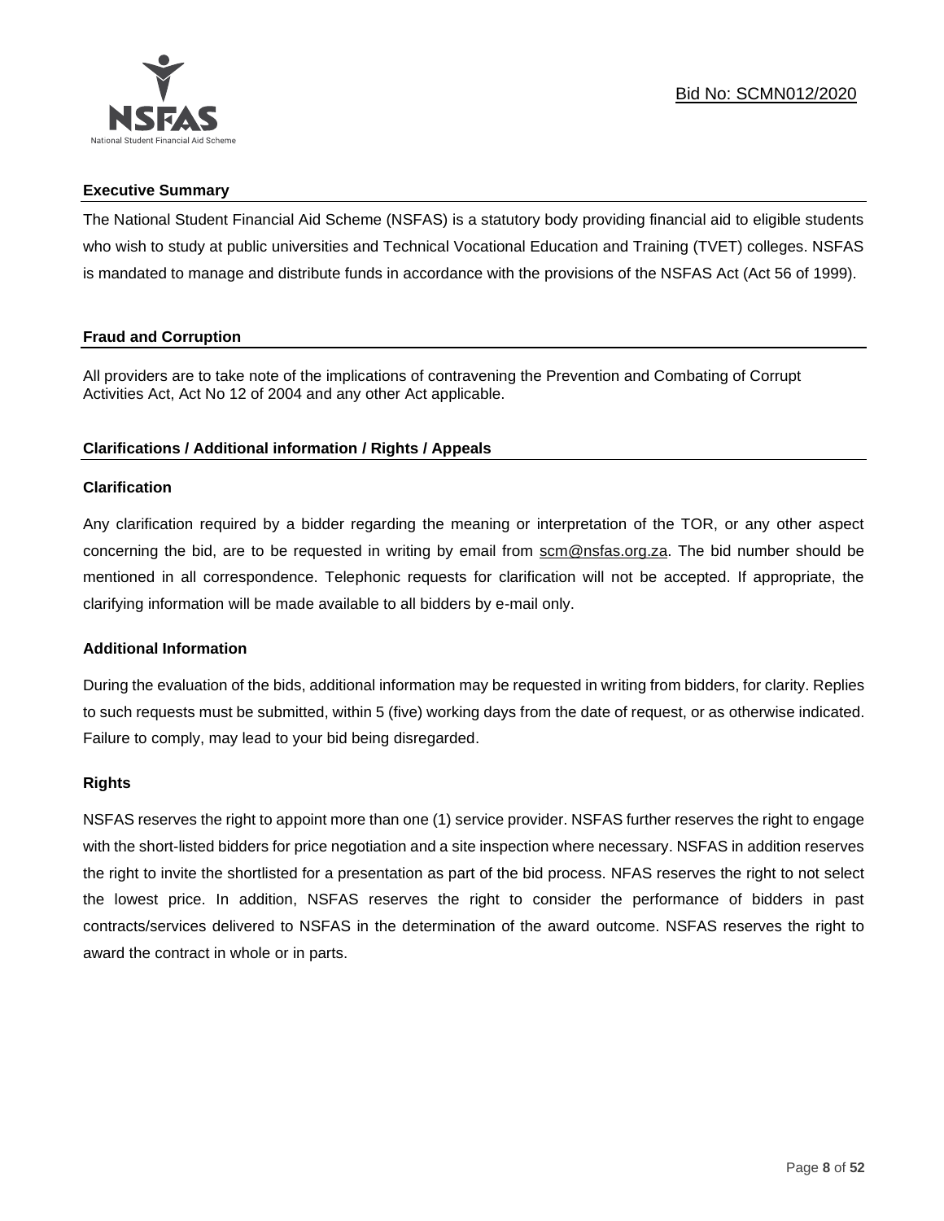## Executive Summary

The National Student Financial Aid Scheme (NSFAS) is a statutory body providing financial aid to eligible students who wish to study at public universities and Technical Vocational Education and Training (TVET) colleges. NSFAS is mandated to manage and distribute funds in accordance with the provisions of the NSFAS Act (Act 56 of 1999).

## Fraud and Corruption

All providers are to take note of the implications of contravening the Prevention and Combating of Corrupt Activities Act, Act No 12 of 2004 and any other Act applicable.

## Clarifications / Additional information / Rights / Appeals

### Clarification

Any clarification required by a bidder regarding the meaning or interpretation of the TOR, or any other aspect concerning the bid, are to be requested in writing by email from scm@nsfas.org.za. The bid number should be mentioned in all correspondence. Telephonic requests for clarification will not be accepted. If appropriate, the clarifying information will be made available to all bidders by e-mail only.

### Additional Information

During the evaluation of the bids, additional information may be requested in writing from bidders, for clarity. Replies to such requests must be submitted, within 5 (five) working days from the date of request, or as otherwise indicated. Failure to comply, may lead to your bid being disregarded.

### Rights

NSFAS reserves the right to appoint more than one (1) service provider. NSFAS further reserves the right to engage with the short-listed bidders for price negotiation and a site inspection where necessary. NSFAS in addition reserves the right to invite the shortlisted for a presentation as part of the bid process. NFAS reserves the right to not select the lowest price. In addition, NSFAS reserves the right to consider the performance of bidders in past contracts/services delivered to NSFAS in the determination of the award outcome. NSFAS reserves the right to award the contract in whole or in parts.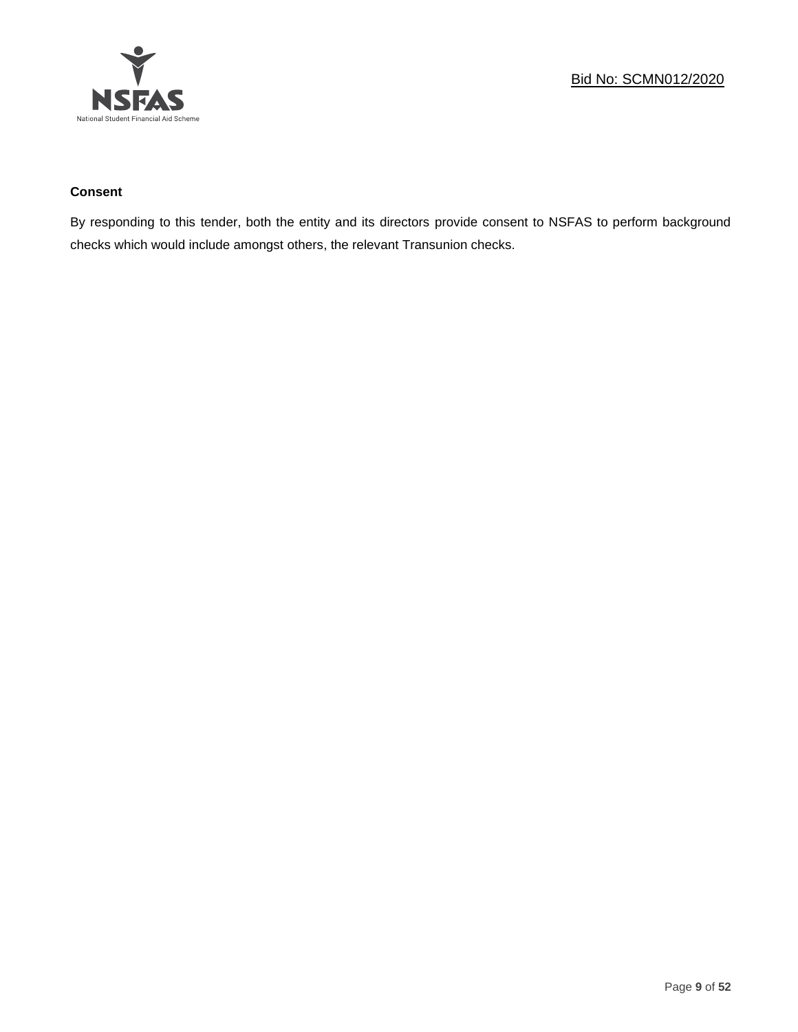**Consent**

By responding to this tender, both the entity and its directors provide consent to NSFAS to perform background checks which would include amongst others, the relevant Transunion checks.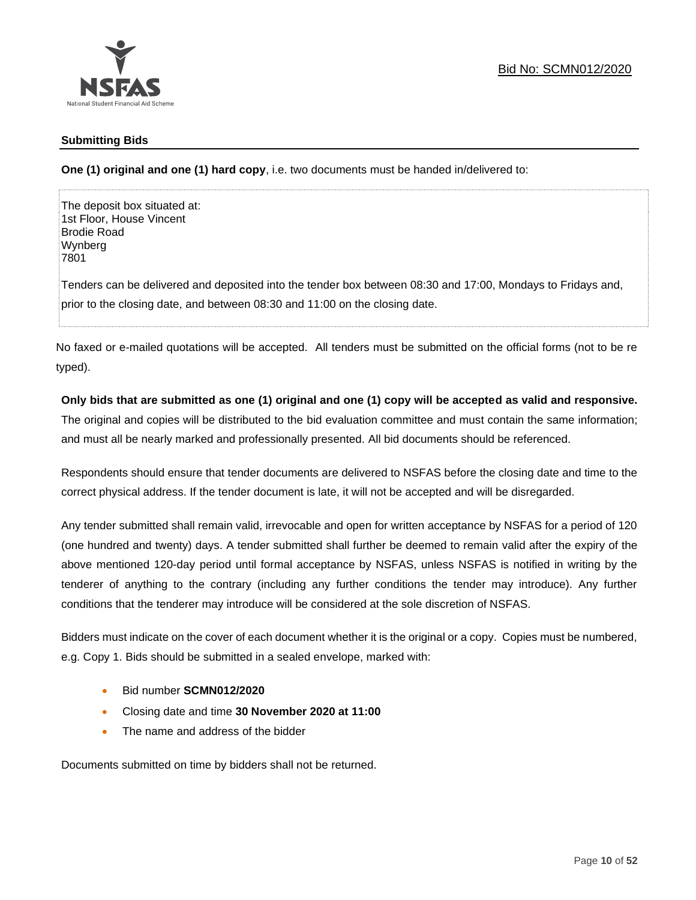Bid No: SCMN012/2020

### Submitting Bids

**One (1) original and one (1) hard copy**, i.e. two documents must be handed in/delivered to:

The deposit box situated at:
1st Floor, House Vincent
Brodie Road
Wynberg
7801

Tenders can be delivered and deposited into the tender box between 08:30 and 17:00, Mondays to Fridays and, prior to the closing date, and between 08:30 and 11:00 on the closing date.

No faxed or e-mailed quotations will be accepted. All tenders must be submitted on the official forms (not to be re typed).

**Only bids that are submitted as one (1) original and one (1) copy will be accepted as valid and responsive.** The original and copies will be distributed to the bid evaluation committee and must contain the same information; and must all be nearly marked and professionally presented. All bid documents should be referenced.

Respondents should ensure that tender documents are delivered to NSFAS before the closing date and time to the correct physical address. If the tender document is late, it will not be accepted and will be disregarded.

Any tender submitted shall remain valid, irrevocable and open for written acceptance by NSFAS for a period of 120 (one hundred and twenty) days. A tender submitted shall further be deemed to remain valid after the expiry of the above mentioned 120-day period until formal acceptance by NSFAS, unless NSFAS is notified in writing by the tenderer of anything to the contrary (including any further conditions the tender may introduce). Any further conditions that the tenderer may introduce will be considered at the sole discretion of NSFAS.

Bidders must indicate on the cover of each document whether it is the original or a copy. Copies must be numbered, e.g. Copy 1. Bids should be submitted in a sealed envelope, marked with:

- Bid number **SCMN012/2020**
- Closing date and time **30 November 2020 at 11:00**
- The name and address of the bidder

Documents submitted on time by bidders shall not be returned.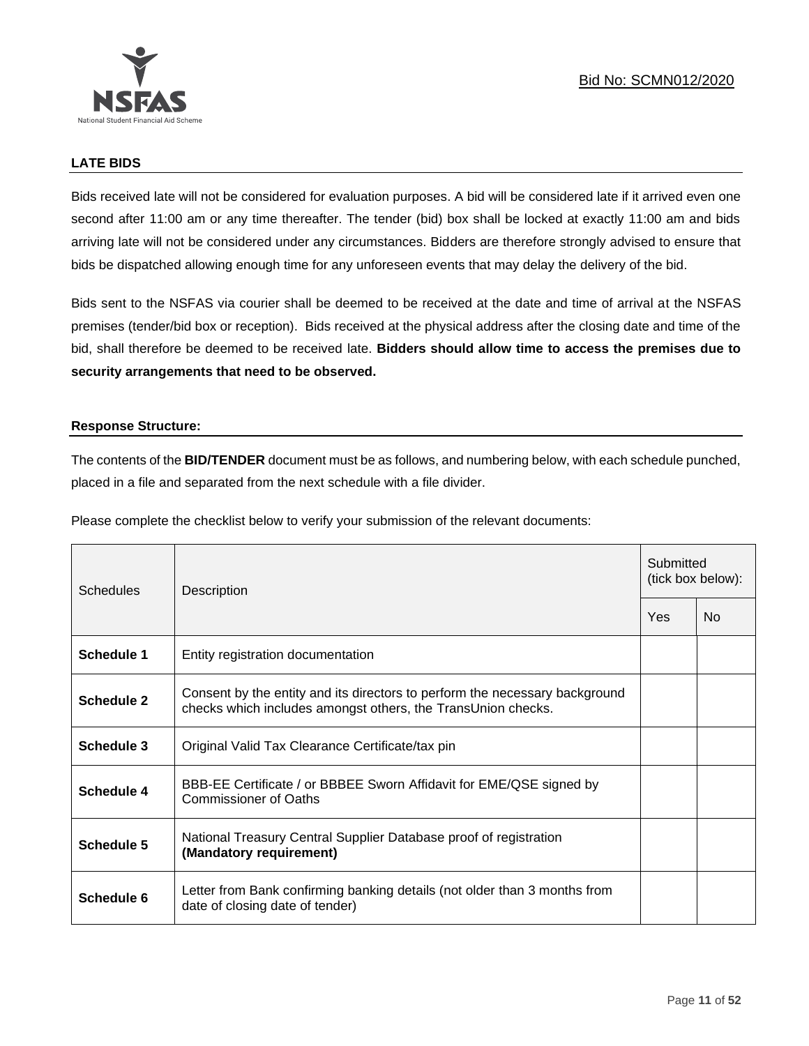## LATE BIDS

Bids received late will not be considered for evaluation purposes. A bid will be considered late if it arrived even one second after 11:00 am or any time thereafter. The tender (bid) box shall be locked at exactly 11:00 am and bids arriving late will not be considered under any circumstances. Bidders are therefore strongly advised to ensure that bids be dispatched allowing enough time for any unforeseen events that may delay the delivery of the bid.

Bids sent to the NSFAS via courier shall be deemed to be received at the date and time of arrival at the NSFAS premises (tender/bid box or reception). Bids received at the physical address after the closing date and time of the bid, shall therefore be deemed to be received late. **Bidders should allow time to access the premises due to security arrangements that need to be observed.**

## Response Structure:

The contents of the **BID/TENDER** document must be as follows, and numbering below, with each schedule punched, placed in a file and separated from the next schedule with a file divider.

Please complete the checklist below to verify your submission of the relevant documents:

| Schedules | Description | Submitted (tick box below): | |
|---|---|---|---|
| | | Yes | No |
| **Schedule 1** | Entity registration documentation | | |
| **Schedule 2** | Consent by the entity and its directors to perform the necessary background checks which includes amongst others, the TransUnion checks. | | |
| **Schedule 3** | Original Valid Tax Clearance Certificate/tax pin | | |
| **Schedule 4** | BBB-EE Certificate / or BBBEE Sworn Affidavit for EME/QSE signed by Commissioner of Oaths | | |
| **Schedule 5** | National Treasury Central Supplier Database proof of registration **(Mandatory requirement)** | | |
| **Schedule 6** | Letter from Bank confirming banking details (not older than 3 months from date of closing date of tender) | | |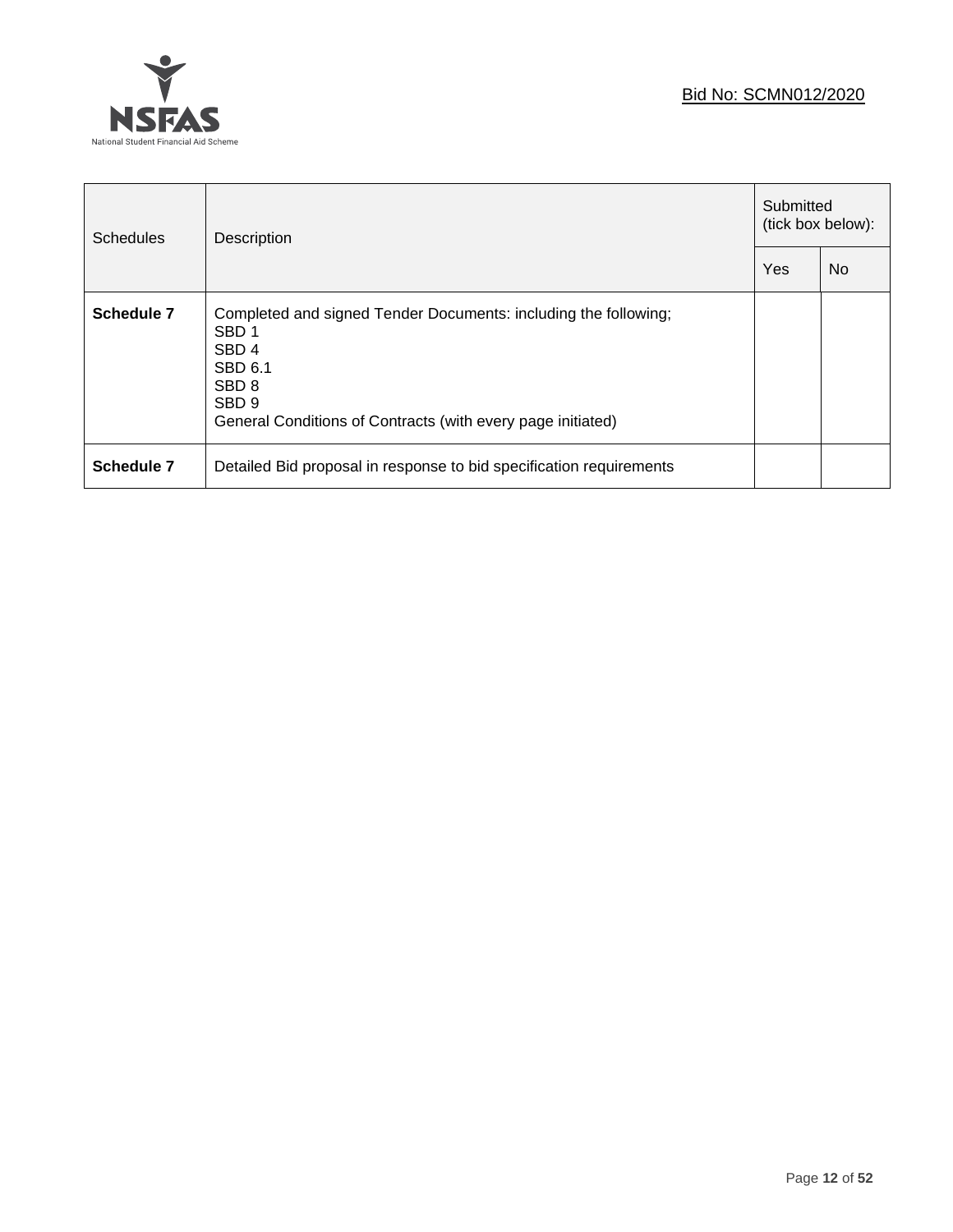Bid No: SCMN012/2020

| Schedules | Description | Submitted (tick box below): | |
|---|---|---|---|
| | | Yes | No |
| **Schedule 7** | Completed and signed Tender Documents: including the following;<br>SBD 1<br>SBD 4<br>SBD 6.1<br>SBD 8<br>SBD 9<br>General Conditions of Contracts (with every page initiated) | | |
| **Schedule 7** | Detailed Bid proposal in response to bid specification requirements | | |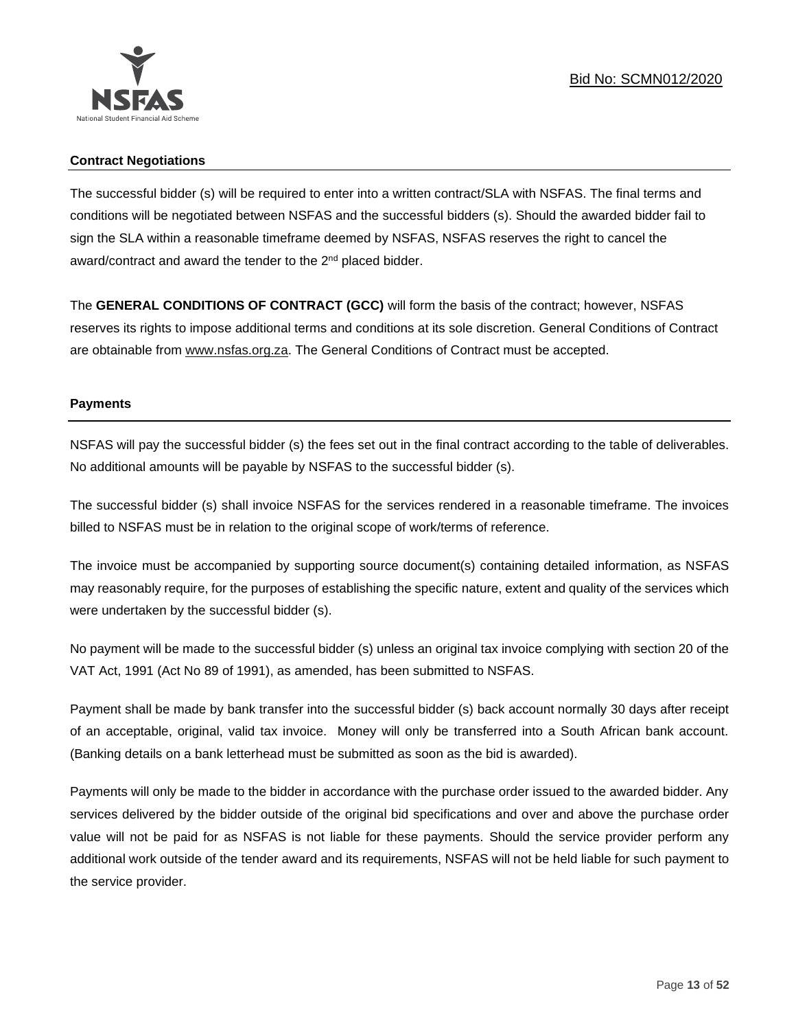## Contract Negotiations

The successful bidder (s) will be required to enter into a written contract/SLA with NSFAS. The final terms and conditions will be negotiated between NSFAS and the successful bidders (s). Should the awarded bidder fail to sign the SLA within a reasonable timeframe deemed by NSFAS, NSFAS reserves the right to cancel the award/contract and award the tender to the 2nd placed bidder.

The **GENERAL CONDITIONS OF CONTRACT (GCC)** will form the basis of the contract; however, NSFAS reserves its rights to impose additional terms and conditions at its sole discretion. General Conditions of Contract are obtainable from www.nsfas.org.za. The General Conditions of Contract must be accepted.

## Payments

NSFAS will pay the successful bidder (s) the fees set out in the final contract according to the table of deliverables. No additional amounts will be payable by NSFAS to the successful bidder (s).

The successful bidder (s) shall invoice NSFAS for the services rendered in a reasonable timeframe. The invoices billed to NSFAS must be in relation to the original scope of work/terms of reference.

The invoice must be accompanied by supporting source document(s) containing detailed information, as NSFAS may reasonably require, for the purposes of establishing the specific nature, extent and quality of the services which were undertaken by the successful bidder (s).

No payment will be made to the successful bidder (s) unless an original tax invoice complying with section 20 of the VAT Act, 1991 (Act No 89 of 1991), as amended, has been submitted to NSFAS.

Payment shall be made by bank transfer into the successful bidder (s) back account normally 30 days after receipt of an acceptable, original, valid tax invoice. Money will only be transferred into a South African bank account. (Banking details on a bank letterhead must be submitted as soon as the bid is awarded).

Payments will only be made to the bidder in accordance with the purchase order issued to the awarded bidder. Any services delivered by the bidder outside of the original bid specifications and over and above the purchase order value will not be paid for as NSFAS is not liable for these payments. Should the service provider perform any additional work outside of the tender award and its requirements, NSFAS will not be held liable for such payment to the service provider.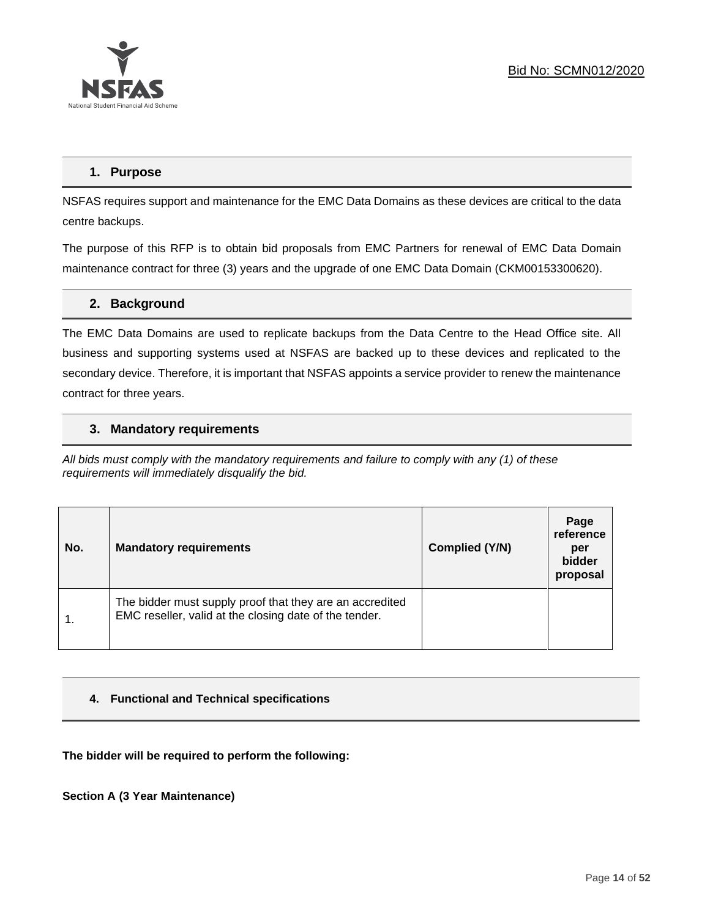## 1. Purpose

NSFAS requires support and maintenance for the EMC Data Domains as these devices are critical to the data centre backups.

The purpose of this RFP is to obtain bid proposals from EMC Partners for renewal of EMC Data Domain maintenance contract for three (3) years and the upgrade of one EMC Data Domain (CKM00153300620).

## 2. Background

The EMC Data Domains are used to replicate backups from the Data Centre to the Head Office site. All business and supporting systems used at NSFAS are backed up to these devices and replicated to the secondary device. Therefore, it is important that NSFAS appoints a service provider to renew the maintenance contract for three years.

## 3. Mandatory requirements

*All bids must comply with the mandatory requirements and failure to comply with any (1) of these requirements will immediately disqualify the bid.*

| No. | Mandatory requirements | Complied (Y/N) | Page reference per bidder proposal |
|---|---|---|---|
| 1. | The bidder must supply proof that they are an accredited EMC reseller, valid at the closing date of the tender. | | |

## 4. Functional and Technical specifications

**The bidder will be required to perform the following:**

**Section A (3 Year Maintenance)**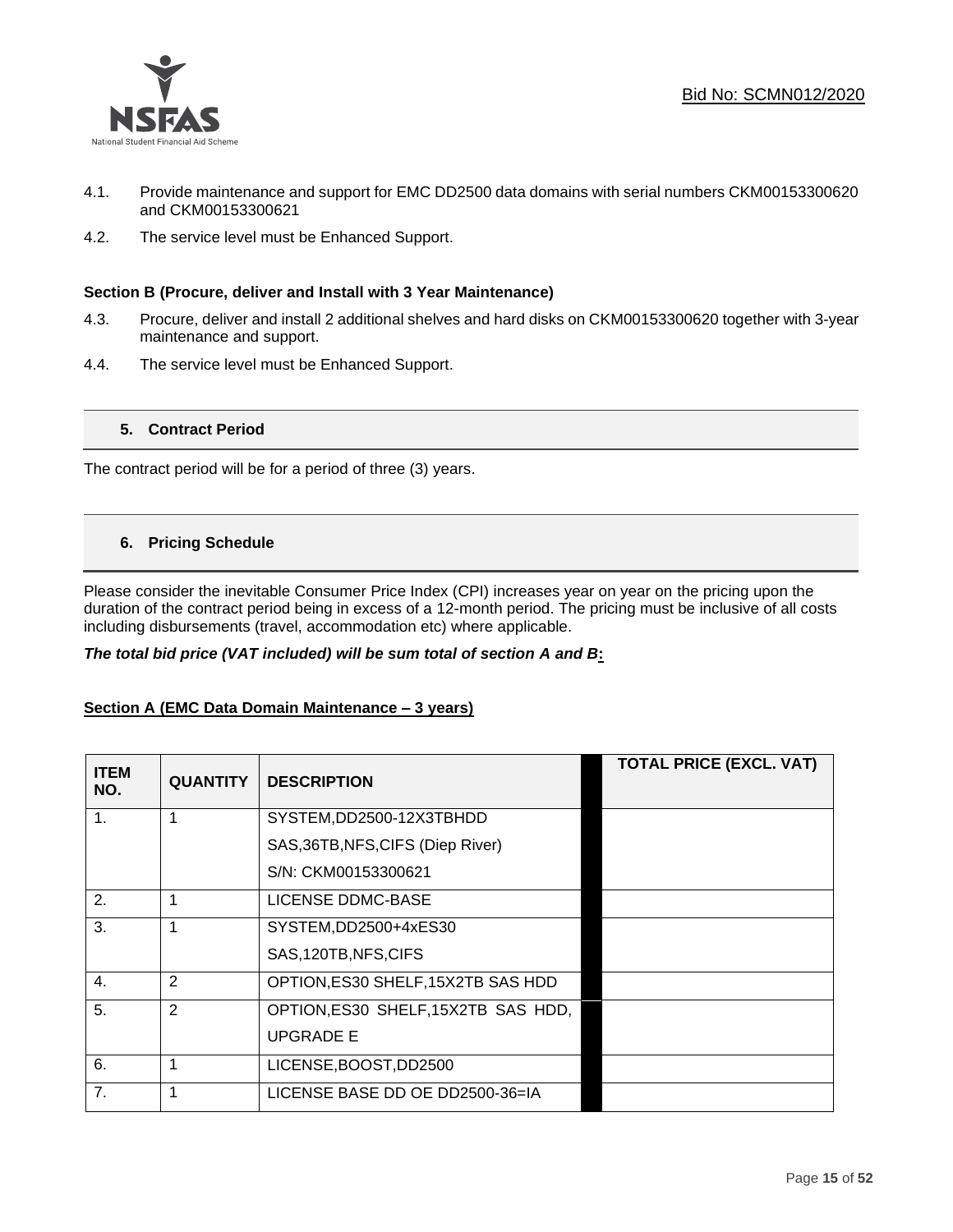4.1. Provide maintenance and support for EMC DD2500 data domains with serial numbers CKM00153300620 and CKM00153300621

4.2. The service level must be Enhanced Support.

**Section B (Procure, deliver and Install with 3 Year Maintenance)**

4.3. Procure, deliver and install 2 additional shelves and hard disks on CKM00153300620 together with 3-year maintenance and support.

4.4. The service level must be Enhanced Support.

## 5. Contract Period

The contract period will be for a period of three (3) years.

## 6. Pricing Schedule

Please consider the inevitable Consumer Price Index (CPI) increases year on year on the pricing upon the duration of the contract period being in excess of a 12-month period. The pricing must be inclusive of all costs including disbursements (travel, accommodation etc) where applicable.

***The total bid price (VAT included) will be sum total of section A and B:***

**Section A (EMC Data Domain Maintenance – 3 years)**

| ITEM NO. | QUANTITY | DESCRIPTION | | TOTAL PRICE (EXCL. VAT) |
|---|---|---|---|---|
| 1. | 1 | SYSTEM,DD2500-12X3TBHDD SAS,36TB,NFS,CIFS (Diep River) S/N: CKM00153300621 | | |
| 2. | 1 | LICENSE DDMC-BASE | | |
| 3. | 1 | SYSTEM,DD2500+4xES30 SAS,120TB,NFS,CIFS | | |
| 4. | 2 | OPTION,ES30 SHELF,15X2TB SAS HDD | | |
| 5. | 2 | OPTION,ES30 SHELF,15X2TB SAS HDD, UPGRADE E | | |
| 6. | 1 | LICENSE,BOOST,DD2500 | | |
| 7. | 1 | LICENSE BASE DD OE DD2500-36=IA | | |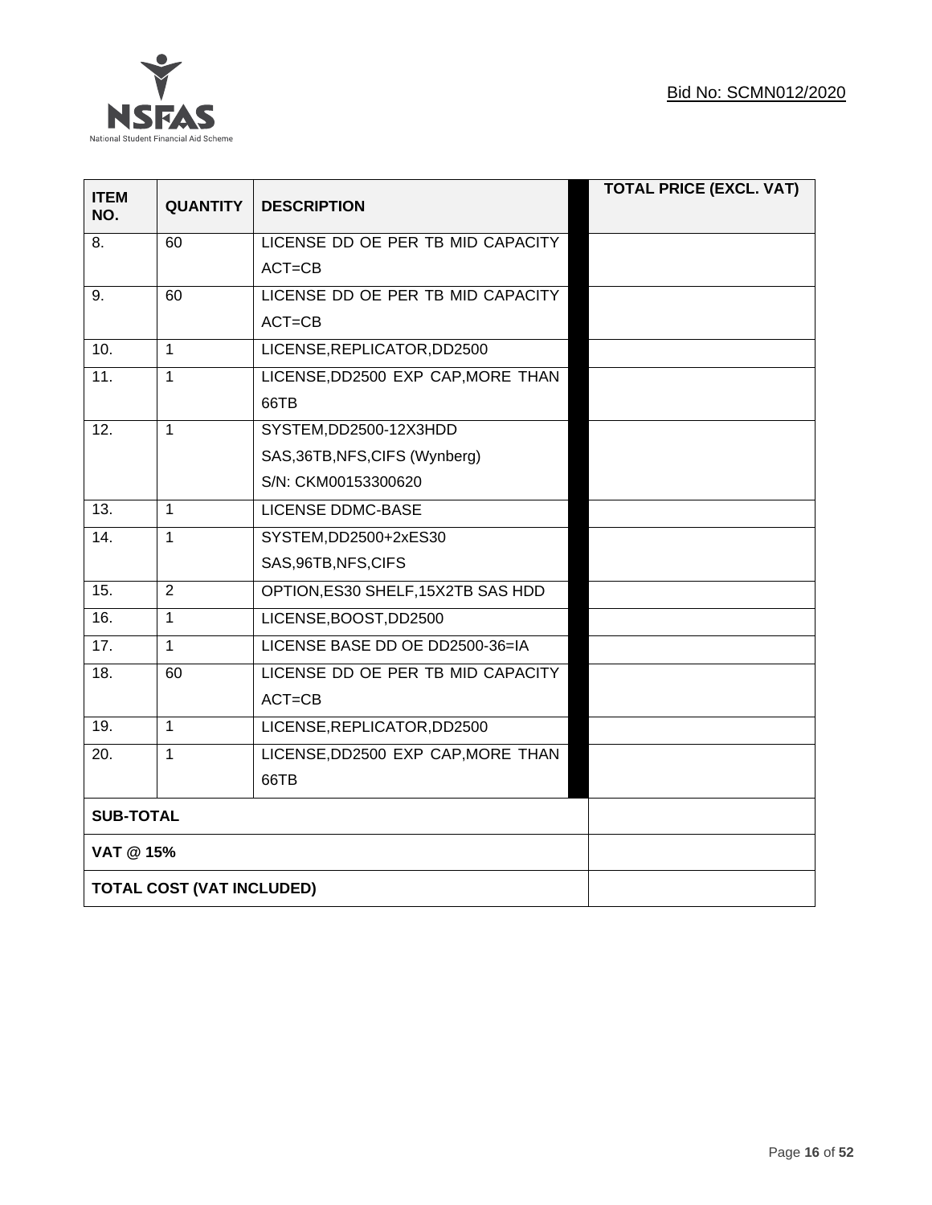Bid No: SCMN012/2020

| ITEM NO. | QUANTITY | DESCRIPTION | TOTAL PRICE (EXCL. VAT) |
|---|---|---|---|
| 8. | 60 | LICENSE DD OE PER TB MID CAPACITY ACT=CB | |
| 9. | 60 | LICENSE DD OE PER TB MID CAPACITY ACT=CB | |
| 10. | 1 | LICENSE,REPLICATOR,DD2500 | |
| 11. | 1 | LICENSE,DD2500 EXP CAP,MORE THAN 66TB | |
| 12. | 1 | SYSTEM,DD2500-12X3HDD SAS,36TB,NFS,CIFS (Wynberg) S/N: CKM00153300620 | |
| 13. | 1 | LICENSE DDMC-BASE | |
| 14. | 1 | SYSTEM,DD2500+2xES30 SAS,96TB,NFS,CIFS | |
| 15. | 2 | OPTION,ES30 SHELF,15X2TB SAS HDD | |
| 16. | 1 | LICENSE,BOOST,DD2500 | |
| 17. | 1 | LICENSE BASE DD OE DD2500-36=IA | |
| 18. | 60 | LICENSE DD OE PER TB MID CAPACITY ACT=CB | |
| 19. | 1 | LICENSE,REPLICATOR,DD2500 | |
| 20. | 1 | LICENSE,DD2500 EXP CAP,MORE THAN 66TB | |
| **SUB-TOTAL** | | | |
| **VAT @ 15%** | | | |
| **TOTAL COST (VAT INCLUDED)** | | | |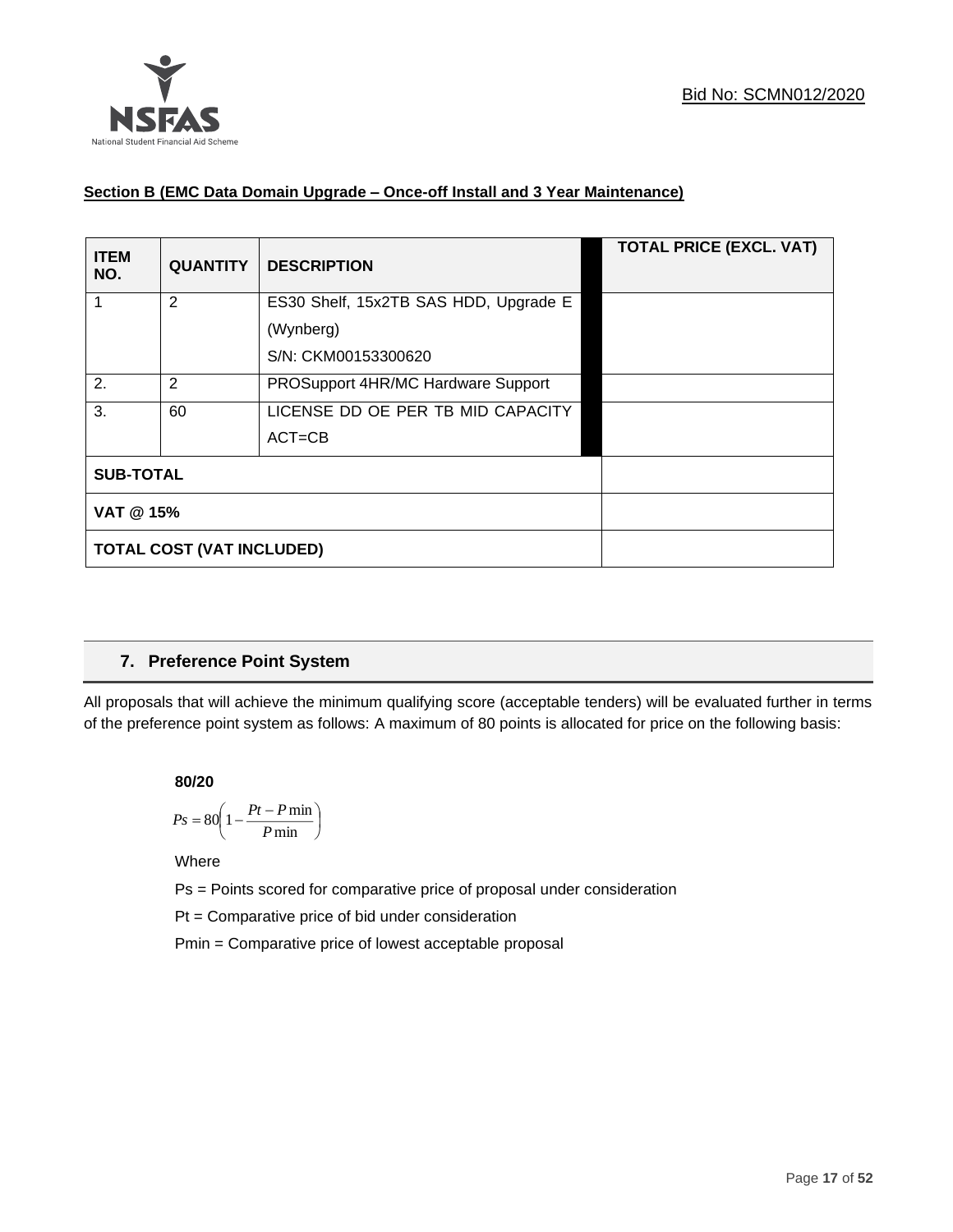**Section B (EMC Data Domain Upgrade – Once-off Install and 3 Year Maintenance)**

| ITEM NO. | QUANTITY | DESCRIPTION | TOTAL PRICE (EXCL. VAT) |
|---|---|---|---|
| 1 | 2 | ES30 Shelf, 15x2TB SAS HDD, Upgrade E (Wynberg) S/N: CKM00153300620 | |
| 2. | 2 | PROSupport 4HR/MC Hardware Support | |
| 3. | 60 | LICENSE DD OE PER TB MID CAPACITY ACT=CB | |
| **SUB-TOTAL** | | | |
| **VAT @ 15%** | | | |
| **TOTAL COST (VAT INCLUDED)** | | | |

## 7. Preference Point System

All proposals that will achieve the minimum qualifying score (acceptable tenders) will be evaluated further in terms of the preference point system as follows: A maximum of 80 points is allocated for price on the following basis:

**80/20**

$$Ps = 80\left(1 - \frac{Pt - P\min}{P\min}\right)$$

Where

Ps = Points scored for comparative price of proposal under consideration

Pt = Comparative price of bid under consideration

Pmin = Comparative price of lowest acceptable proposal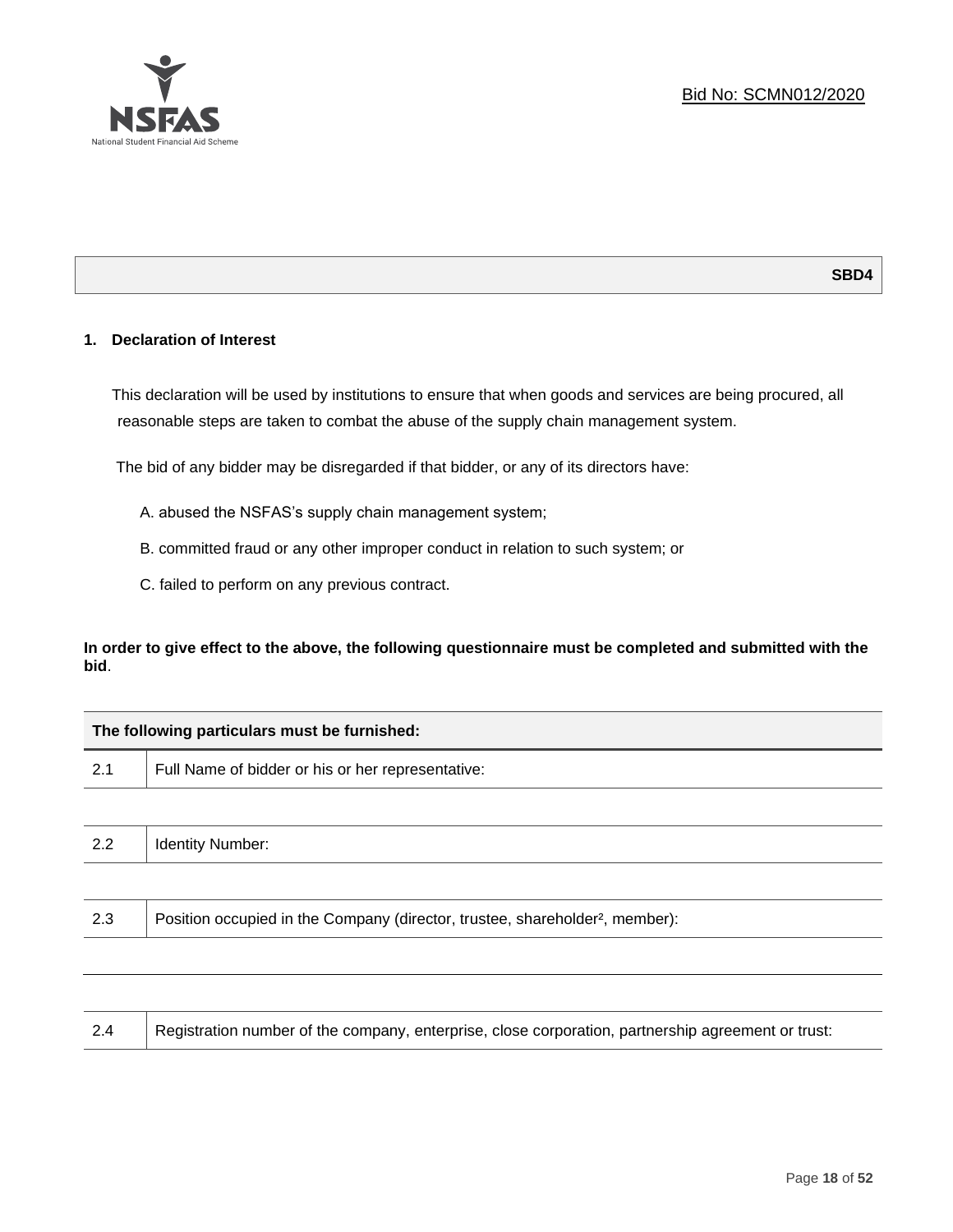Bid No: SCMN012/2020

**SBD4**

## 1. Declaration of Interest

This declaration will be used by institutions to ensure that when goods and services are being procured, all reasonable steps are taken to combat the abuse of the supply chain management system.

The bid of any bidder may be disregarded if that bidder, or any of its directors have:

A. abused the NSFAS's supply chain management system;

B. committed fraud or any other improper conduct in relation to such system; or

C. failed to perform on any previous contract.

**In order to give effect to the above, the following questionnaire must be completed and submitted with the bid**.

| The following particulars must be furnished: | |
|---|---|
| 2.1 | Full Name of bidder or his or her representative: |
| | |
| 2.2 | Identity Number: |
| | |
| 2.3 | Position occupied in the Company (director, trustee, shareholder², member): |
| | |
| | |
| 2.4 | Registration number of the company, enterprise, close corporation, partnership agreement or trust: |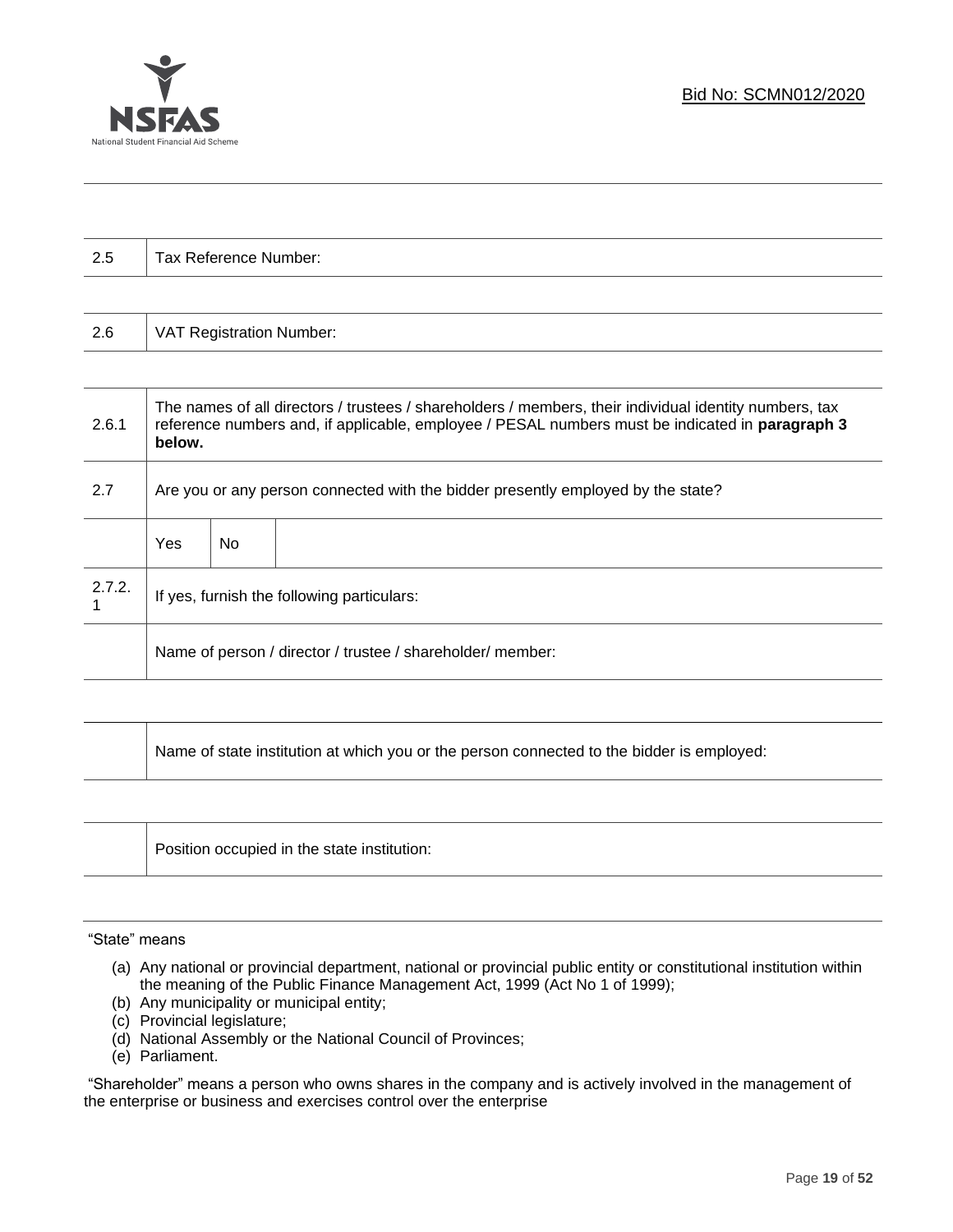| | |
|---|---|
| 2.5 | Tax Reference Number: |

| | |
|---|---|
| 2.6 | VAT Registration Number: |

| | | | |
|---|---|---|---|
| 2.6.1 | The names of all directors / trustees / shareholders / members, their individual identity numbers, tax reference numbers and, if applicable, employee / PESAL numbers must be indicated in **paragraph 3 below.** | | |
| 2.7 | Are you or any person connected with the bidder presently employed by the state? | | |
| | Yes | No | |
| 2.7.2.1 | If yes, furnish the following particulars: | | |
| | Name of person / director / trustee / shareholder/ member: | | |

| | |
|---|---|
| | Name of state institution at which you or the person connected to the bidder is employed: |

| | |
|---|---|
| | Position occupied in the state institution: |

"State" means

(a) Any national or provincial department, national or provincial public entity or constitutional institution within the meaning of the Public Finance Management Act, 1999 (Act No 1 of 1999);
(b) Any municipality or municipal entity;
(c) Provincial legislature;
(d) National Assembly or the National Council of Provinces;
(e) Parliament.

"Shareholder" means a person who owns shares in the company and is actively involved in the management of the enterprise or business and exercises control over the enterprise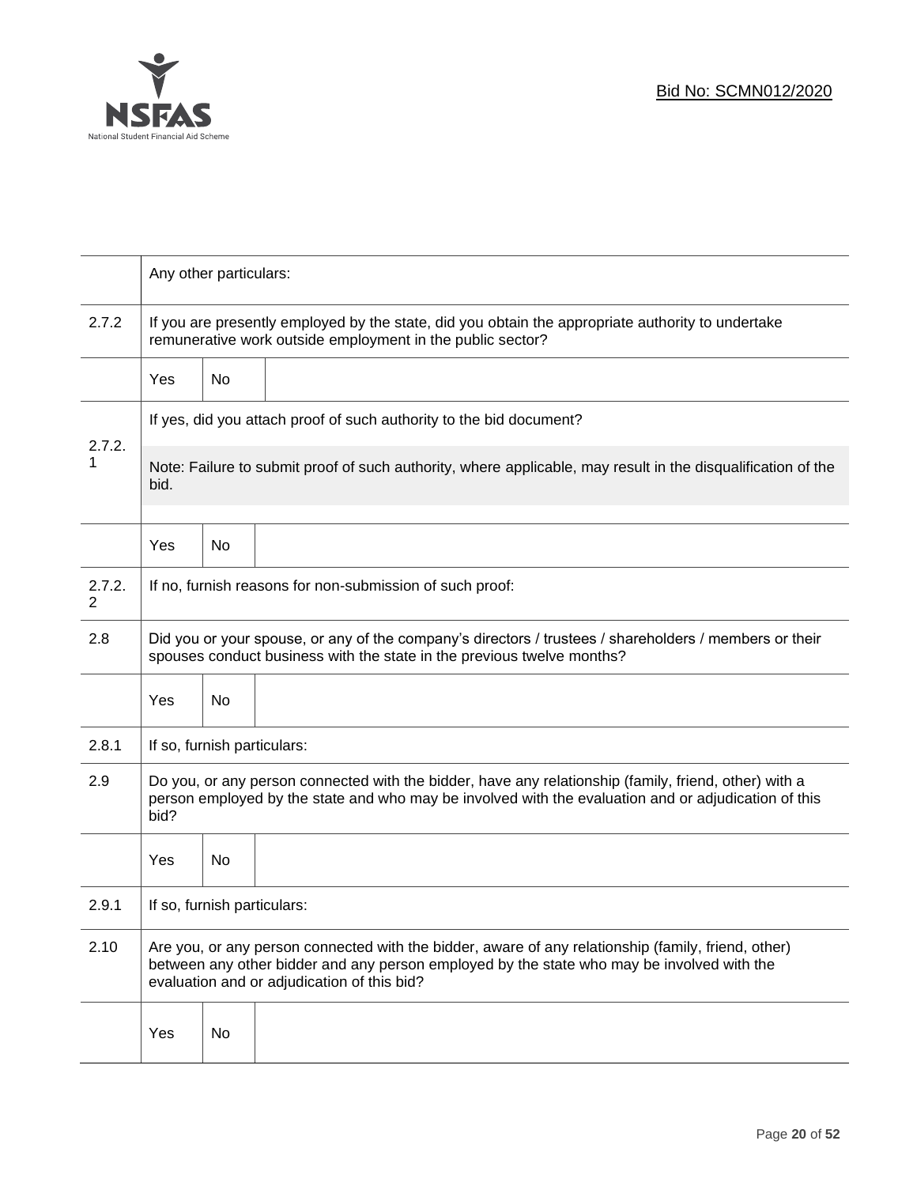| | | | |
|---|---|---|---|
| | Any other particulars: | | |
| 2.7.2 | If you are presently employed by the state, did you obtain the appropriate authority to undertake remunerative work outside employment in the public sector? | | |
| | Yes | No | |
| 2.7.2.1 | If yes, did you attach proof of such authority to the bid document?<br><br>Note: Failure to submit proof of such authority, where applicable, may result in the disqualification of the bid. | | |
| | Yes | No | |
| 2.7.2.2 | If no, furnish reasons for non-submission of such proof: | | |
| 2.8 | Did you or your spouse, or any of the company's directors / trustees / shareholders / members or their spouses conduct business with the state in the previous twelve months? | | |
| | Yes | No | |
| 2.8.1 | If so, furnish particulars: | | |
| 2.9 | Do you, or any person connected with the bidder, have any relationship (family, friend, other) with a person employed by the state and who may be involved with the evaluation and or adjudication of this bid? | | |
| | Yes | No | |
| 2.9.1 | If so, furnish particulars: | | |
| 2.10 | Are you, or any person connected with the bidder, aware of any relationship (family, friend, other) between any other bidder and any person employed by the state who may be involved with the evaluation and or adjudication of this bid? | | |
| | Yes | No | |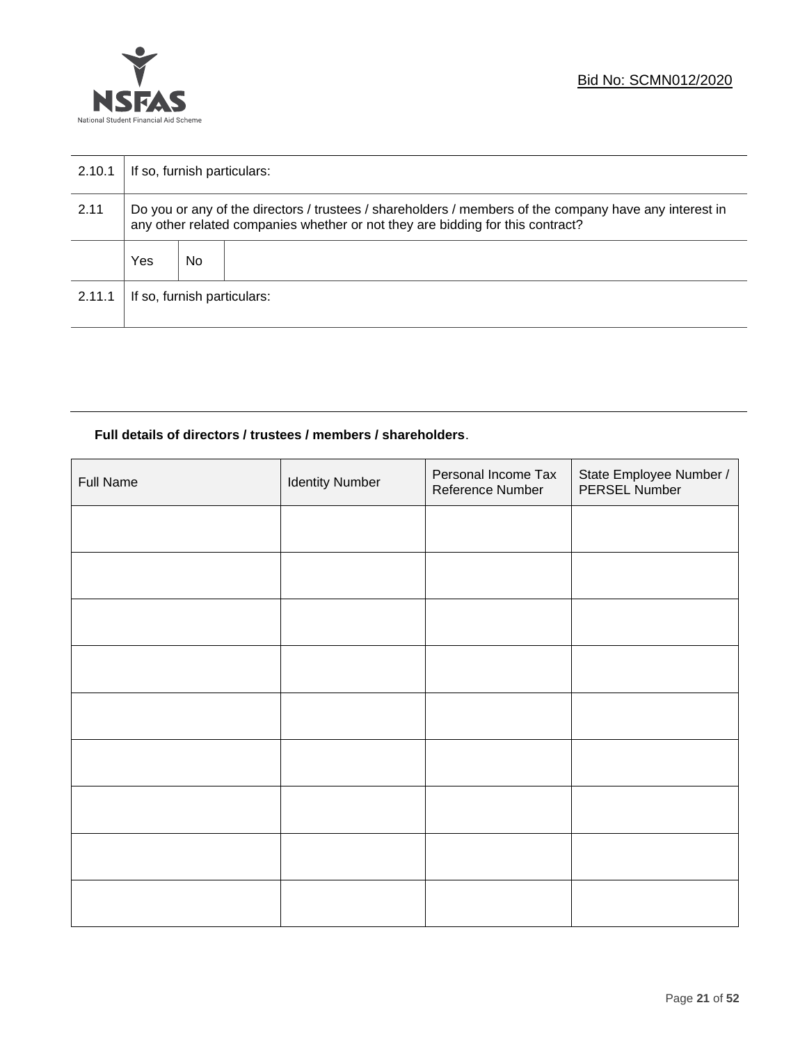| | | | |
|---|---|---|---|
| 2.10.1 | If so, furnish particulars: | | |
| 2.11 | Do you or any of the directors / trustees / shareholders / members of the company have any interest in any other related companies whether or not they are bidding for this contract? | | |
| | Yes | No | |
| 2.11.1 | If so, furnish particulars: | | |

**Full details of directors / trustees / members / shareholders**.

| Full Name | Identity Number | Personal Income Tax Reference Number | State Employee Number / PERSEL Number |
|---|---|---|---|
| | | | |
| | | | |
| | | | |
| | | | |
| | | | |
| | | | |
| | | | |
| | | | |
| | | | |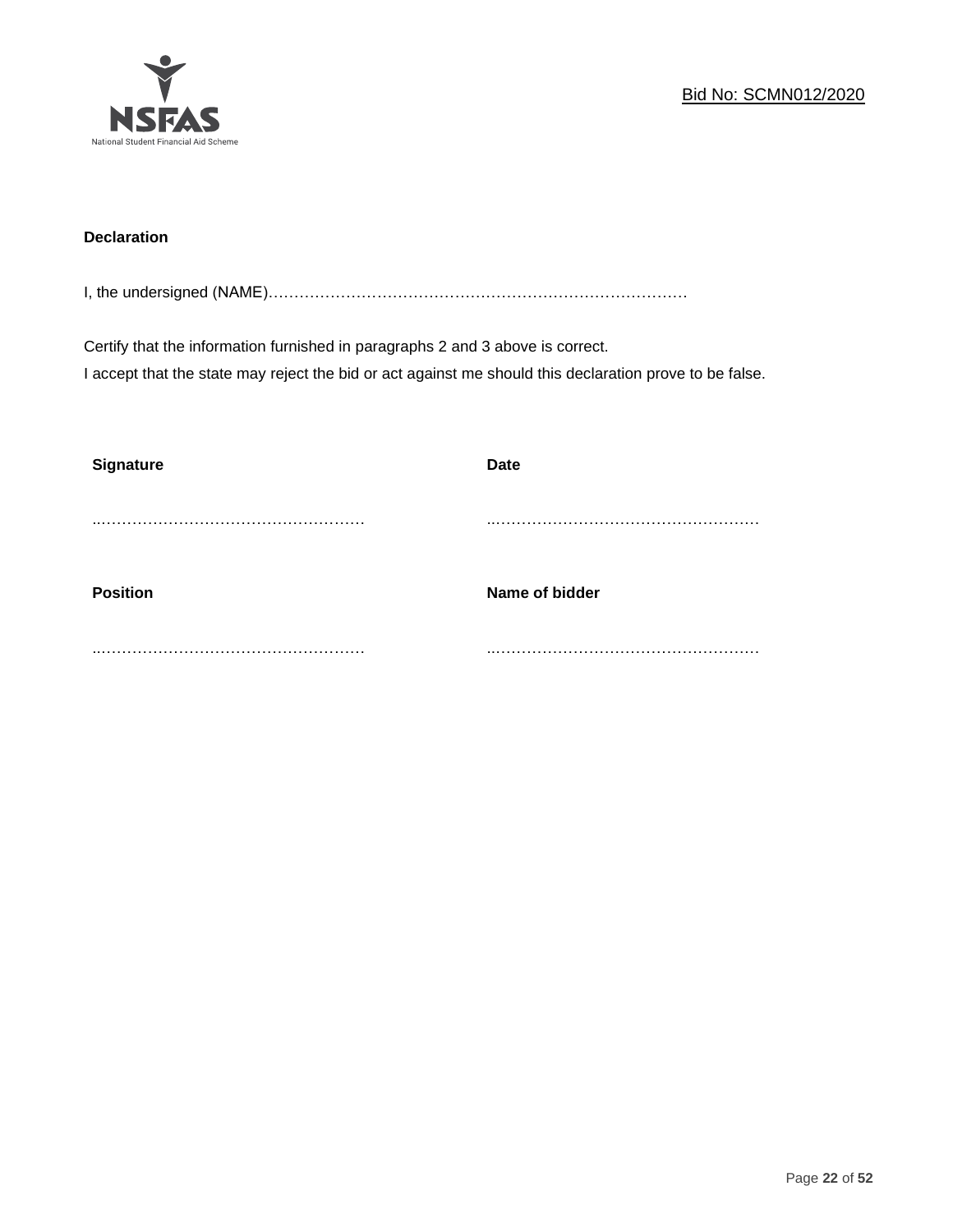**Declaration**

I, the undersigned (NAME)…………………………………………………………………………

Certify that the information furnished in paragraphs 2 and 3 above is correct.
I accept that the state may reject the bid or act against me should this declaration prove to be false.

| **Signature** | **Date** |
|---|---|
| ..…………………………………………… | ..…………………………………………… |
| **Position** | **Name of bidder** |
| ..…………………………………………… | ..…………………………………………… |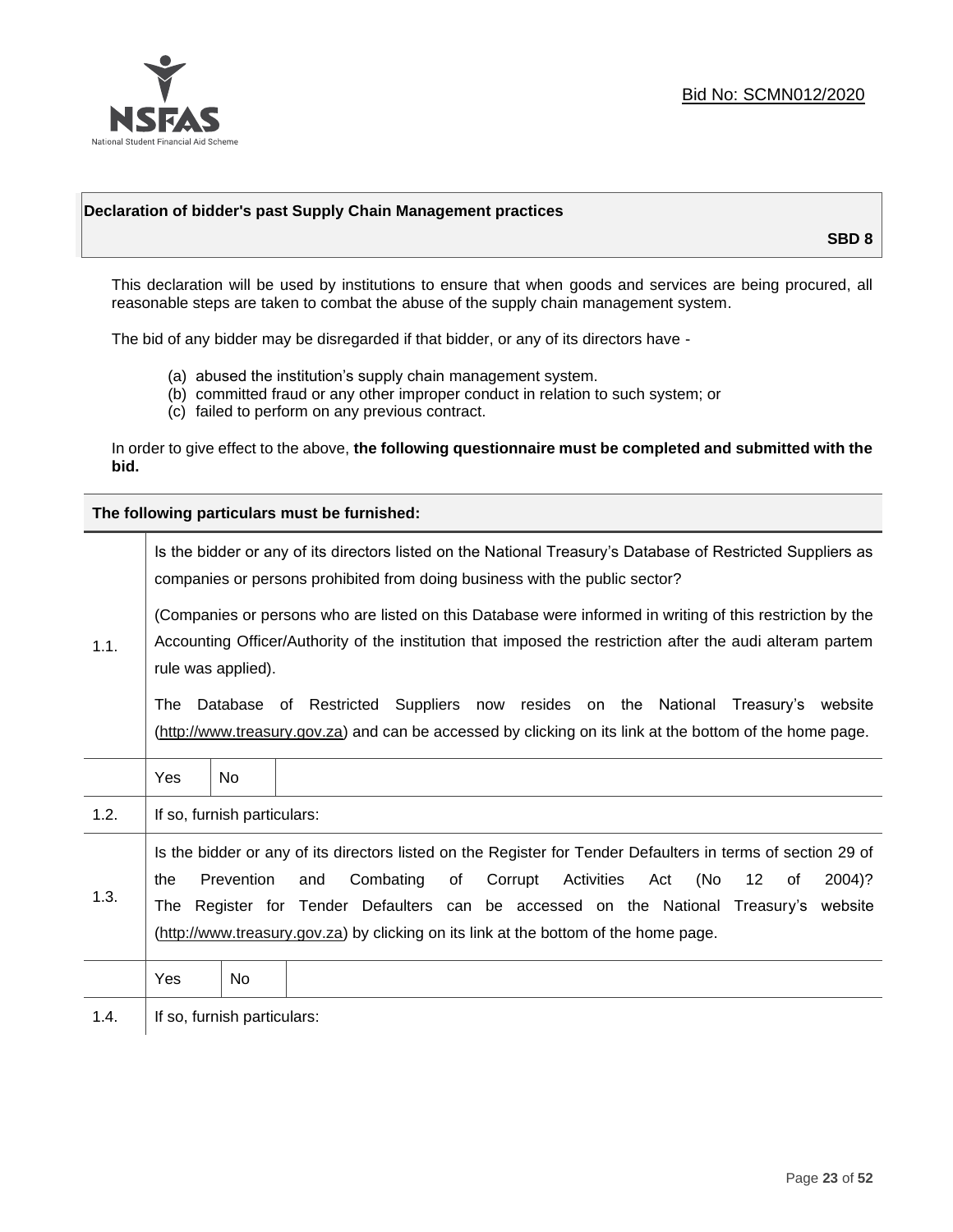Bid No: SCMN012/2020

## Declaration of bidder's past Supply Chain Management practices

**SBD 8**

This declaration will be used by institutions to ensure that when goods and services are being procured, all reasonable steps are taken to combat the abuse of the supply chain management system.

The bid of any bidder may be disregarded if that bidder, or any of its directors have -

(a) abused the institution's supply chain management system.
(b) committed fraud or any other improper conduct in relation to such system; or
(c) failed to perform on any previous contract.

In order to give effect to the above, **the following questionnaire must be completed and submitted with the bid.**

| **The following particulars must be furnished:** | |
|---|---|
| 1.1. | Is the bidder or any of its directors listed on the National Treasury's Database of Restricted Suppliers as companies or persons prohibited from doing business with the public sector?<br><br>(Companies or persons who are listed on this Database were informed in writing of this restriction by the Accounting Officer/Authority of the institution that imposed the restriction after the audi alteram partem rule was applied).<br><br>The Database of Restricted Suppliers now resides on the National Treasury's website (http://www.treasury.gov.za) and can be accessed by clicking on its link at the bottom of the home page. |
| | Yes / No |
| 1.2. | If so, furnish particulars: |
| 1.3. | Is the bidder or any of its directors listed on the Register for Tender Defaulters in terms of section 29 of the Prevention and Combating of Corrupt Activities Act (No 12 of 2004)? The Register for Tender Defaulters can be accessed on the National Treasury's website (http://www.treasury.gov.za) by clicking on its link at the bottom of the home page. |
| | Yes / No |
| 1.4. | If so, furnish particulars: |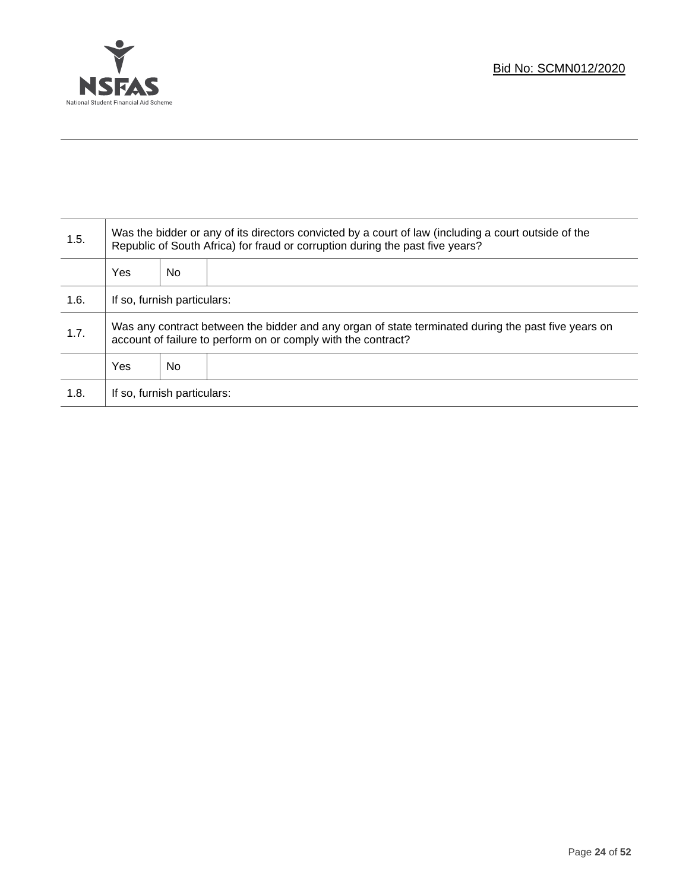| | | | |
|---|---|---|---|
| 1.5. | Was the bidder or any of its directors convicted by a court of law (including a court outside of the Republic of South Africa) for fraud or corruption during the past five years? | | |
| | Yes | No | |
| 1.6. | If so, furnish particulars: | | |
| 1.7. | Was any contract between the bidder and any organ of state terminated during the past five years on account of failure to perform on or comply with the contract? | | |
| | Yes | No | |
| 1.8. | If so, furnish particulars: | | |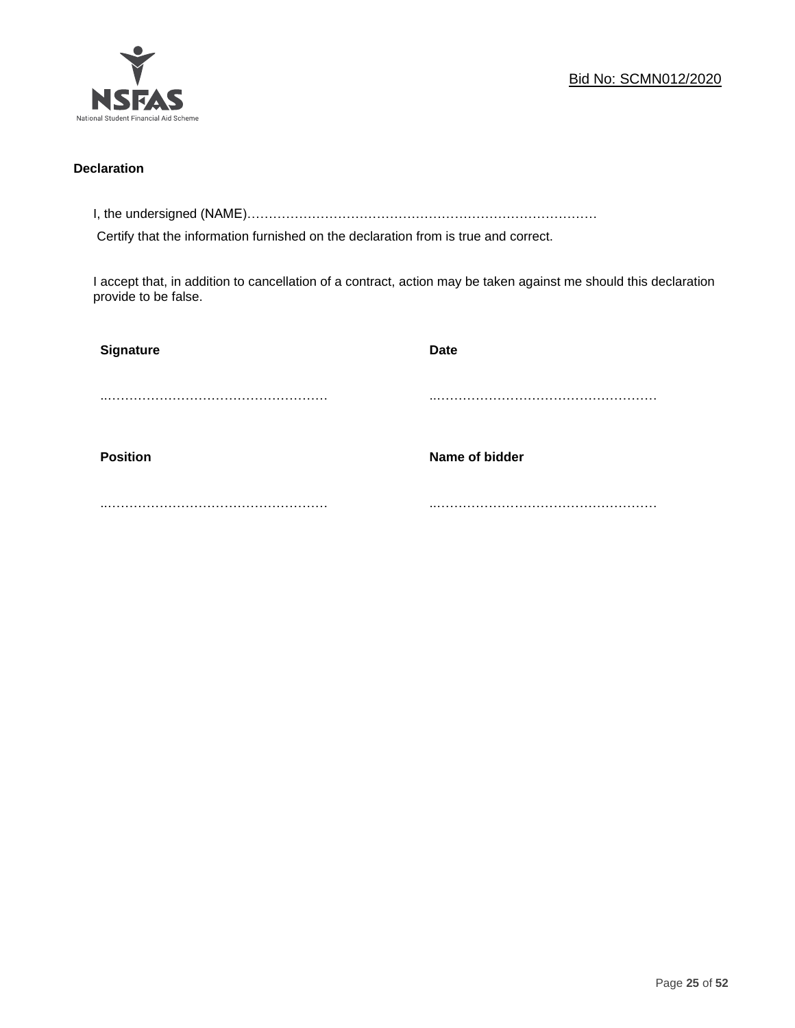**Declaration**

I, the undersigned (NAME)………………………………………………………………………

Certify that the information furnished on the declaration from is true and correct.

I accept that, in addition to cancellation of a contract, action may be taken against me should this declaration provide to be false.

| **Signature** | **Date** |
|---|---|
| ..……………………………………………… | ..……………………………………………… |
| **Position** | **Name of bidder** |
| ..……………………………………………… | ..……………………………………………… |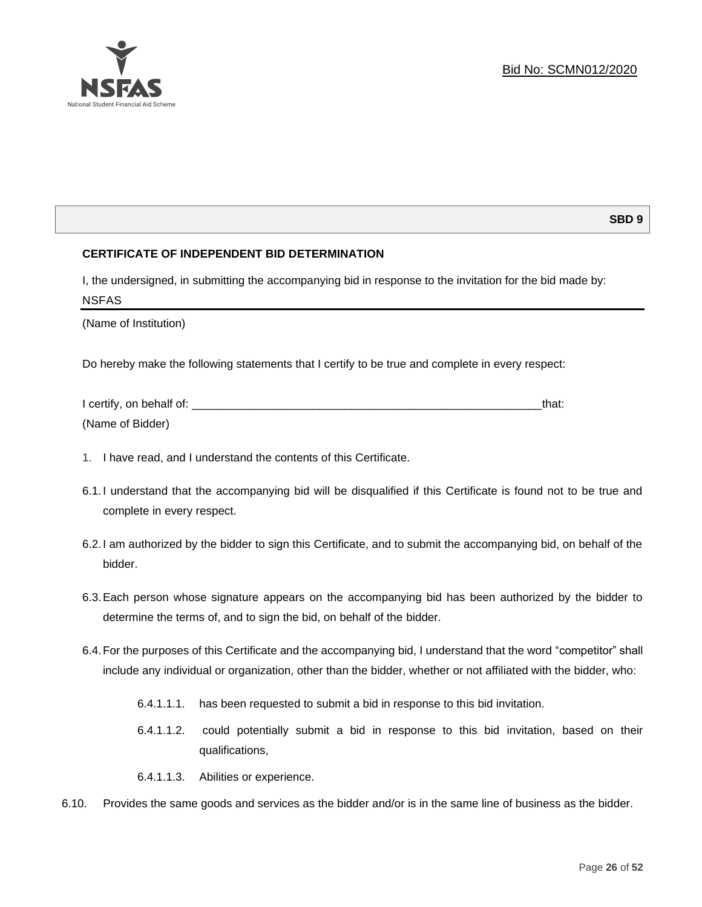Bid No: SCMN012/2020

**SBD 9**

**CERTIFICATE OF INDEPENDENT BID DETERMINATION**

I, the undersigned, in submitting the accompanying bid in response to the invitation for the bid made by:

NSFAS

(Name of Institution)

Do hereby make the following statements that I certify to be true and complete in every respect:

I certify, on behalf of: ___________________________________________________________that:

(Name of Bidder)

1. I have read, and I understand the contents of this Certificate.

6.1. I understand that the accompanying bid will be disqualified if this Certificate is found not to be true and complete in every respect.

6.2. I am authorized by the bidder to sign this Certificate, and to submit the accompanying bid, on behalf of the bidder.

6.3. Each person whose signature appears on the accompanying bid has been authorized by the bidder to determine the terms of, and to sign the bid, on behalf of the bidder.

6.4. For the purposes of this Certificate and the accompanying bid, I understand that the word "competitor" shall include any individual or organization, other than the bidder, whether or not affiliated with the bidder, who:

6.4.1.1.1. has been requested to submit a bid in response to this bid invitation.

6.4.1.1.2. could potentially submit a bid in response to this bid invitation, based on their qualifications,

6.4.1.1.3. Abilities or experience.

6.10. Provides the same goods and services as the bidder and/or is in the same line of business as the bidder.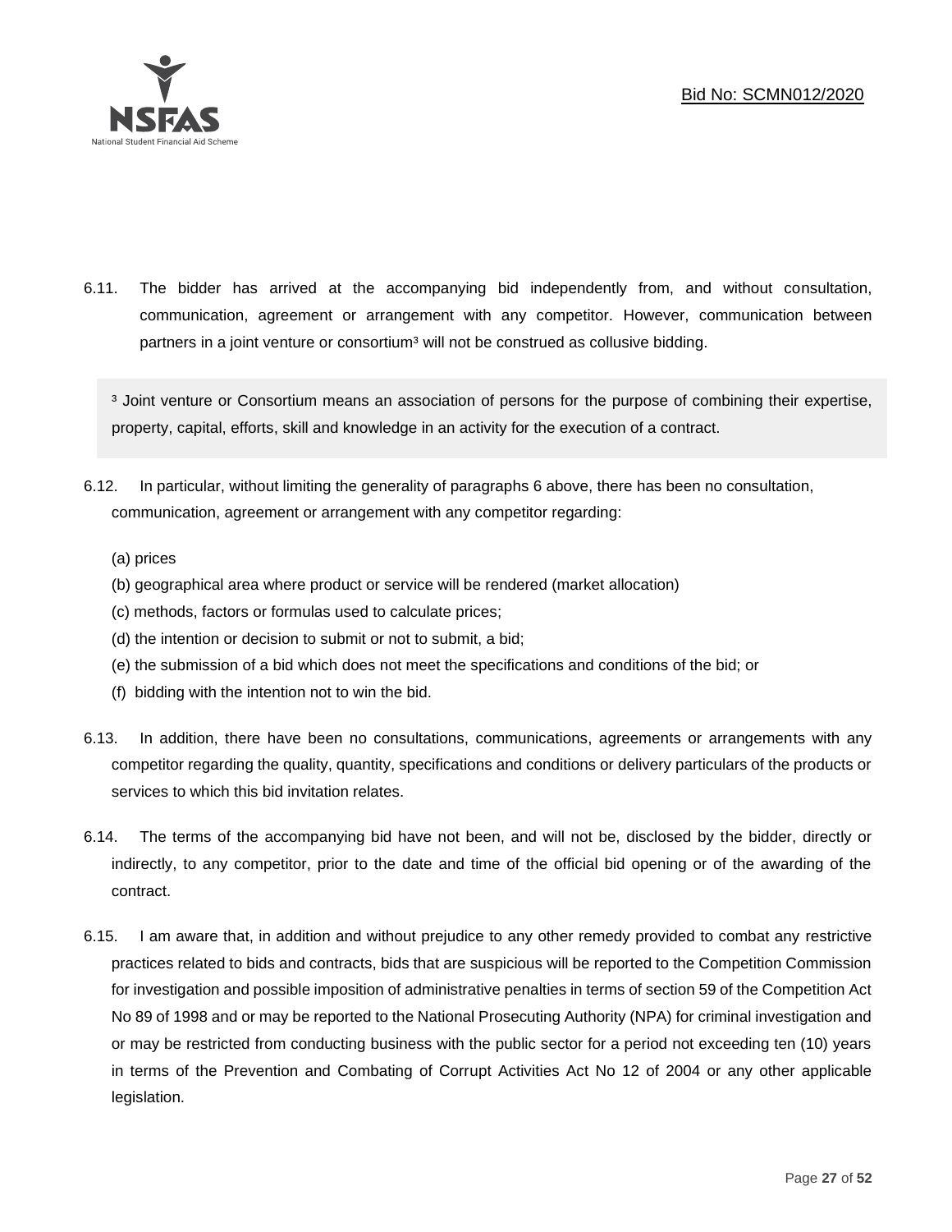6.11. The bidder has arrived at the accompanying bid independently from, and without consultation, communication, agreement or arrangement with any competitor. However, communication between partners in a joint venture or consortium[3] will not be construed as collusive bidding.

> [3] Joint venture or Consortium means an association of persons for the purpose of combining their expertise, property, capital, efforts, skill and knowledge in an activity for the execution of a contract.

6.12. In particular, without limiting the generality of paragraphs 6 above, there has been no consultation, communication, agreement or arrangement with any competitor regarding:

(a) prices
(b) geographical area where product or service will be rendered (market allocation)
(c) methods, factors or formulas used to calculate prices;
(d) the intention or decision to submit or not to submit, a bid;
(e) the submission of a bid which does not meet the specifications and conditions of the bid; or
(f) bidding with the intention not to win the bid.

6.13. In addition, there have been no consultations, communications, agreements or arrangements with any competitor regarding the quality, quantity, specifications and conditions or delivery particulars of the products or services to which this bid invitation relates.

6.14. The terms of the accompanying bid have not been, and will not be, disclosed by the bidder, directly or indirectly, to any competitor, prior to the date and time of the official bid opening or of the awarding of the contract.

6.15. I am aware that, in addition and without prejudice to any other remedy provided to combat any restrictive practices related to bids and contracts, bids that are suspicious will be reported to the Competition Commission for investigation and possible imposition of administrative penalties in terms of section 59 of the Competition Act No 89 of 1998 and or may be reported to the National Prosecuting Authority (NPA) for criminal investigation and or may be restricted from conducting business with the public sector for a period not exceeding ten (10) years in terms of the Prevention and Combating of Corrupt Activities Act No 12 of 2004 or any other applicable legislation.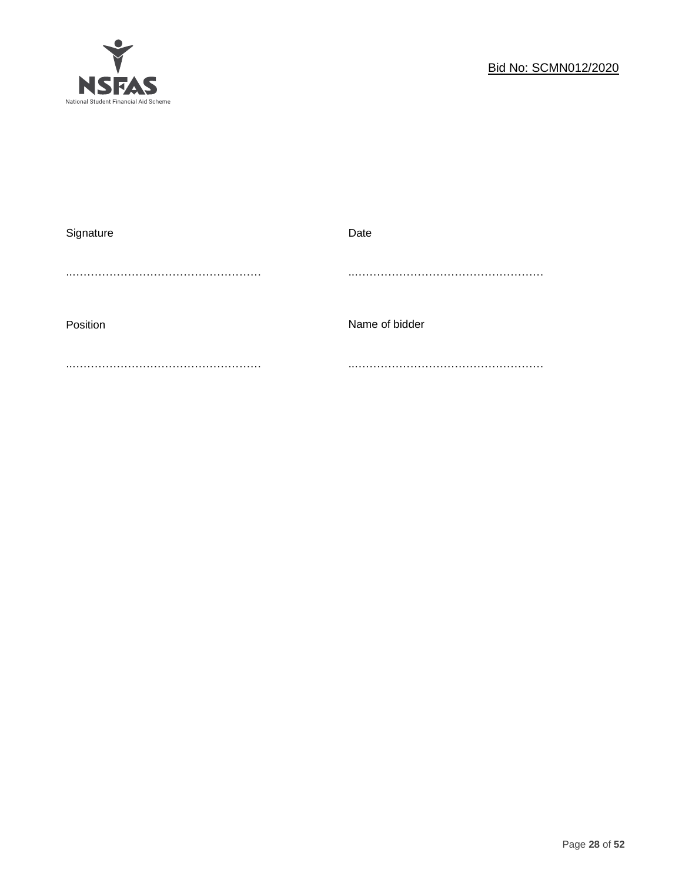| Signature | Date |
|---|---|
| …………………………………………… | …………………………………………… |
| Position | Name of bidder |
| …………………………………………… | …………………………………………… |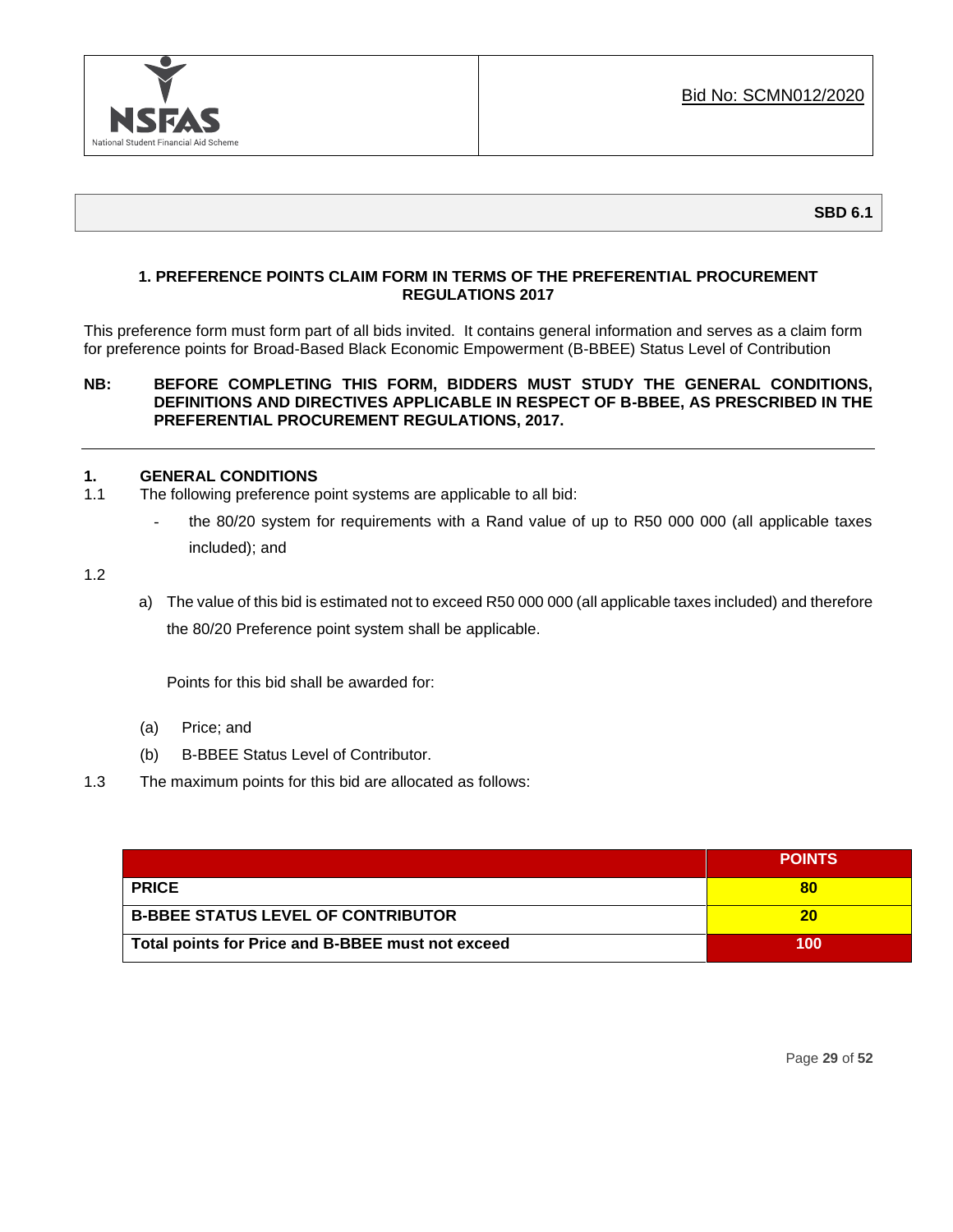NSFAS
National Student Financial Aid Scheme

Bid No: SCMN012/2020

**SBD 6.1**

**1. PREFERENCE POINTS CLAIM FORM IN TERMS OF THE PREFERENTIAL PROCUREMENT REGULATIONS 2017**

This preference form must form part of all bids invited. It contains general information and serves as a claim form for preference points for Broad-Based Black Economic Empowerment (B-BBEE) Status Level of Contribution

**NB: BEFORE COMPLETING THIS FORM, BIDDERS MUST STUDY THE GENERAL CONDITIONS, DEFINITIONS AND DIRECTIVES APPLICABLE IN RESPECT OF B-BBEE, AS PRESCRIBED IN THE PREFERENTIAL PROCUREMENT REGULATIONS, 2017.**

---

**1. GENERAL CONDITIONS**

1.1 The following preference point systems are applicable to all bid:

- the 80/20 system for requirements with a Rand value of up to R50 000 000 (all applicable taxes included); and

1.2

a) The value of this bid is estimated not to exceed R50 000 000 (all applicable taxes included) and therefore the 80/20 Preference point system shall be applicable.

Points for this bid shall be awarded for:

(a) Price; and

(b) B-BBEE Status Level of Contributor.

1.3 The maximum points for this bid are allocated as follows:

| | POINTS |
|---|---|
| **PRICE** | **80** |
| **B-BBEE STATUS LEVEL OF CONTRIBUTOR** | **20** |
| **Total points for Price and B-BBEE must not exceed** | **100** |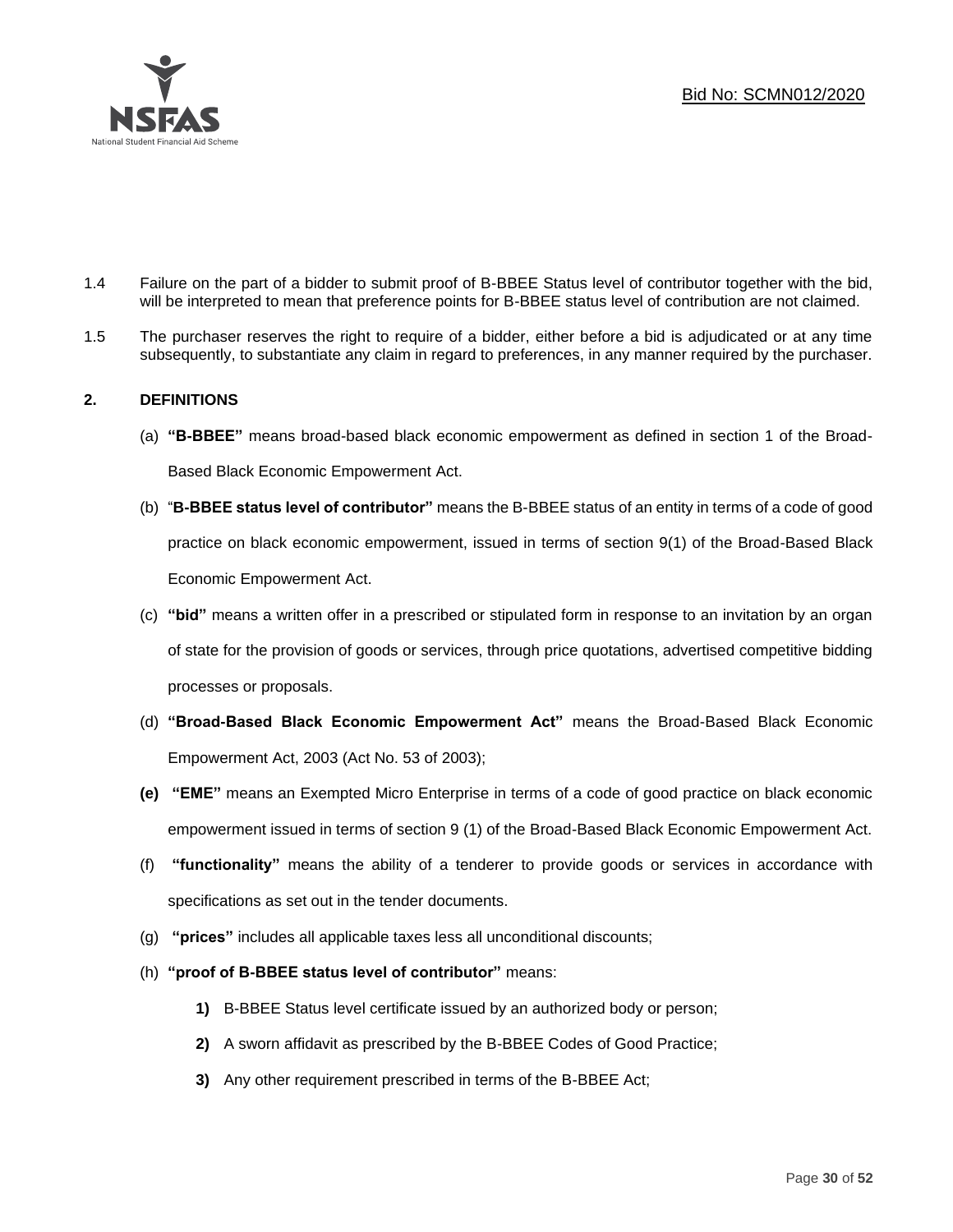1.4 Failure on the part of a bidder to submit proof of B-BBEE Status level of contributor together with the bid, will be interpreted to mean that preference points for B-BBEE status level of contribution are not claimed.

1.5 The purchaser reserves the right to require of a bidder, either before a bid is adjudicated or at any time subsequently, to substantiate any claim in regard to preferences, in any manner required by the purchaser.

## 2. DEFINITIONS

(a) **"B-BBEE"** means broad-based black economic empowerment as defined in section 1 of the Broad-Based Black Economic Empowerment Act.

(b) "**B-BBEE status level of contributor"** means the B-BBEE status of an entity in terms of a code of good practice on black economic empowerment, issued in terms of section 9(1) of the Broad-Based Black Economic Empowerment Act.

(c) **"bid"** means a written offer in a prescribed or stipulated form in response to an invitation by an organ of state for the provision of goods or services, through price quotations, advertised competitive bidding processes or proposals.

(d) **"Broad-Based Black Economic Empowerment Act"** means the Broad-Based Black Economic Empowerment Act, 2003 (Act No. 53 of 2003);

**(e)** **"EME"** means an Exempted Micro Enterprise in terms of a code of good practice on black economic empowerment issued in terms of section 9 (1) of the Broad-Based Black Economic Empowerment Act.

(f) **"functionality"** means the ability of a tenderer to provide goods or services in accordance with specifications as set out in the tender documents.

(g) **"prices"** includes all applicable taxes less all unconditional discounts;

(h) **"proof of B-BBEE status level of contributor"** means:

**1)** B-BBEE Status level certificate issued by an authorized body or person;

**2)** A sworn affidavit as prescribed by the B-BBEE Codes of Good Practice;

**3)** Any other requirement prescribed in terms of the B-BBEE Act;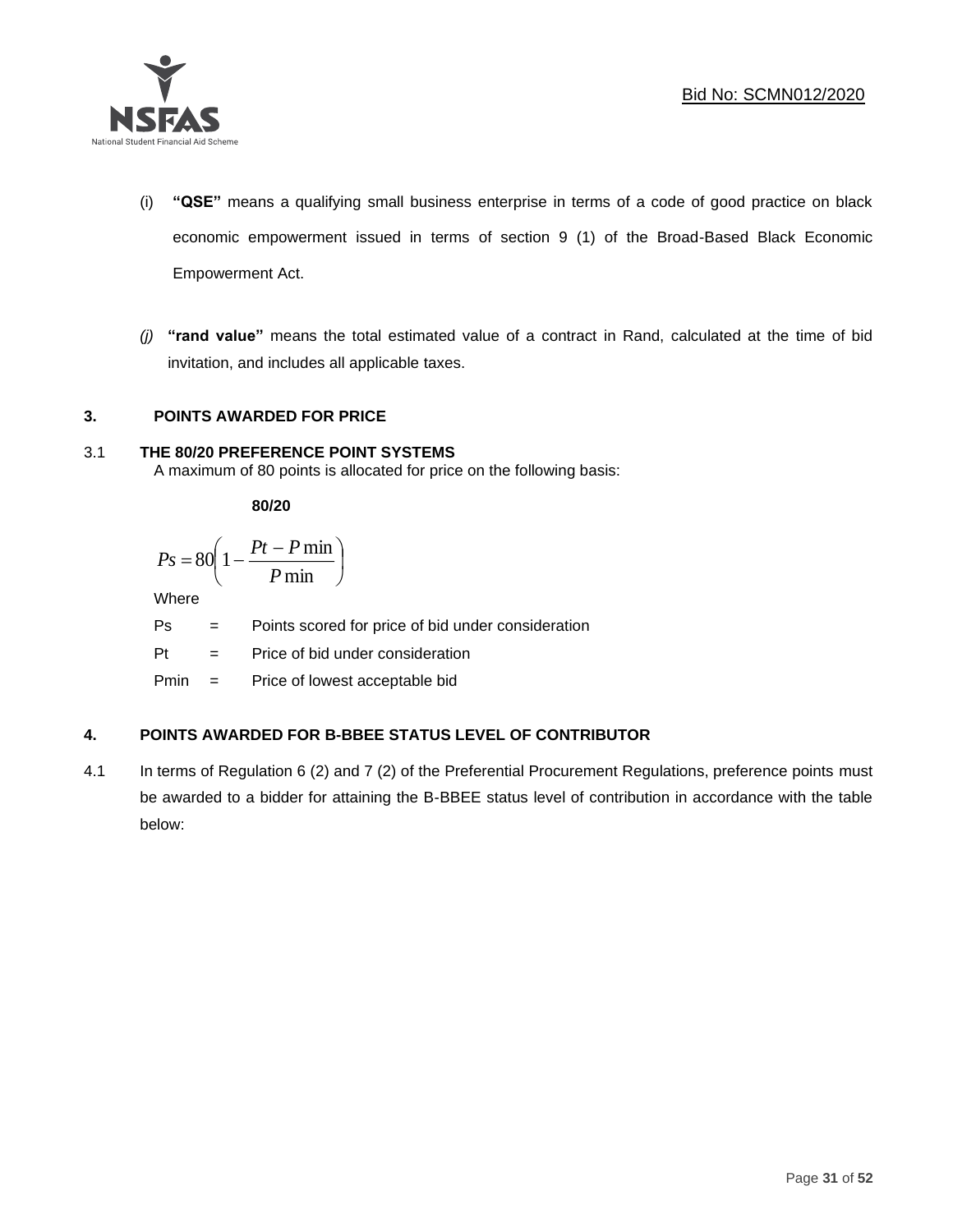(i) **"QSE"** means a qualifying small business enterprise in terms of a code of good practice on black economic empowerment issued in terms of section 9 (1) of the Broad-Based Black Economic Empowerment Act.

*(j)* **"rand value"** means the total estimated value of a contract in Rand, calculated at the time of bid invitation, and includes all applicable taxes.

## 3. POINTS AWARDED FOR PRICE

### 3.1 THE 80/20 PREFERENCE POINT SYSTEMS

A maximum of 80 points is allocated for price on the following basis:

**80/20**

$$Ps = 80\left(1 - \frac{Pt - P\min}{P\min}\right)$$

Where

Ps = Points scored for price of bid under consideration

Pt = Price of bid under consideration

Pmin = Price of lowest acceptable bid

## 4. POINTS AWARDED FOR B-BBEE STATUS LEVEL OF CONTRIBUTOR

4.1 In terms of Regulation 6 (2) and 7 (2) of the Preferential Procurement Regulations, preference points must be awarded to a bidder for attaining the B-BBEE status level of contribution in accordance with the table below: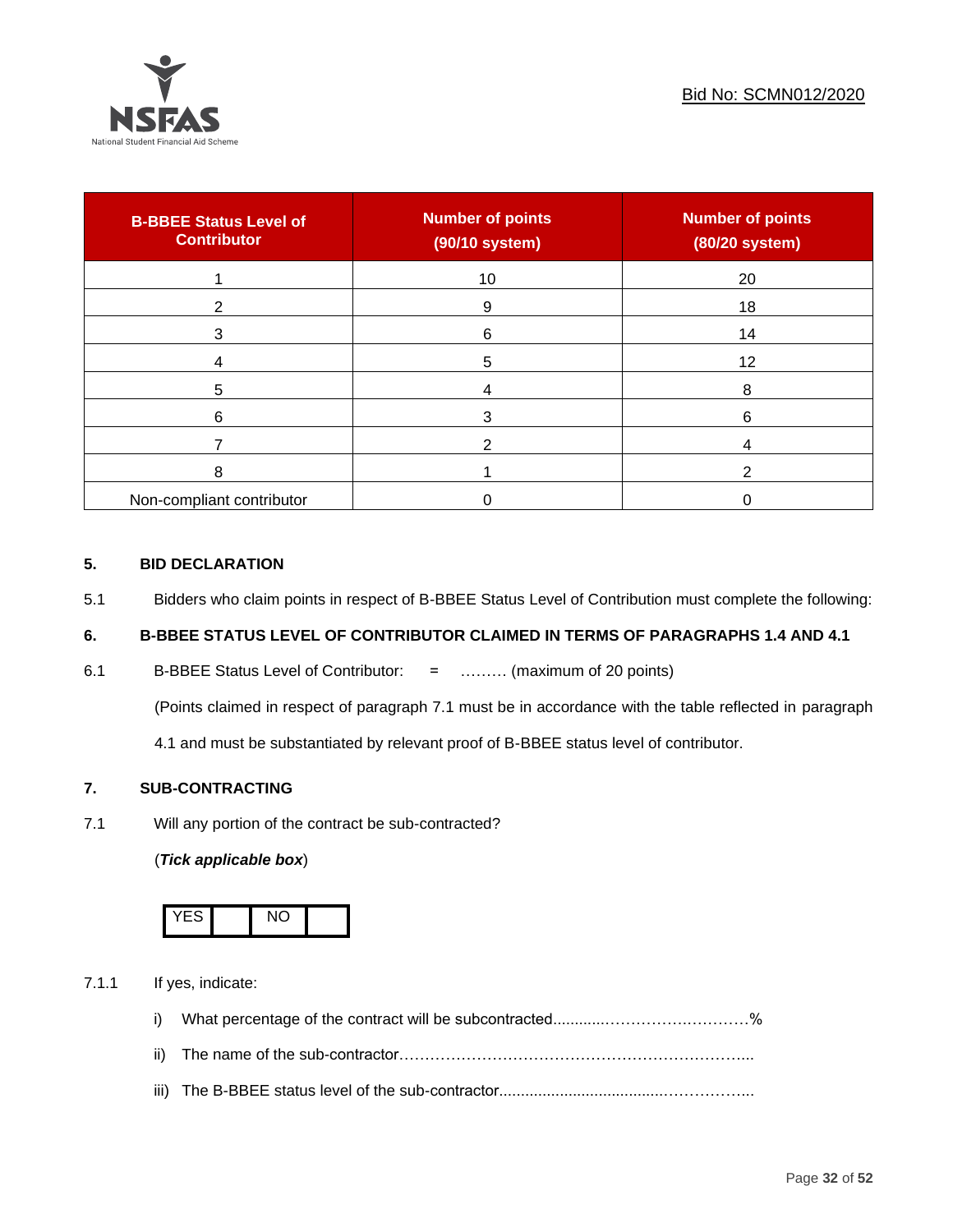| B-BBEE Status Level of Contributor | Number of points (90/10 system) | Number of points (80/20 system) |
|---|---|---|
| 1 | 10 | 20 |
| 2 | 9 | 18 |
| 3 | 6 | 14 |
| 4 | 5 | 12 |
| 5 | 4 | 8 |
| 6 | 3 | 6 |
| 7 | 2 | 4 |
| 8 | 1 | 2 |
| Non-compliant contributor | 0 | 0 |

## 5. BID DECLARATION

5.1 Bidders who claim points in respect of B-BBEE Status Level of Contribution must complete the following:

## 6. B-BBEE STATUS LEVEL OF CONTRIBUTOR CLAIMED IN TERMS OF PARAGRAPHS 1.4 AND 4.1

6.1 B-BBEE Status Level of Contributor: = ……… (maximum of 20 points)

(Points claimed in respect of paragraph 7.1 must be in accordance with the table reflected in paragraph 4.1 and must be substantiated by relevant proof of B-BBEE status level of contributor.

## 7. SUB-CONTRACTING

7.1 Will any portion of the contract be sub-contracted?

(***Tick applicable box***)

| YES | | NO | |
|---|---|---|---|

7.1.1 If yes, indicate:

i) What percentage of the contract will be subcontracted............……………….…………%

ii) The name of the sub-contractor…………………………………………………………....

iii) The B-BBEE status level of the sub-contractor.......................................……………...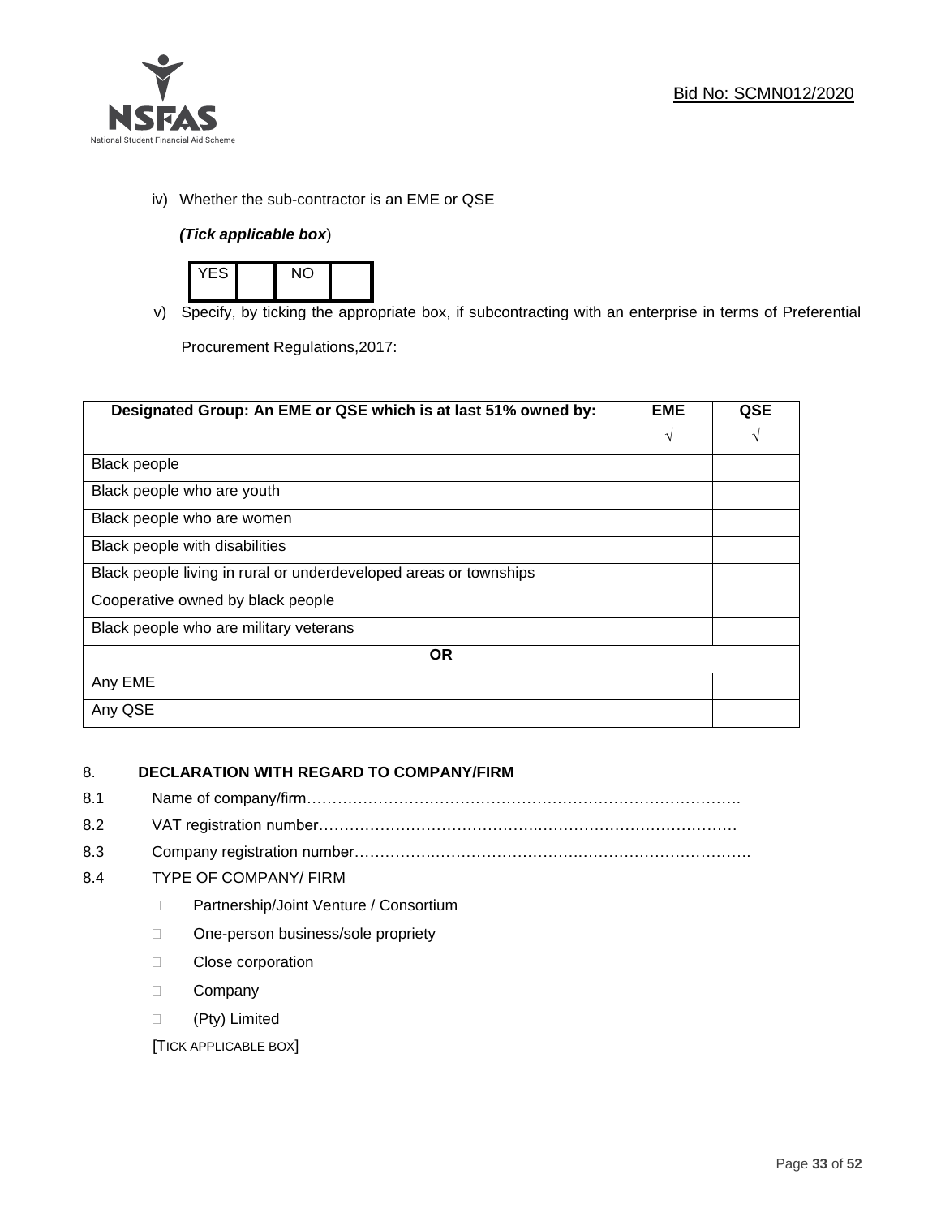iv) Whether the sub-contractor is an EME or QSE

*(Tick applicable box*)

| YES | | NO | |
|---|---|---|---|

v) Specify, by ticking the appropriate box, if subcontracting with an enterprise in terms of Preferential Procurement Regulations,2017:

| Designated Group: An EME or QSE which is at last 51% owned by: | EME √ | QSE √ |
|---|---|---|
| Black people | | |
| Black people who are youth | | |
| Black people who are women | | |
| Black people with disabilities | | |
| Black people living in rural or underdeveloped areas or townships | | |
| Cooperative owned by black people | | |
| Black people who are military veterans | | |
| **OR** | | |
| Any EME | | |
| Any QSE | | |

8. **DECLARATION WITH REGARD TO COMPANY/FIRM**

8.1 Name of company/firm……………………………………………………………………………

8.2 VAT registration number………………………………………………………………………

8.3 Company registration number……………………………………………………………………

8.4 TYPE OF COMPANY/ FIRM

- ☐ Partnership/Joint Venture / Consortium
- ☐ One-person business/sole propriety
- ☐ Close corporation
- ☐ Company
- ☐ (Pty) Limited

[TICK APPLICABLE BOX]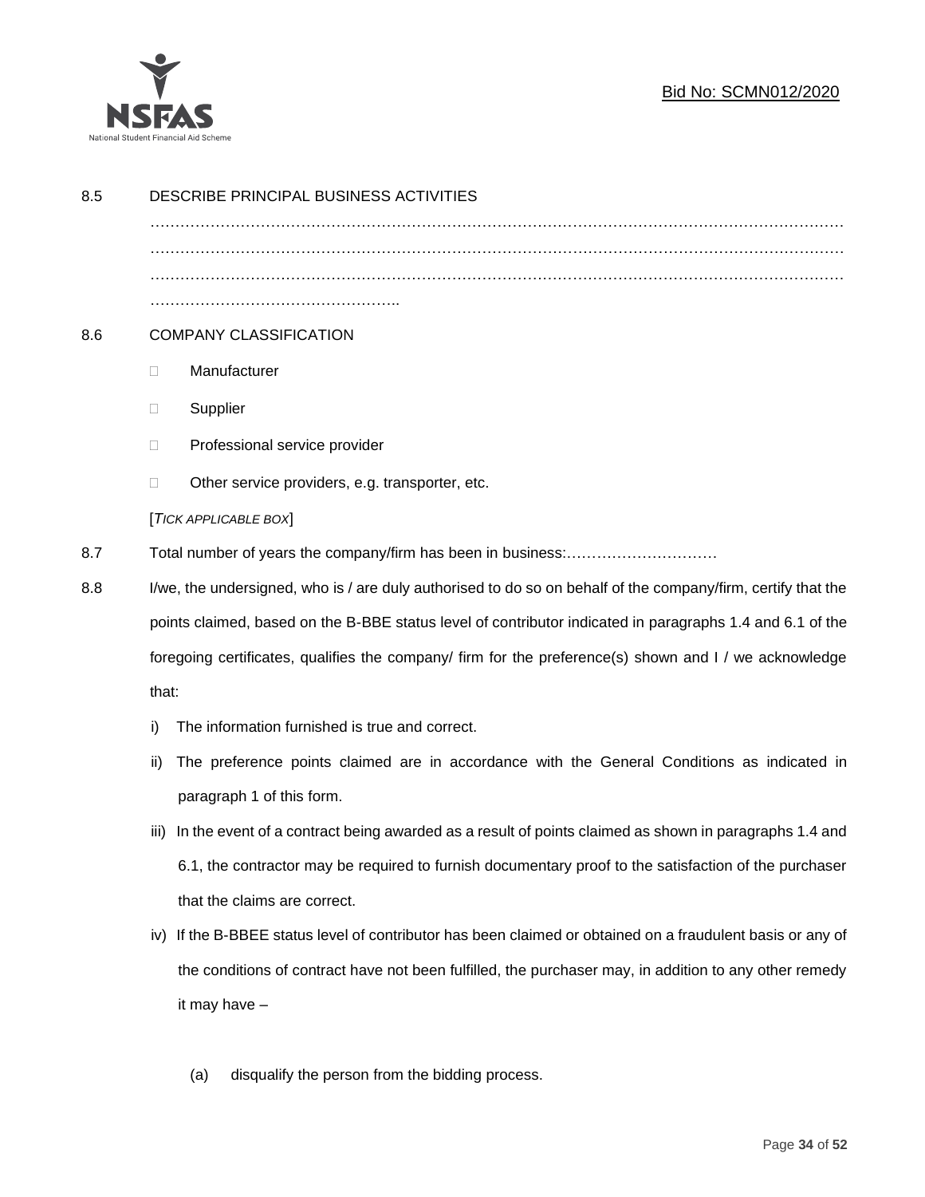8.5 DESCRIBE PRINCIPAL BUSINESS ACTIVITIES

…………………………………………………………………………………………………………………
…………………………………………………………………………………………………………………
…………………………………………………………………………………………………………………
…………………………………………..

8.6 COMPANY CLASSIFICATION

- ☐ Manufacturer
- ☐ Supplier
- ☐ Professional service provider
- ☐ Other service providers, e.g. transporter, etc.

[*TICK APPLICABLE BOX*]

8.7 Total number of years the company/firm has been in business:…………………………

8.8 I/we, the undersigned, who is / are duly authorised to do so on behalf of the company/firm, certify that the points claimed, based on the B-BBE status level of contributor indicated in paragraphs 1.4 and 6.1 of the foregoing certificates, qualifies the company/ firm for the preference(s) shown and I / we acknowledge that:

i) The information furnished is true and correct.

ii) The preference points claimed are in accordance with the General Conditions as indicated in paragraph 1 of this form.

iii) In the event of a contract being awarded as a result of points claimed as shown in paragraphs 1.4 and 6.1, the contractor may be required to furnish documentary proof to the satisfaction of the purchaser that the claims are correct.

iv) If the B-BBEE status level of contributor has been claimed or obtained on a fraudulent basis or any of the conditions of contract have not been fulfilled, the purchaser may, in addition to any other remedy it may have –

(a) disqualify the person from the bidding process.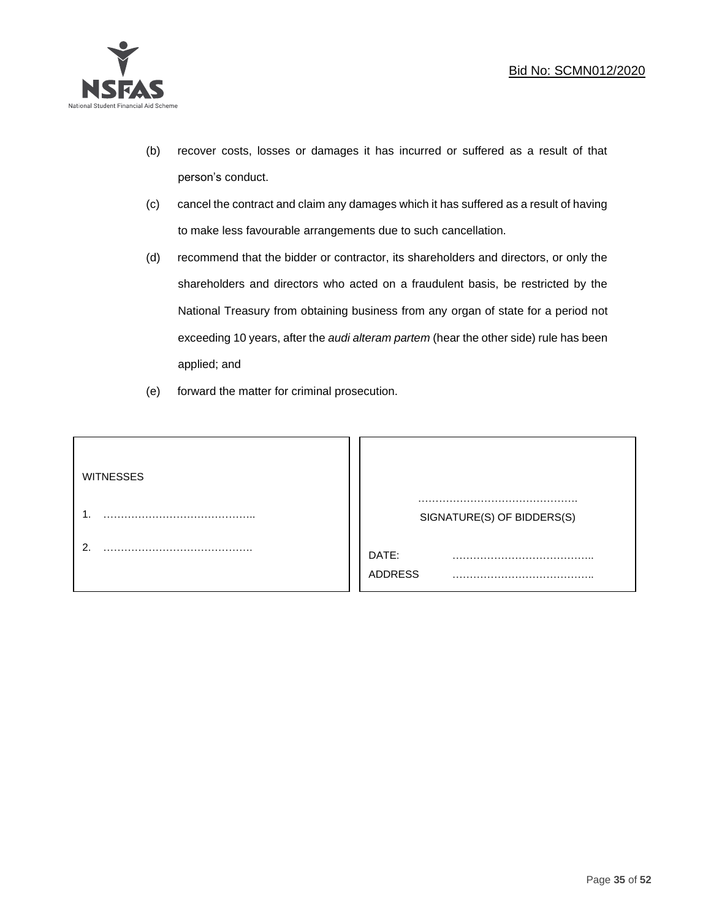(b) recover costs, losses or damages it has incurred or suffered as a result of that person's conduct.

(c) cancel the contract and claim any damages which it has suffered as a result of having to make less favourable arrangements due to such cancellation.

(d) recommend that the bidder or contractor, its shareholders and directors, or only the shareholders and directors who acted on a fraudulent basis, be restricted by the National Treasury from obtaining business from any organ of state for a period not exceeding 10 years, after the *audi alteram partem* (hear the other side) rule has been applied; and

(e) forward the matter for criminal prosecution.

| WITNESSES | |
|---|---|
| 1. …………………………………….. | ………………………………………<br>SIGNATURE(S) OF BIDDERS(S) |
| 2. ……………………………………. | DATE: ………………………………….. |
| | ADDRESS ………………………………….. |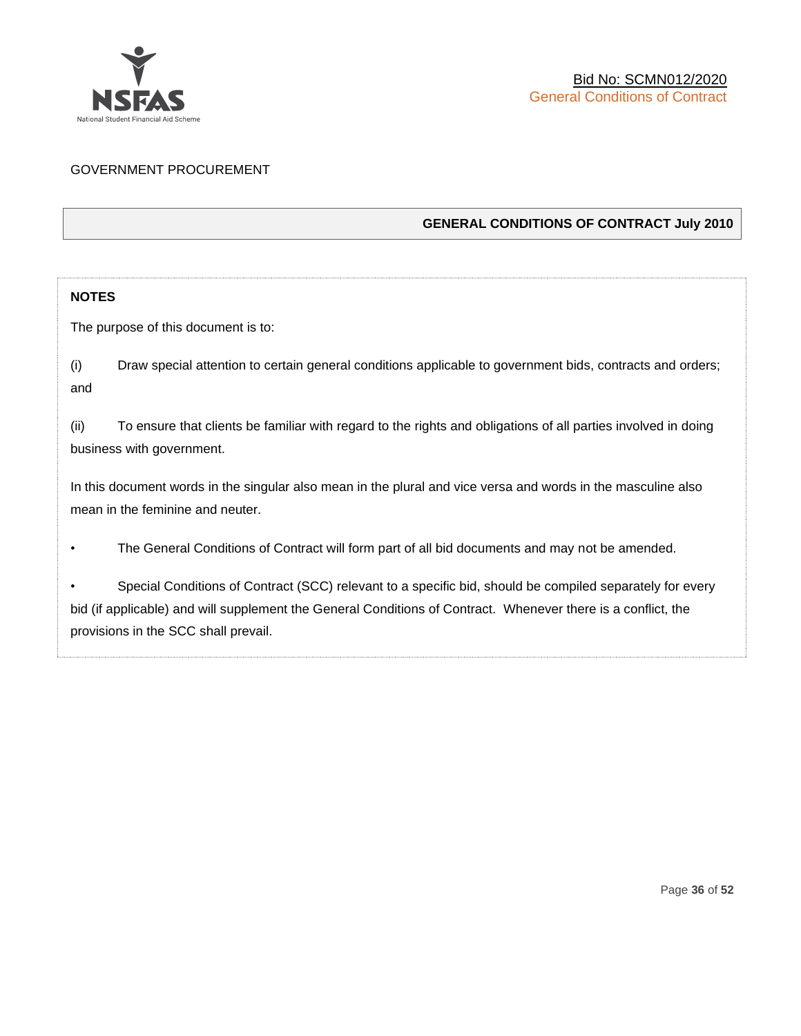GOVERNMENT PROCUREMENT

## GENERAL CONDITIONS OF CONTRACT July 2010

**NOTES**

The purpose of this document is to:

(i) Draw special attention to certain general conditions applicable to government bids, contracts and orders; and

(ii) To ensure that clients be familiar with regard to the rights and obligations of all parties involved in doing business with government.

In this document words in the singular also mean in the plural and vice versa and words in the masculine also mean in the feminine and neuter.

- The General Conditions of Contract will form part of all bid documents and may not be amended.
- Special Conditions of Contract (SCC) relevant to a specific bid, should be compiled separately for every bid (if applicable) and will supplement the General Conditions of Contract. Whenever there is a conflict, the provisions in the SCC shall prevail.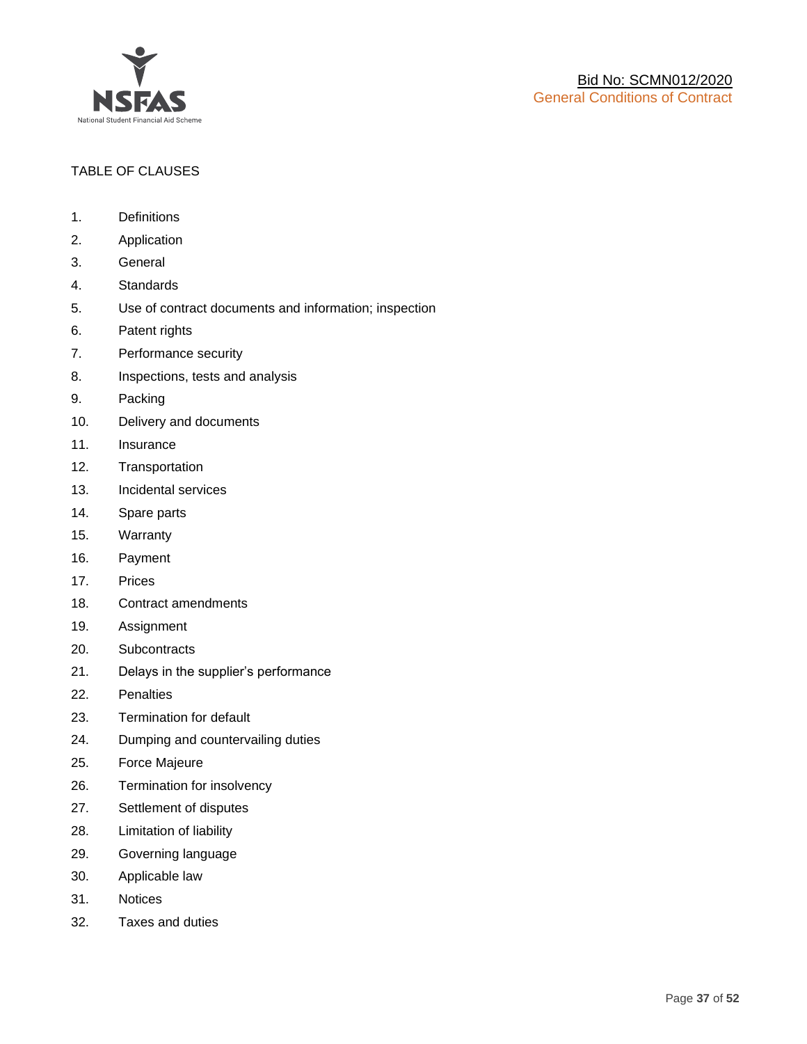TABLE OF CLAUSES

1. Definitions
2. Application
3. General
4. Standards
5. Use of contract documents and information; inspection
6. Patent rights
7. Performance security
8. Inspections, tests and analysis
9. Packing
10. Delivery and documents
11. Insurance
12. Transportation
13. Incidental services
14. Spare parts
15. Warranty
16. Payment
17. Prices
18. Contract amendments
19. Assignment
20. Subcontracts
21. Delays in the supplier's performance
22. Penalties
23. Termination for default
24. Dumping and countervailing duties
25. Force Majeure
26. Termination for insolvency
27. Settlement of disputes
28. Limitation of liability
29. Governing language
30. Applicable law
31. Notices
32. Taxes and duties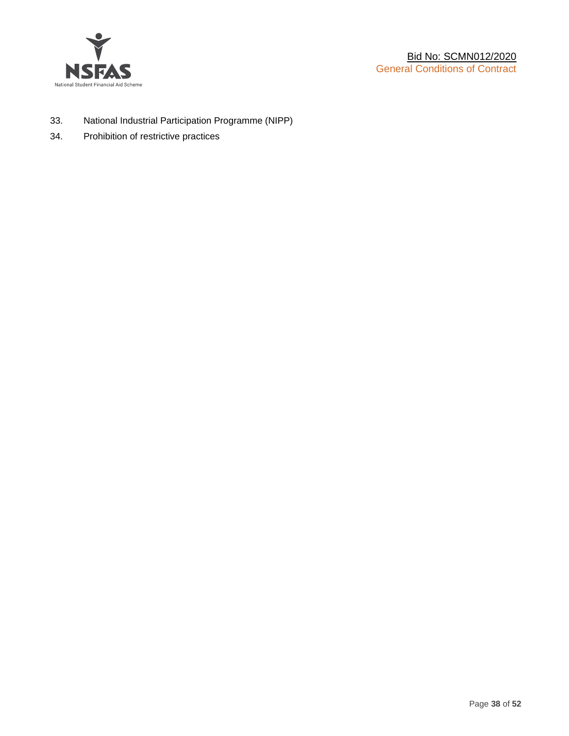33. National Industrial Participation Programme (NIPP)
34. Prohibition of restrictive practices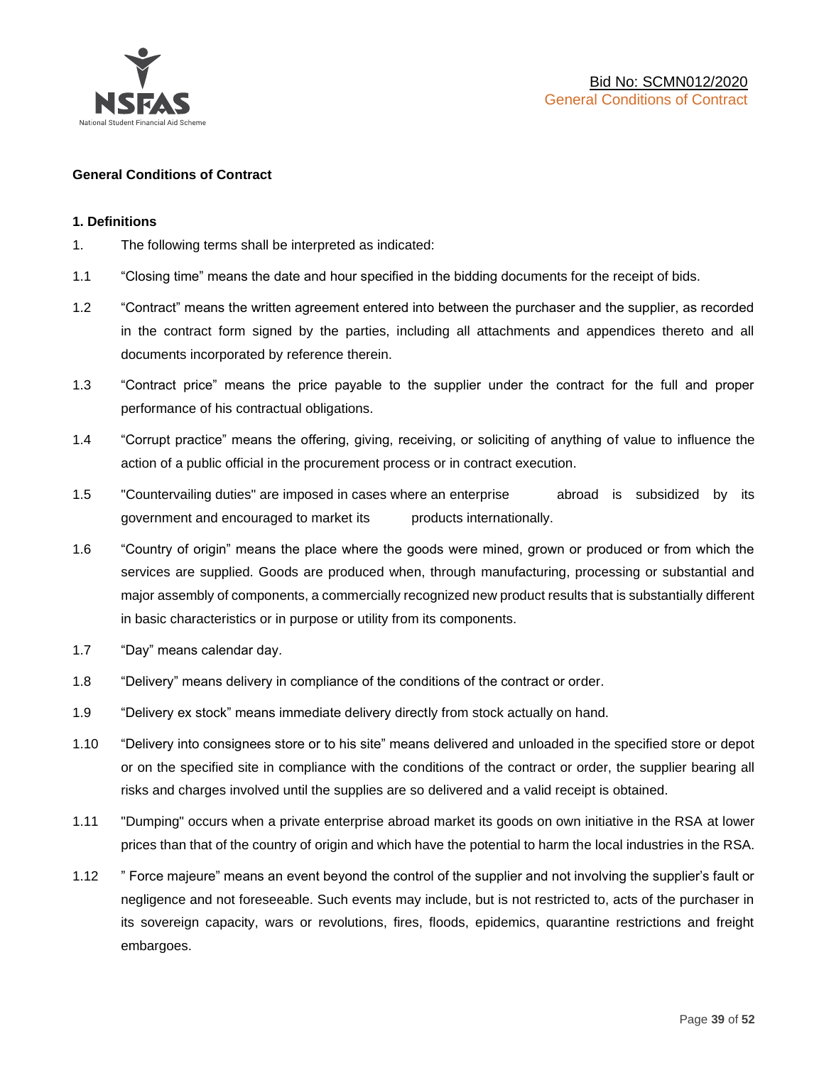**General Conditions of Contract**

**1. Definitions**

1. The following terms shall be interpreted as indicated:

1.1 "Closing time" means the date and hour specified in the bidding documents for the receipt of bids.

1.2 "Contract" means the written agreement entered into between the purchaser and the supplier, as recorded in the contract form signed by the parties, including all attachments and appendices thereto and all documents incorporated by reference therein.

1.3 "Contract price" means the price payable to the supplier under the contract for the full and proper performance of his contractual obligations.

1.4 "Corrupt practice" means the offering, giving, receiving, or soliciting of anything of value to influence the action of a public official in the procurement process or in contract execution.

1.5 "Countervailing duties" are imposed in cases where an enterprise abroad is subsidized by its government and encouraged to market its products internationally.

1.6 "Country of origin" means the place where the goods were mined, grown or produced or from which the services are supplied. Goods are produced when, through manufacturing, processing or substantial and major assembly of components, a commercially recognized new product results that is substantially different in basic characteristics or in purpose or utility from its components.

1.7 "Day" means calendar day.

1.8 "Delivery" means delivery in compliance of the conditions of the contract or order.

1.9 "Delivery ex stock" means immediate delivery directly from stock actually on hand.

1.10 "Delivery into consignees store or to his site" means delivered and unloaded in the specified store or depot or on the specified site in compliance with the conditions of the contract or order, the supplier bearing all risks and charges involved until the supplies are so delivered and a valid receipt is obtained.

1.11 "Dumping" occurs when a private enterprise abroad market its goods on own initiative in the RSA at lower prices than that of the country of origin and which have the potential to harm the local industries in the RSA.

1.12 " Force majeure" means an event beyond the control of the supplier and not involving the supplier's fault or negligence and not foreseeable. Such events may include, but is not restricted to, acts of the purchaser in its sovereign capacity, wars or revolutions, fires, floods, epidemics, quarantine restrictions and freight embargoes.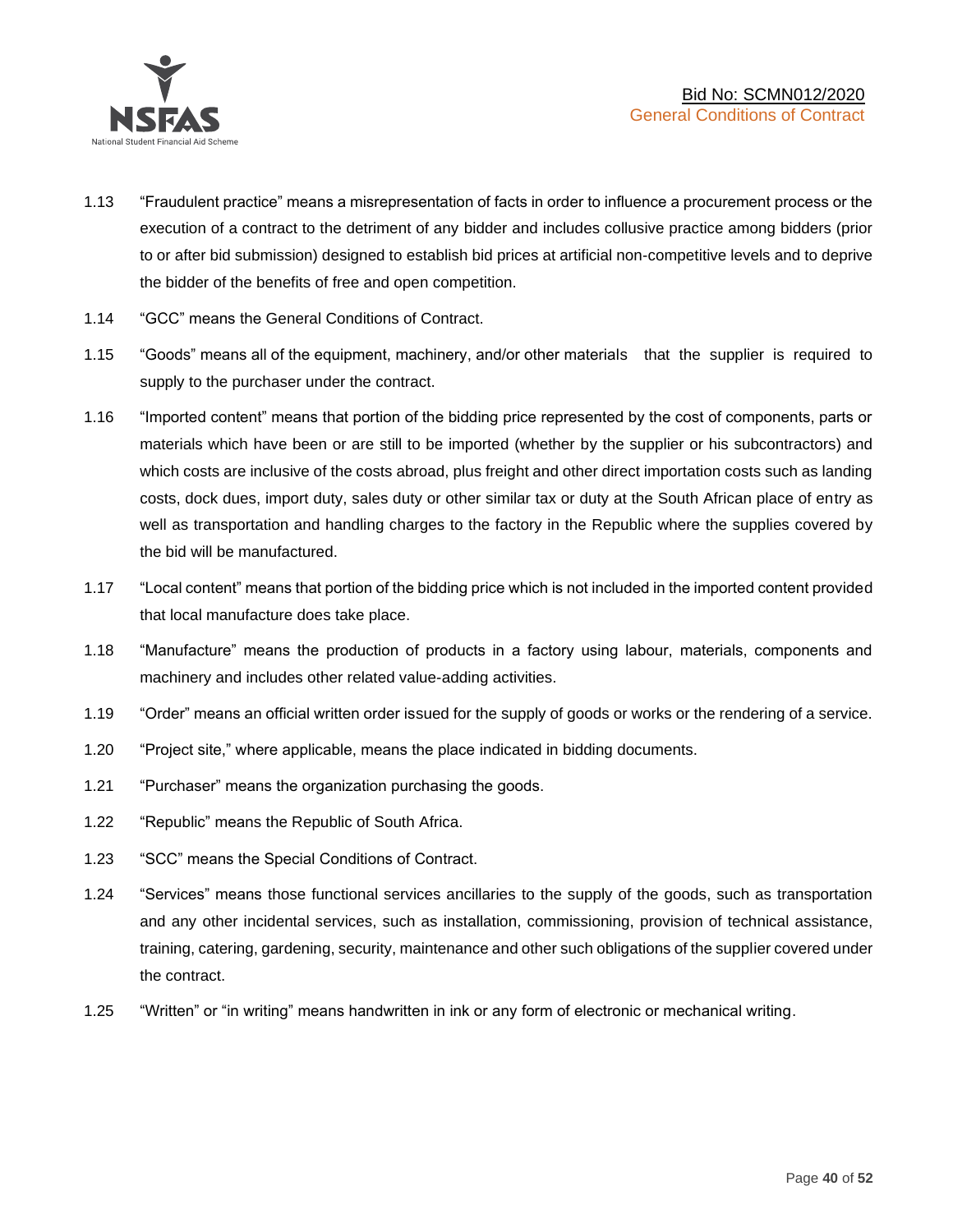1.13 "Fraudulent practice" means a misrepresentation of facts in order to influence a procurement process or the execution of a contract to the detriment of any bidder and includes collusive practice among bidders (prior to or after bid submission) designed to establish bid prices at artificial non-competitive levels and to deprive the bidder of the benefits of free and open competition.

1.14 "GCC" means the General Conditions of Contract.

1.15 "Goods" means all of the equipment, machinery, and/or other materials that the supplier is required to supply to the purchaser under the contract.

1.16 "Imported content" means that portion of the bidding price represented by the cost of components, parts or materials which have been or are still to be imported (whether by the supplier or his subcontractors) and which costs are inclusive of the costs abroad, plus freight and other direct importation costs such as landing costs, dock dues, import duty, sales duty or other similar tax or duty at the South African place of entry as well as transportation and handling charges to the factory in the Republic where the supplies covered by the bid will be manufactured.

1.17 "Local content" means that portion of the bidding price which is not included in the imported content provided that local manufacture does take place.

1.18 "Manufacture" means the production of products in a factory using labour, materials, components and machinery and includes other related value-adding activities.

1.19 "Order" means an official written order issued for the supply of goods or works or the rendering of a service.

1.20 "Project site," where applicable, means the place indicated in bidding documents.

1.21 "Purchaser" means the organization purchasing the goods.

1.22 "Republic" means the Republic of South Africa.

1.23 "SCC" means the Special Conditions of Contract.

1.24 "Services" means those functional services ancillaries to the supply of the goods, such as transportation and any other incidental services, such as installation, commissioning, provision of technical assistance, training, catering, gardening, security, maintenance and other such obligations of the supplier covered under the contract.

1.25 "Written" or "in writing" means handwritten in ink or any form of electronic or mechanical writing.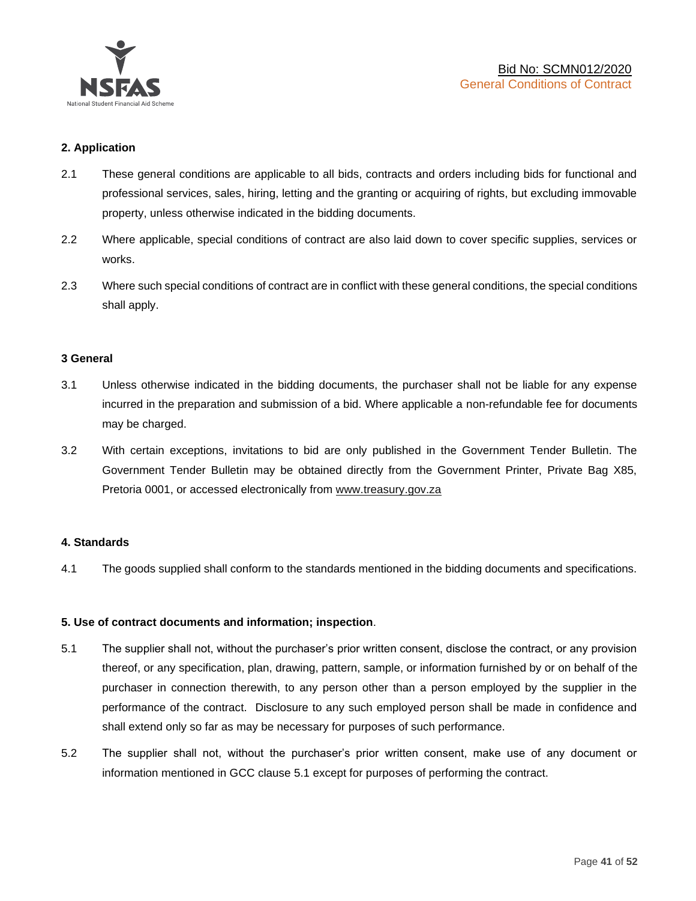## 2. Application

2.1 These general conditions are applicable to all bids, contracts and orders including bids for functional and professional services, sales, hiring, letting and the granting or acquiring of rights, but excluding immovable property, unless otherwise indicated in the bidding documents.

2.2 Where applicable, special conditions of contract are also laid down to cover specific supplies, services or works.

2.3 Where such special conditions of contract are in conflict with these general conditions, the special conditions shall apply.

## 3 General

3.1 Unless otherwise indicated in the bidding documents, the purchaser shall not be liable for any expense incurred in the preparation and submission of a bid. Where applicable a non-refundable fee for documents may be charged.

3.2 With certain exceptions, invitations to bid are only published in the Government Tender Bulletin. The Government Tender Bulletin may be obtained directly from the Government Printer, Private Bag X85, Pretoria 0001, or accessed electronically from www.treasury.gov.za

## 4. Standards

4.1 The goods supplied shall conform to the standards mentioned in the bidding documents and specifications.

## 5. Use of contract documents and information; inspection.

5.1 The supplier shall not, without the purchaser's prior written consent, disclose the contract, or any provision thereof, or any specification, plan, drawing, pattern, sample, or information furnished by or on behalf of the purchaser in connection therewith, to any person other than a person employed by the supplier in the performance of the contract. Disclosure to any such employed person shall be made in confidence and shall extend only so far as may be necessary for purposes of such performance.

5.2 The supplier shall not, without the purchaser's prior written consent, make use of any document or information mentioned in GCC clause 5.1 except for purposes of performing the contract.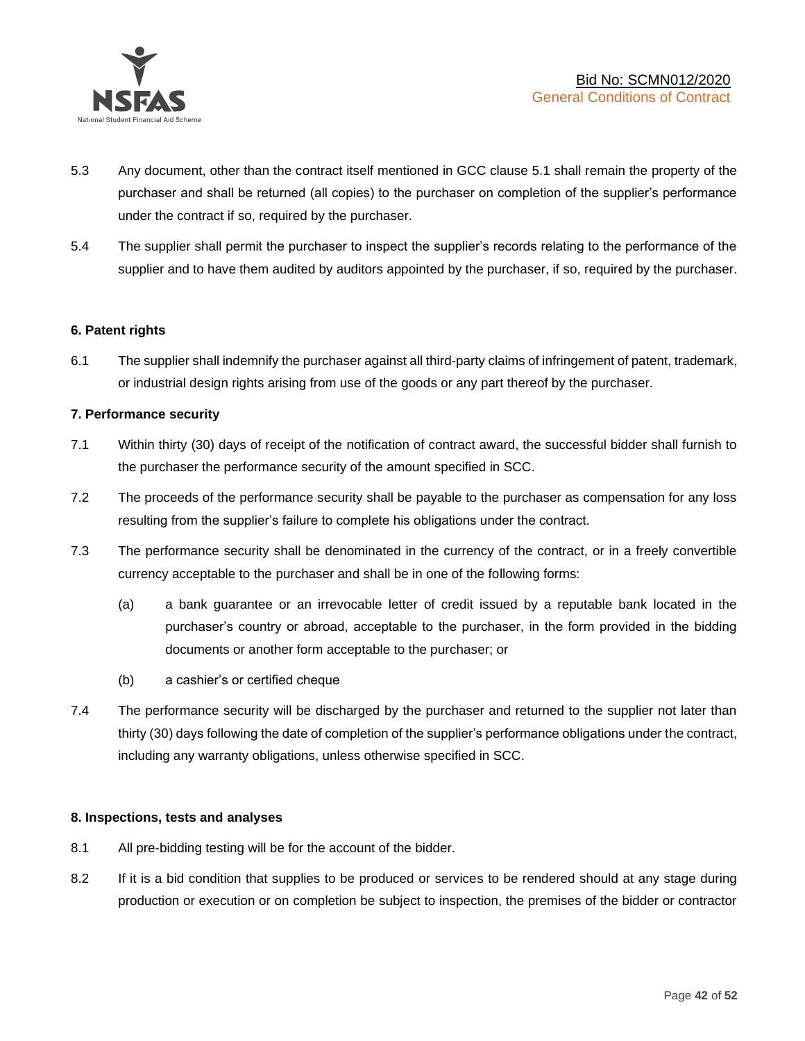5.3 Any document, other than the contract itself mentioned in GCC clause 5.1 shall remain the property of the purchaser and shall be returned (all copies) to the purchaser on completion of the supplier's performance under the contract if so, required by the purchaser.

5.4 The supplier shall permit the purchaser to inspect the supplier's records relating to the performance of the supplier and to have them audited by auditors appointed by the purchaser, if so, required by the purchaser.

**6. Patent rights**

6.1 The supplier shall indemnify the purchaser against all third-party claims of infringement of patent, trademark, or industrial design rights arising from use of the goods or any part thereof by the purchaser.

**7. Performance security**

7.1 Within thirty (30) days of receipt of the notification of contract award, the successful bidder shall furnish to the purchaser the performance security of the amount specified in SCC.

7.2 The proceeds of the performance security shall be payable to the purchaser as compensation for any loss resulting from the supplier's failure to complete his obligations under the contract.

7.3 The performance security shall be denominated in the currency of the contract, or in a freely convertible currency acceptable to the purchaser and shall be in one of the following forms:

(a) a bank guarantee or an irrevocable letter of credit issued by a reputable bank located in the purchaser's country or abroad, acceptable to the purchaser, in the form provided in the bidding documents or another form acceptable to the purchaser; or

(b) a cashier's or certified cheque

7.4 The performance security will be discharged by the purchaser and returned to the supplier not later than thirty (30) days following the date of completion of the supplier's performance obligations under the contract, including any warranty obligations, unless otherwise specified in SCC.

**8. Inspections, tests and analyses**

8.1 All pre-bidding testing will be for the account of the bidder.

8.2 If it is a bid condition that supplies to be produced or services to be rendered should at any stage during production or execution or on completion be subject to inspection, the premises of the bidder or contractor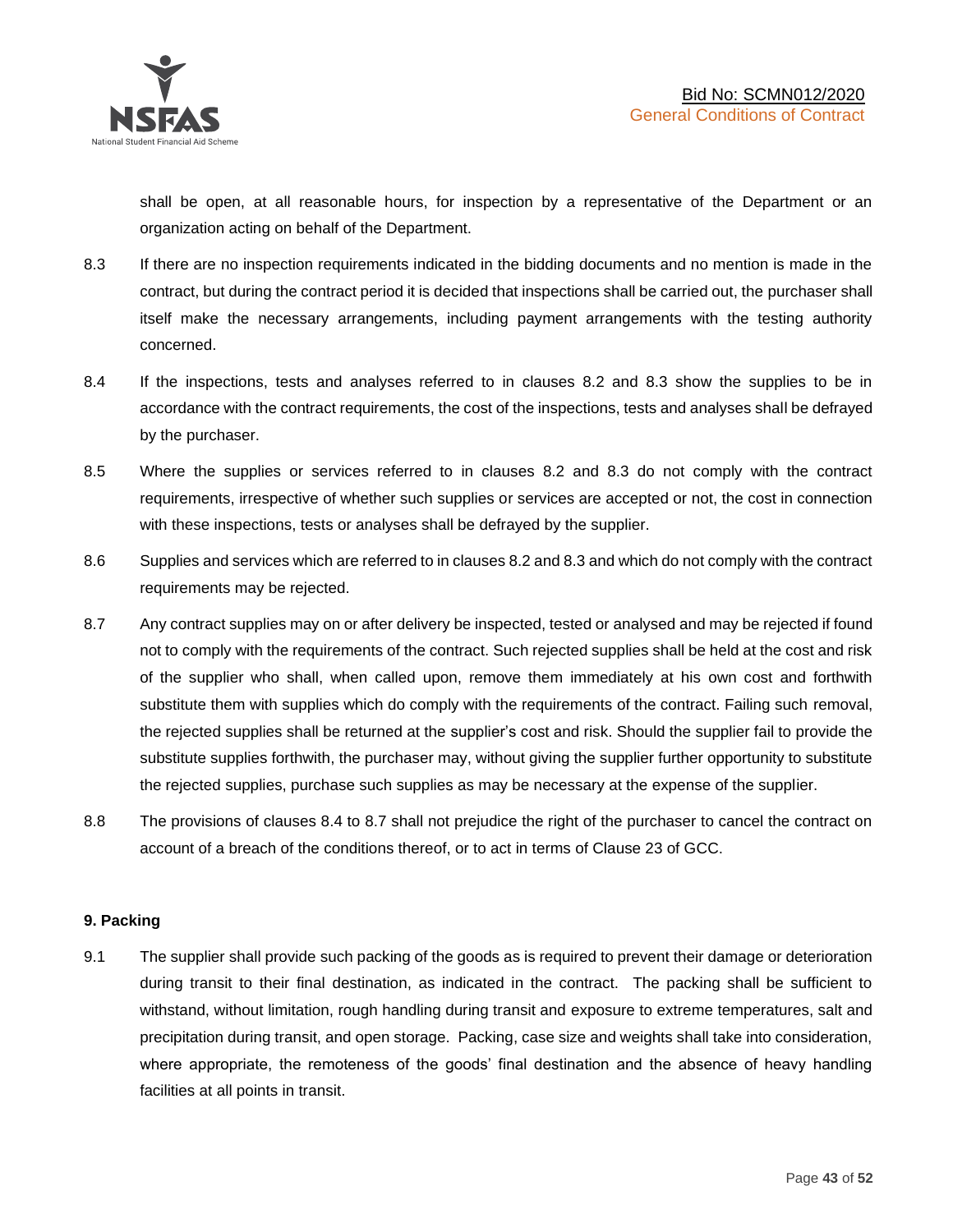shall be open, at all reasonable hours, for inspection by a representative of the Department or an organization acting on behalf of the Department.

8.3 If there are no inspection requirements indicated in the bidding documents and no mention is made in the contract, but during the contract period it is decided that inspections shall be carried out, the purchaser shall itself make the necessary arrangements, including payment arrangements with the testing authority concerned.

8.4 If the inspections, tests and analyses referred to in clauses 8.2 and 8.3 show the supplies to be in accordance with the contract requirements, the cost of the inspections, tests and analyses shall be defrayed by the purchaser.

8.5 Where the supplies or services referred to in clauses 8.2 and 8.3 do not comply with the contract requirements, irrespective of whether such supplies or services are accepted or not, the cost in connection with these inspections, tests or analyses shall be defrayed by the supplier.

8.6 Supplies and services which are referred to in clauses 8.2 and 8.3 and which do not comply with the contract requirements may be rejected.

8.7 Any contract supplies may on or after delivery be inspected, tested or analysed and may be rejected if found not to comply with the requirements of the contract. Such rejected supplies shall be held at the cost and risk of the supplier who shall, when called upon, remove them immediately at his own cost and forthwith substitute them with supplies which do comply with the requirements of the contract. Failing such removal, the rejected supplies shall be returned at the supplier's cost and risk. Should the supplier fail to provide the substitute supplies forthwith, the purchaser may, without giving the supplier further opportunity to substitute the rejected supplies, purchase such supplies as may be necessary at the expense of the supplier.

8.8 The provisions of clauses 8.4 to 8.7 shall not prejudice the right of the purchaser to cancel the contract on account of a breach of the conditions thereof, or to act in terms of Clause 23 of GCC.

**9. Packing**

9.1 The supplier shall provide such packing of the goods as is required to prevent their damage or deterioration during transit to their final destination, as indicated in the contract. The packing shall be sufficient to withstand, without limitation, rough handling during transit and exposure to extreme temperatures, salt and precipitation during transit, and open storage. Packing, case size and weights shall take into consideration, where appropriate, the remoteness of the goods' final destination and the absence of heavy handling facilities at all points in transit.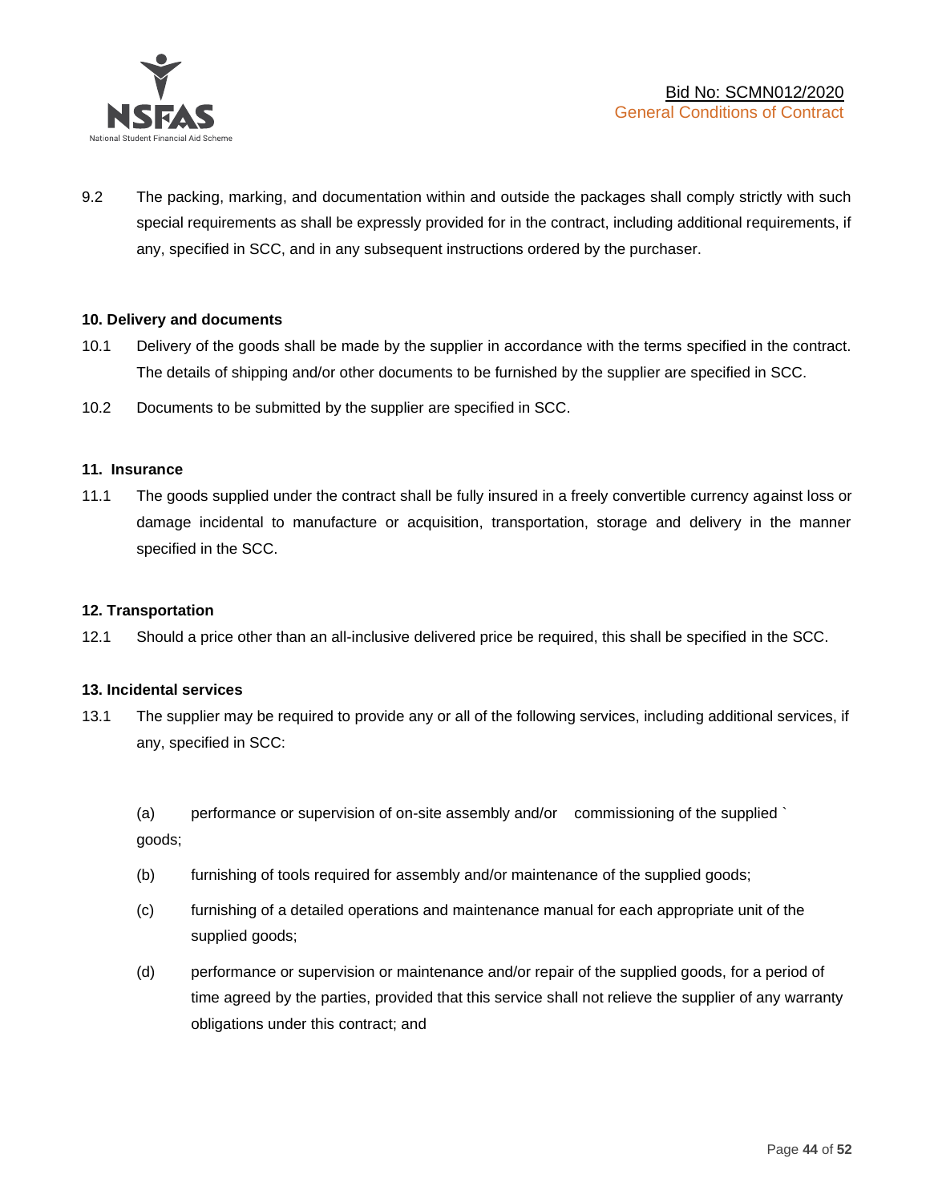9.2 The packing, marking, and documentation within and outside the packages shall comply strictly with such special requirements as shall be expressly provided for in the contract, including additional requirements, if any, specified in SCC, and in any subsequent instructions ordered by the purchaser.

**10. Delivery and documents**

10.1 Delivery of the goods shall be made by the supplier in accordance with the terms specified in the contract. The details of shipping and/or other documents to be furnished by the supplier are specified in SCC.

10.2 Documents to be submitted by the supplier are specified in SCC.

**11. Insurance**

11.1 The goods supplied under the contract shall be fully insured in a freely convertible currency against loss or damage incidental to manufacture or acquisition, transportation, storage and delivery in the manner specified in the SCC.

**12. Transportation**

12.1 Should a price other than an all-inclusive delivered price be required, this shall be specified in the SCC.

**13. Incidental services**

13.1 The supplier may be required to provide any or all of the following services, including additional services, if any, specified in SCC:

(a) performance or supervision of on-site assembly and/or commissioning of the supplied ` goods;

(b) furnishing of tools required for assembly and/or maintenance of the supplied goods;

(c) furnishing of a detailed operations and maintenance manual for each appropriate unit of the supplied goods;

(d) performance or supervision or maintenance and/or repair of the supplied goods, for a period of time agreed by the parties, provided that this service shall not relieve the supplier of any warranty obligations under this contract; and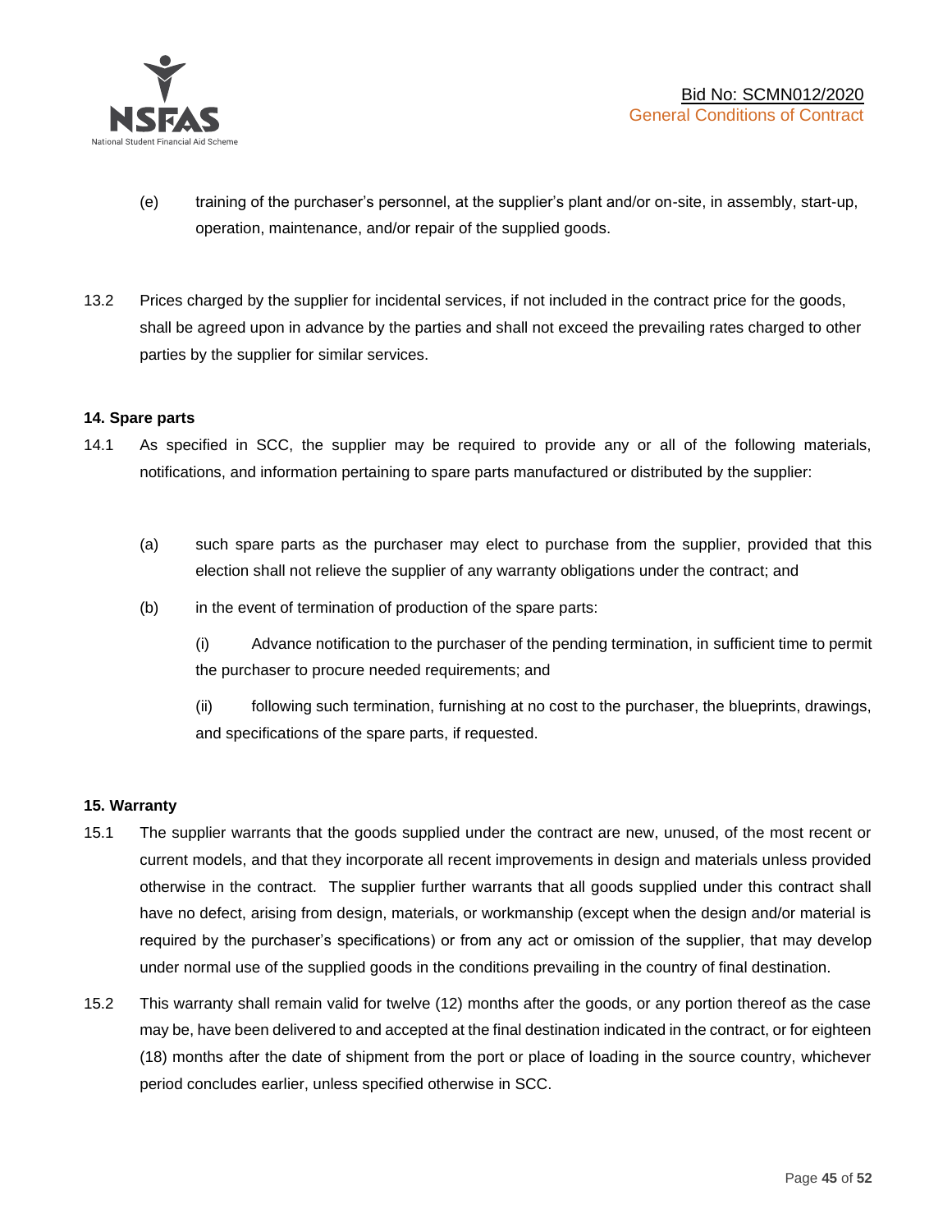(e) training of the purchaser's personnel, at the supplier's plant and/or on-site, in assembly, start-up, operation, maintenance, and/or repair of the supplied goods.

13.2 Prices charged by the supplier for incidental services, if not included in the contract price for the goods, shall be agreed upon in advance by the parties and shall not exceed the prevailing rates charged to other parties by the supplier for similar services.

**14. Spare parts**

14.1 As specified in SCC, the supplier may be required to provide any or all of the following materials, notifications, and information pertaining to spare parts manufactured or distributed by the supplier:

(a) such spare parts as the purchaser may elect to purchase from the supplier, provided that this election shall not relieve the supplier of any warranty obligations under the contract; and

(b) in the event of termination of production of the spare parts:

(i) Advance notification to the purchaser of the pending termination, in sufficient time to permit the purchaser to procure needed requirements; and

(ii) following such termination, furnishing at no cost to the purchaser, the blueprints, drawings, and specifications of the spare parts, if requested.

**15. Warranty**

15.1 The supplier warrants that the goods supplied under the contract are new, unused, of the most recent or current models, and that they incorporate all recent improvements in design and materials unless provided otherwise in the contract. The supplier further warrants that all goods supplied under this contract shall have no defect, arising from design, materials, or workmanship (except when the design and/or material is required by the purchaser's specifications) or from any act or omission of the supplier, that may develop under normal use of the supplied goods in the conditions prevailing in the country of final destination.

15.2 This warranty shall remain valid for twelve (12) months after the goods, or any portion thereof as the case may be, have been delivered to and accepted at the final destination indicated in the contract, or for eighteen (18) months after the date of shipment from the port or place of loading in the source country, whichever period concludes earlier, unless specified otherwise in SCC.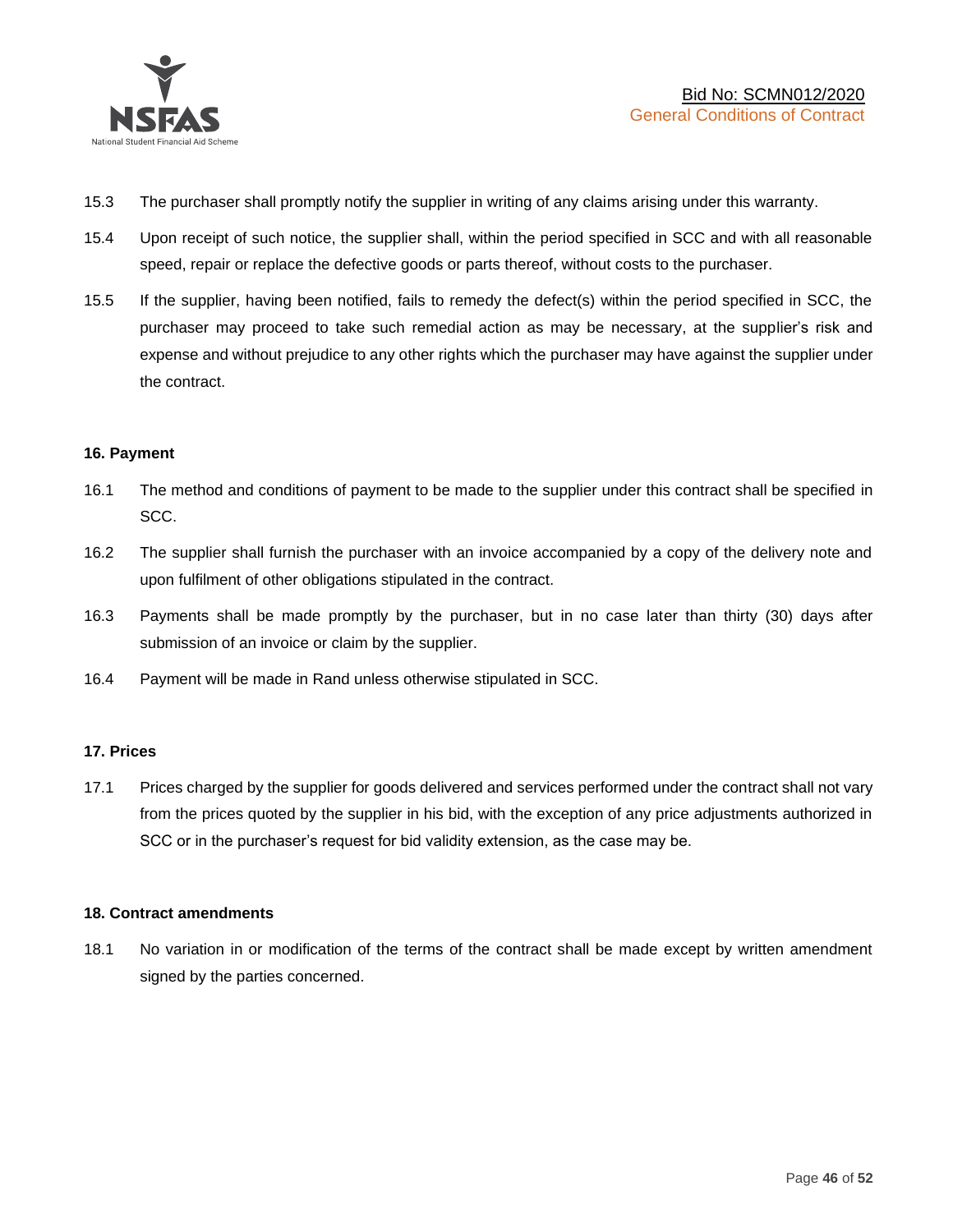15.3 The purchaser shall promptly notify the supplier in writing of any claims arising under this warranty.

15.4 Upon receipt of such notice, the supplier shall, within the period specified in SCC and with all reasonable speed, repair or replace the defective goods or parts thereof, without costs to the purchaser.

15.5 If the supplier, having been notified, fails to remedy the defect(s) within the period specified in SCC, the purchaser may proceed to take such remedial action as may be necessary, at the supplier's risk and expense and without prejudice to any other rights which the purchaser may have against the supplier under the contract.

**16. Payment**

16.1 The method and conditions of payment to be made to the supplier under this contract shall be specified in SCC.

16.2 The supplier shall furnish the purchaser with an invoice accompanied by a copy of the delivery note and upon fulfilment of other obligations stipulated in the contract.

16.3 Payments shall be made promptly by the purchaser, but in no case later than thirty (30) days after submission of an invoice or claim by the supplier.

16.4 Payment will be made in Rand unless otherwise stipulated in SCC.

**17. Prices**

17.1 Prices charged by the supplier for goods delivered and services performed under the contract shall not vary from the prices quoted by the supplier in his bid, with the exception of any price adjustments authorized in SCC or in the purchaser's request for bid validity extension, as the case may be.

**18. Contract amendments**

18.1 No variation in or modification of the terms of the contract shall be made except by written amendment signed by the parties concerned.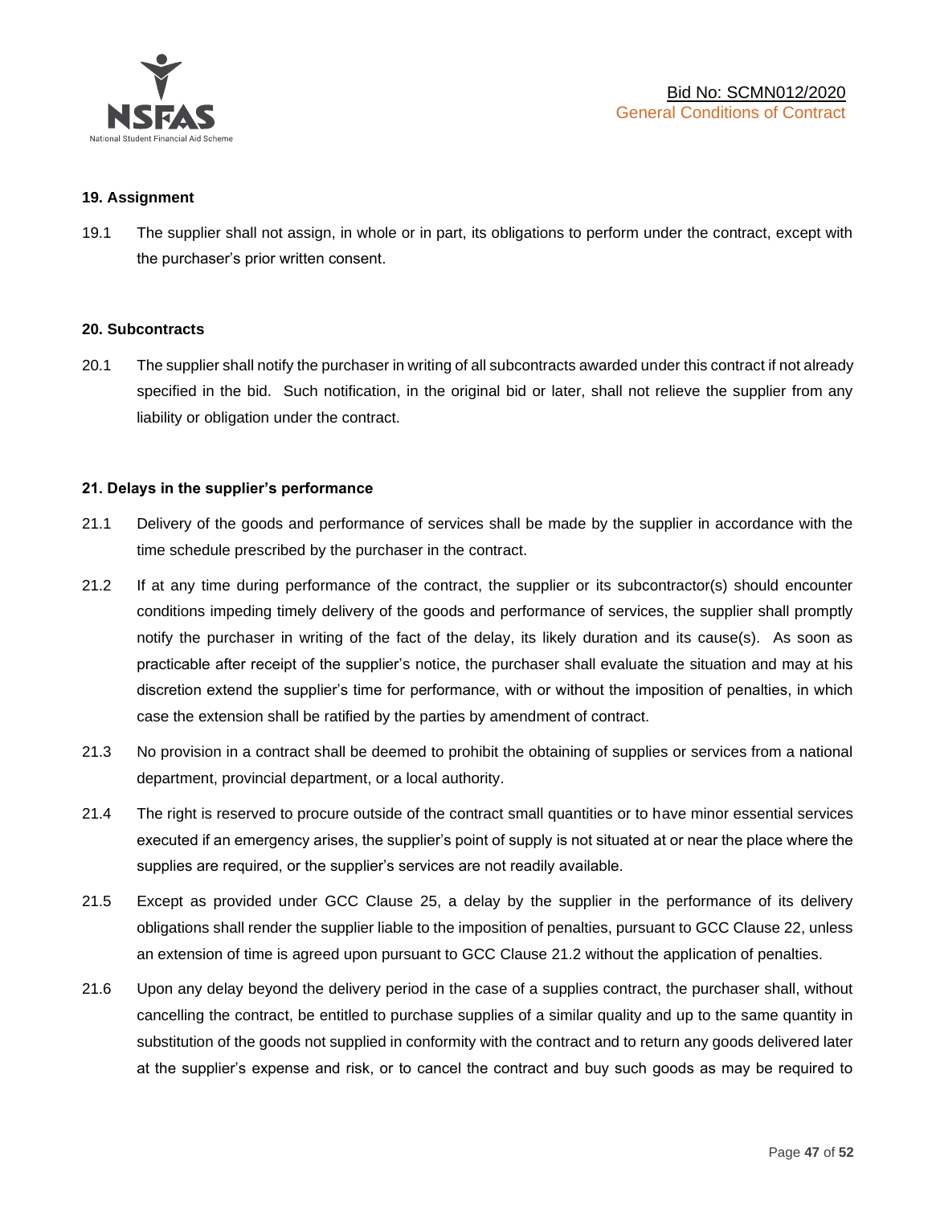**19. Assignment**

19.1 The supplier shall not assign, in whole or in part, its obligations to perform under the contract, except with the purchaser's prior written consent.

**20. Subcontracts**

20.1 The supplier shall notify the purchaser in writing of all subcontracts awarded under this contract if not already specified in the bid. Such notification, in the original bid or later, shall not relieve the supplier from any liability or obligation under the contract.

**21. Delays in the supplier's performance**

21.1 Delivery of the goods and performance of services shall be made by the supplier in accordance with the time schedule prescribed by the purchaser in the contract.

21.2 If at any time during performance of the contract, the supplier or its subcontractor(s) should encounter conditions impeding timely delivery of the goods and performance of services, the supplier shall promptly notify the purchaser in writing of the fact of the delay, its likely duration and its cause(s). As soon as practicable after receipt of the supplier's notice, the purchaser shall evaluate the situation and may at his discretion extend the supplier's time for performance, with or without the imposition of penalties, in which case the extension shall be ratified by the parties by amendment of contract.

21.3 No provision in a contract shall be deemed to prohibit the obtaining of supplies or services from a national department, provincial department, or a local authority.

21.4 The right is reserved to procure outside of the contract small quantities or to have minor essential services executed if an emergency arises, the supplier's point of supply is not situated at or near the place where the supplies are required, or the supplier's services are not readily available.

21.5 Except as provided under GCC Clause 25, a delay by the supplier in the performance of its delivery obligations shall render the supplier liable to the imposition of penalties, pursuant to GCC Clause 22, unless an extension of time is agreed upon pursuant to GCC Clause 21.2 without the application of penalties.

21.6 Upon any delay beyond the delivery period in the case of a supplies contract, the purchaser shall, without cancelling the contract, be entitled to purchase supplies of a similar quality and up to the same quantity in substitution of the goods not supplied in conformity with the contract and to return any goods delivered later at the supplier's expense and risk, or to cancel the contract and buy such goods as may be required to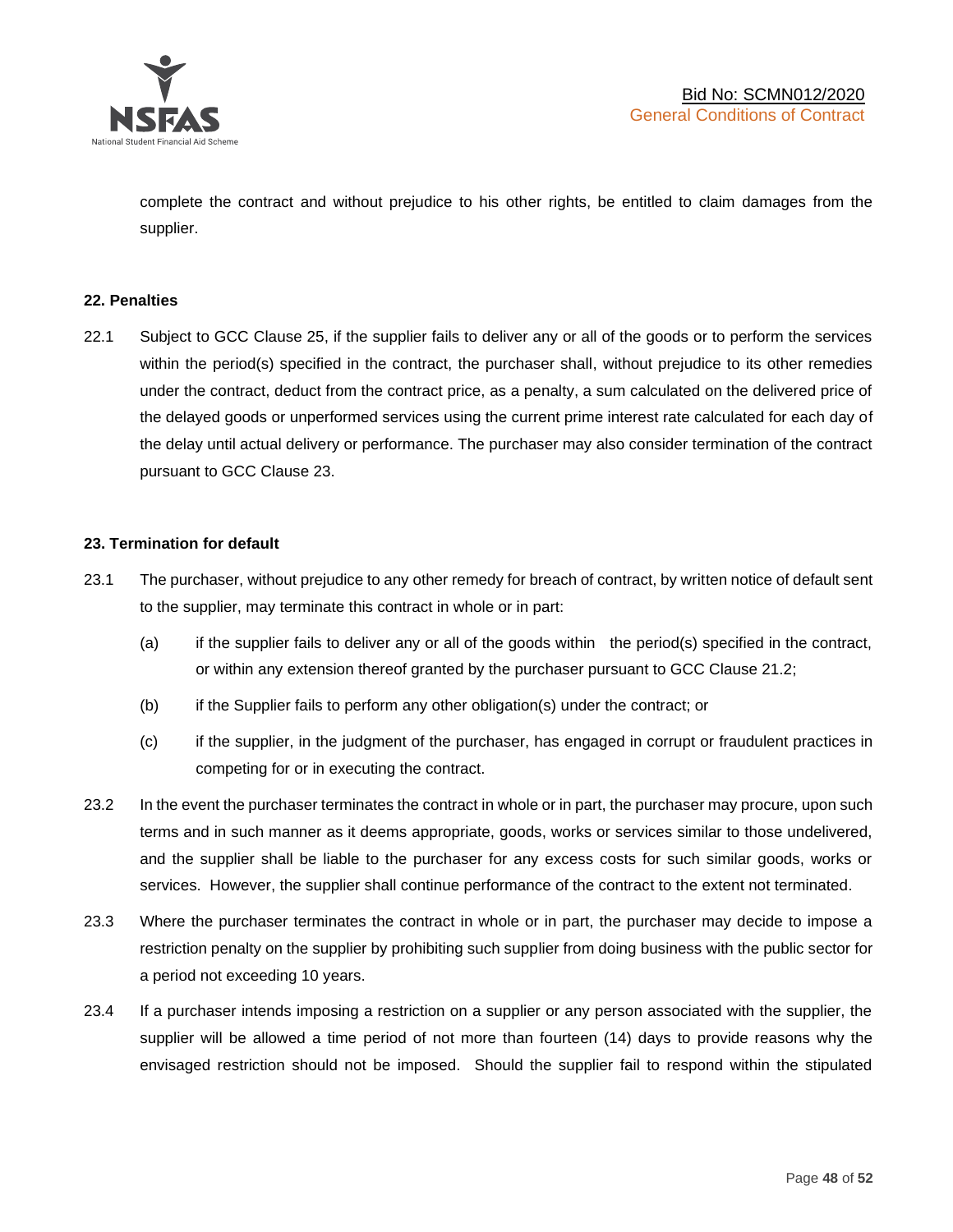complete the contract and without prejudice to his other rights, be entitled to claim damages from the supplier.

**22. Penalties**

22.1 Subject to GCC Clause 25, if the supplier fails to deliver any or all of the goods or to perform the services within the period(s) specified in the contract, the purchaser shall, without prejudice to its other remedies under the contract, deduct from the contract price, as a penalty, a sum calculated on the delivered price of the delayed goods or unperformed services using the current prime interest rate calculated for each day of the delay until actual delivery or performance. The purchaser may also consider termination of the contract pursuant to GCC Clause 23.

**23. Termination for default**

23.1 The purchaser, without prejudice to any other remedy for breach of contract, by written notice of default sent to the supplier, may terminate this contract in whole or in part:

(a) if the supplier fails to deliver any or all of the goods within the period(s) specified in the contract, or within any extension thereof granted by the purchaser pursuant to GCC Clause 21.2;

(b) if the Supplier fails to perform any other obligation(s) under the contract; or

(c) if the supplier, in the judgment of the purchaser, has engaged in corrupt or fraudulent practices in competing for or in executing the contract.

23.2 In the event the purchaser terminates the contract in whole or in part, the purchaser may procure, upon such terms and in such manner as it deems appropriate, goods, works or services similar to those undelivered, and the supplier shall be liable to the purchaser for any excess costs for such similar goods, works or services. However, the supplier shall continue performance of the contract to the extent not terminated.

23.3 Where the purchaser terminates the contract in whole or in part, the purchaser may decide to impose a restriction penalty on the supplier by prohibiting such supplier from doing business with the public sector for a period not exceeding 10 years.

23.4 If a purchaser intends imposing a restriction on a supplier or any person associated with the supplier, the supplier will be allowed a time period of not more than fourteen (14) days to provide reasons why the envisaged restriction should not be imposed. Should the supplier fail to respond within the stipulated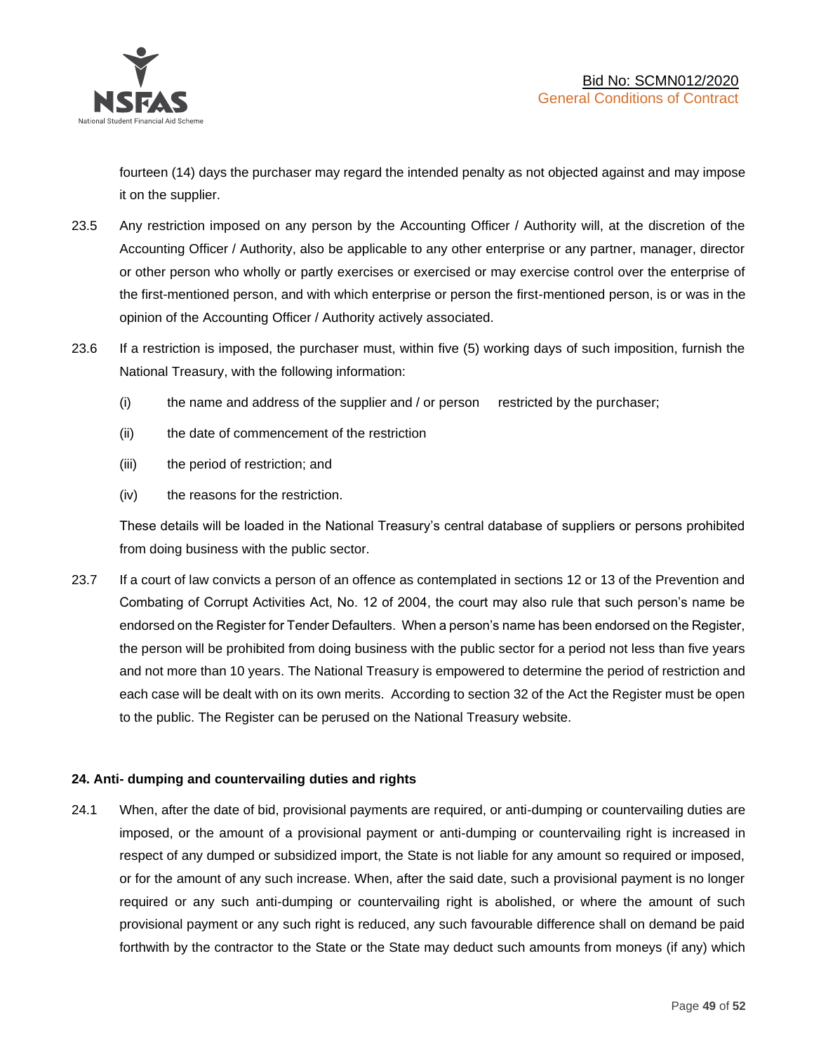fourteen (14) days the purchaser may regard the intended penalty as not objected against and may impose it on the supplier.

23.5 Any restriction imposed on any person by the Accounting Officer / Authority will, at the discretion of the Accounting Officer / Authority, also be applicable to any other enterprise or any partner, manager, director or other person who wholly or partly exercises or exercised or may exercise control over the enterprise of the first-mentioned person, and with which enterprise or person the first-mentioned person, is or was in the opinion of the Accounting Officer / Authority actively associated.

23.6 If a restriction is imposed, the purchaser must, within five (5) working days of such imposition, furnish the National Treasury, with the following information:

(i) the name and address of the supplier and / or person restricted by the purchaser;

(ii) the date of commencement of the restriction

(iii) the period of restriction; and

(iv) the reasons for the restriction.

These details will be loaded in the National Treasury's central database of suppliers or persons prohibited from doing business with the public sector.

23.7 If a court of law convicts a person of an offence as contemplated in sections 12 or 13 of the Prevention and Combating of Corrupt Activities Act, No. 12 of 2004, the court may also rule that such person's name be endorsed on the Register for Tender Defaulters. When a person's name has been endorsed on the Register, the person will be prohibited from doing business with the public sector for a period not less than five years and not more than 10 years. The National Treasury is empowered to determine the period of restriction and each case will be dealt with on its own merits. According to section 32 of the Act the Register must be open to the public. The Register can be perused on the National Treasury website.

**24. Anti- dumping and countervailing duties and rights**

24.1 When, after the date of bid, provisional payments are required, or anti-dumping or countervailing duties are imposed, or the amount of a provisional payment or anti-dumping or countervailing right is increased in respect of any dumped or subsidized import, the State is not liable for any amount so required or imposed, or for the amount of any such increase. When, after the said date, such a provisional payment is no longer required or any such anti-dumping or countervailing right is abolished, or where the amount of such provisional payment or any such right is reduced, any such favourable difference shall on demand be paid forthwith by the contractor to the State or the State may deduct such amounts from moneys (if any) which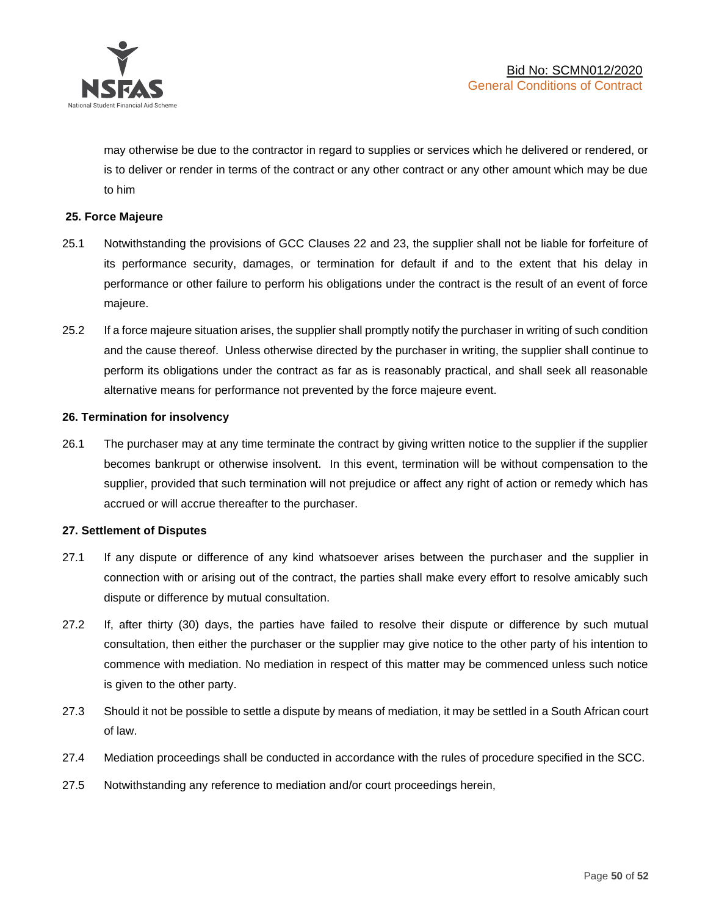may otherwise be due to the contractor in regard to supplies or services which he delivered or rendered, or is to deliver or render in terms of the contract or any other contract or any other amount which may be due to him

**25. Force Majeure**

25.1 Notwithstanding the provisions of GCC Clauses 22 and 23, the supplier shall not be liable for forfeiture of its performance security, damages, or termination for default if and to the extent that his delay in performance or other failure to perform his obligations under the contract is the result of an event of force majeure.

25.2 If a force majeure situation arises, the supplier shall promptly notify the purchaser in writing of such condition and the cause thereof. Unless otherwise directed by the purchaser in writing, the supplier shall continue to perform its obligations under the contract as far as is reasonably practical, and shall seek all reasonable alternative means for performance not prevented by the force majeure event.

**26. Termination for insolvency**

26.1 The purchaser may at any time terminate the contract by giving written notice to the supplier if the supplier becomes bankrupt or otherwise insolvent. In this event, termination will be without compensation to the supplier, provided that such termination will not prejudice or affect any right of action or remedy which has accrued or will accrue thereafter to the purchaser.

**27. Settlement of Disputes**

27.1 If any dispute or difference of any kind whatsoever arises between the purchaser and the supplier in connection with or arising out of the contract, the parties shall make every effort to resolve amicably such dispute or difference by mutual consultation.

27.2 If, after thirty (30) days, the parties have failed to resolve their dispute or difference by such mutual consultation, then either the purchaser or the supplier may give notice to the other party of his intention to commence with mediation. No mediation in respect of this matter may be commenced unless such notice is given to the other party.

27.3 Should it not be possible to settle a dispute by means of mediation, it may be settled in a South African court of law.

27.4 Mediation proceedings shall be conducted in accordance with the rules of procedure specified in the SCC.

27.5 Notwithstanding any reference to mediation and/or court proceedings herein,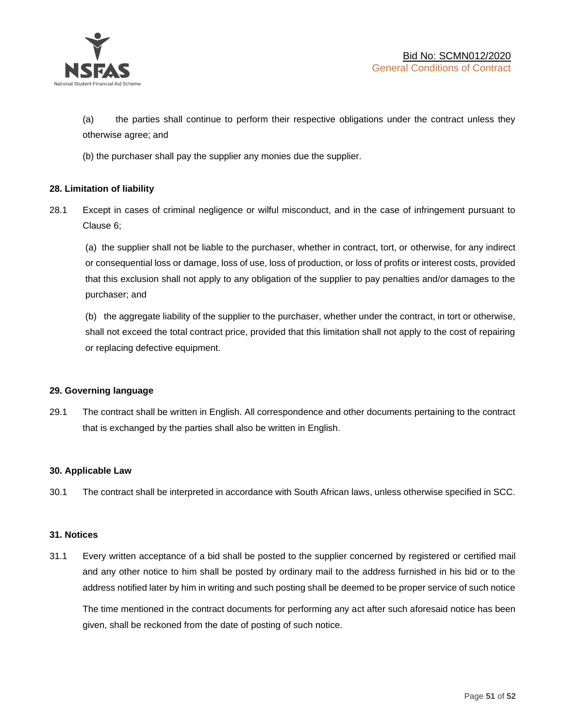(a) the parties shall continue to perform their respective obligations under the contract unless they otherwise agree; and

(b) the purchaser shall pay the supplier any monies due the supplier.

**28. Limitation of liability**

28.1 Except in cases of criminal negligence or wilful misconduct, and in the case of infringement pursuant to Clause 6;

(a) the supplier shall not be liable to the purchaser, whether in contract, tort, or otherwise, for any indirect or consequential loss or damage, loss of use, loss of production, or loss of profits or interest costs, provided that this exclusion shall not apply to any obligation of the supplier to pay penalties and/or damages to the purchaser; and

(b) the aggregate liability of the supplier to the purchaser, whether under the contract, in tort or otherwise, shall not exceed the total contract price, provided that this limitation shall not apply to the cost of repairing or replacing defective equipment.

**29. Governing language**

29.1 The contract shall be written in English. All correspondence and other documents pertaining to the contract that is exchanged by the parties shall also be written in English.

**30. Applicable Law**

30.1 The contract shall be interpreted in accordance with South African laws, unless otherwise specified in SCC.

**31. Notices**

31.1 Every written acceptance of a bid shall be posted to the supplier concerned by registered or certified mail and any other notice to him shall be posted by ordinary mail to the address furnished in his bid or to the address notified later by him in writing and such posting shall be deemed to be proper service of such notice

The time mentioned in the contract documents for performing any act after such aforesaid notice has been given, shall be reckoned from the date of posting of such notice.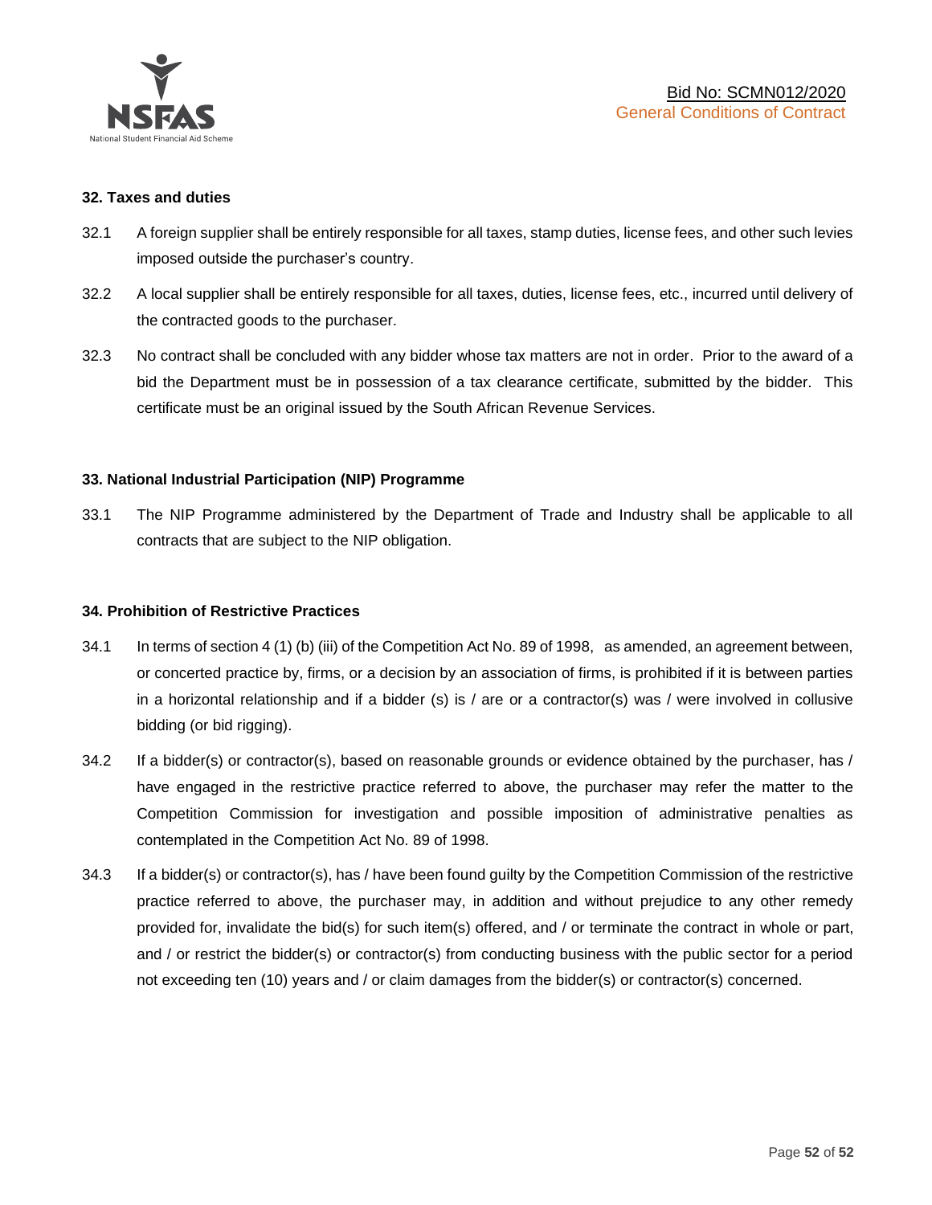### 32. Taxes and duties

32.1 A foreign supplier shall be entirely responsible for all taxes, stamp duties, license fees, and other such levies imposed outside the purchaser's country.

32.2 A local supplier shall be entirely responsible for all taxes, duties, license fees, etc., incurred until delivery of the contracted goods to the purchaser.

32.3 No contract shall be concluded with any bidder whose tax matters are not in order. Prior to the award of a bid the Department must be in possession of a tax clearance certificate, submitted by the bidder. This certificate must be an original issued by the South African Revenue Services.

### 33. National Industrial Participation (NIP) Programme

33.1 The NIP Programme administered by the Department of Trade and Industry shall be applicable to all contracts that are subject to the NIP obligation.

### 34. Prohibition of Restrictive Practices

34.1 In terms of section 4 (1) (b) (iii) of the Competition Act No. 89 of 1998, as amended, an agreement between, or concerted practice by, firms, or a decision by an association of firms, is prohibited if it is between parties in a horizontal relationship and if a bidder (s) is / are or a contractor(s) was / were involved in collusive bidding (or bid rigging).

34.2 If a bidder(s) or contractor(s), based on reasonable grounds or evidence obtained by the purchaser, has / have engaged in the restrictive practice referred to above, the purchaser may refer the matter to the Competition Commission for investigation and possible imposition of administrative penalties as contemplated in the Competition Act No. 89 of 1998.

34.3 If a bidder(s) or contractor(s), has / have been found guilty by the Competition Commission of the restrictive practice referred to above, the purchaser may, in addition and without prejudice to any other remedy provided for, invalidate the bid(s) for such item(s) offered, and / or terminate the contract in whole or part, and / or restrict the bidder(s) or contractor(s) from conducting business with the public sector for a period not exceeding ten (10) years and / or claim damages from the bidder(s) or contractor(s) concerned.